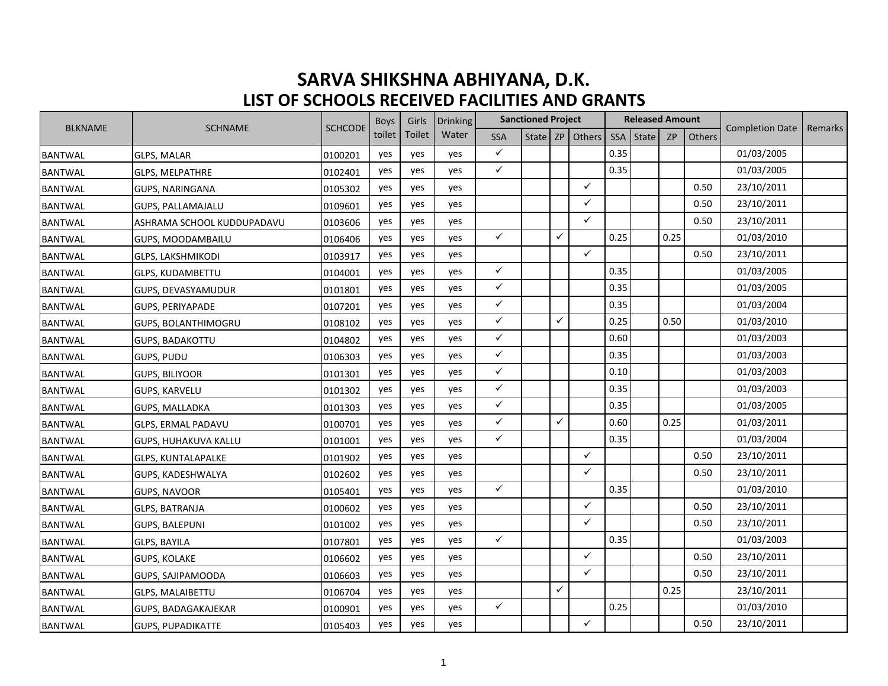# SARVA SHIKSHNA ABHIYANA, D.K.
## LIST OF SCHOOLS RECEIVED FACILITIES AND GRANTS

| BLKNAME | SCHNAME | SCHCODE | Boys toilet | Girls Toilet | Drinking Water | Sanctioned Project | | | | Released Amount | | | | Completion Date | Remarks |
|---|---|---|---|---|---|---|---|---|---|---|---|---|---|---|---|
| | | | | | | SSA | State | ZP | Others | SSA | State | ZP | Others | | |
| BANTWAL | GLPS, MALAR | 0100201 | yes | yes | yes | ✓ | | | | 0.35 | | | | 01/03/2005 | |
| BANTWAL | GLPS, MELPATHRE | 0102401 | yes | yes | yes | ✓ | | | | 0.35 | | | | 01/03/2005 | |
| BANTWAL | GUPS, NARINGANA | 0105302 | yes | yes | yes | | | | ✓ | | | | 0.50 | 23/10/2011 | |
| BANTWAL | GUPS, PALLAMAJALU | 0109601 | yes | yes | yes | | | | ✓ | | | | 0.50 | 23/10/2011 | |
| BANTWAL | ASHRAMA SCHOOL KUDDUPADAVU | 0103606 | yes | yes | yes | | | | ✓ | | | | 0.50 | 23/10/2011 | |
| BANTWAL | GUPS, MOODAMBAILU | 0106406 | yes | yes | yes | ✓ | | ✓ | | 0.25 | | 0.25 | | 01/03/2010 | |
| BANTWAL | GLPS, LAKSHMIKODI | 0103917 | yes | yes | yes | | | | ✓ | | | | 0.50 | 23/10/2011 | |
| BANTWAL | GLPS, KUDAMBETTU | 0104001 | yes | yes | yes | ✓ | | | | 0.35 | | | | 01/03/2005 | |
| BANTWAL | GUPS, DEVASYAMUDUR | 0101801 | yes | yes | yes | ✓ | | | | 0.35 | | | | 01/03/2005 | |
| BANTWAL | GUPS, PERIYAPADE | 0107201 | yes | yes | yes | ✓ | | | | 0.35 | | | | 01/03/2004 | |
| BANTWAL | GUPS, BOLANTHIMOGRU | 0108102 | yes | yes | yes | ✓ | | ✓ | | 0.25 | | 0.50 | | 01/03/2010 | |
| BANTWAL | GUPS, BADAKOTTU | 0104802 | yes | yes | yes | ✓ | | | | 0.60 | | | | 01/03/2003 | |
| BANTWAL | GUPS, PUDU | 0106303 | yes | yes | yes | ✓ | | | | 0.35 | | | | 01/03/2003 | |
| BANTWAL | GUPS, BILIYOOR | 0101301 | yes | yes | yes | ✓ | | | | 0.10 | | | | 01/03/2003 | |
| BANTWAL | GUPS, KARVELU | 0101302 | yes | yes | yes | ✓ | | | | 0.35 | | | | 01/03/2003 | |
| BANTWAL | GUPS, MALLADKA | 0101303 | yes | yes | yes | ✓ | | | | 0.35 | | | | 01/03/2005 | |
| BANTWAL | GLPS, ERMAL PADAVU | 0100701 | yes | yes | yes | ✓ | | ✓ | | 0.60 | | 0.25 | | 01/03/2011 | |
| BANTWAL | GUPS, HUHAKUVA KALLU | 0101001 | yes | yes | yes | ✓ | | | | 0.35 | | | | 01/03/2004 | |
| BANTWAL | GLPS, KUNTALAPALKE | 0101902 | yes | yes | yes | | | | ✓ | | | | 0.50 | 23/10/2011 | |
| BANTWAL | GUPS, KADESHWALYA | 0102602 | yes | yes | yes | | | | ✓ | | | | 0.50 | 23/10/2011 | |
| BANTWAL | GUPS, NAVOOR | 0105401 | yes | yes | yes | ✓ | | | | 0.35 | | | | 01/03/2010 | |
| BANTWAL | GLPS, BATRANJA | 0100602 | yes | yes | yes | | | | ✓ | | | | 0.50 | 23/10/2011 | |
| BANTWAL | GUPS, BALEPUNI | 0101002 | yes | yes | yes | | | | ✓ | | | | 0.50 | 23/10/2011 | |
| BANTWAL | GLPS, BAYILA | 0107801 | yes | yes | yes | ✓ | | | | 0.35 | | | | 01/03/2003 | |
| BANTWAL | GUPS, KOLAKE | 0106602 | yes | yes | yes | | | | ✓ | | | | 0.50 | 23/10/2011 | |
| BANTWAL | GUPS, SAJIPAMOODA | 0106603 | yes | yes | yes | | | | ✓ | | | | 0.50 | 23/10/2011 | |
| BANTWAL | GLPS, MALAIBETTU | 0106704 | yes | yes | yes | | | ✓ | | | | 0.25 | | 23/10/2011 | |
| BANTWAL | GUPS, BADAGAKAJEKAR | 0100901 | yes | yes | yes | ✓ | | | | 0.25 | | | | 01/03/2010 | |
| BANTWAL | GUPS, PUPADIKATTE | 0105403 | yes | yes | yes | | | | ✓ | | | | 0.50 | 23/10/2011 | |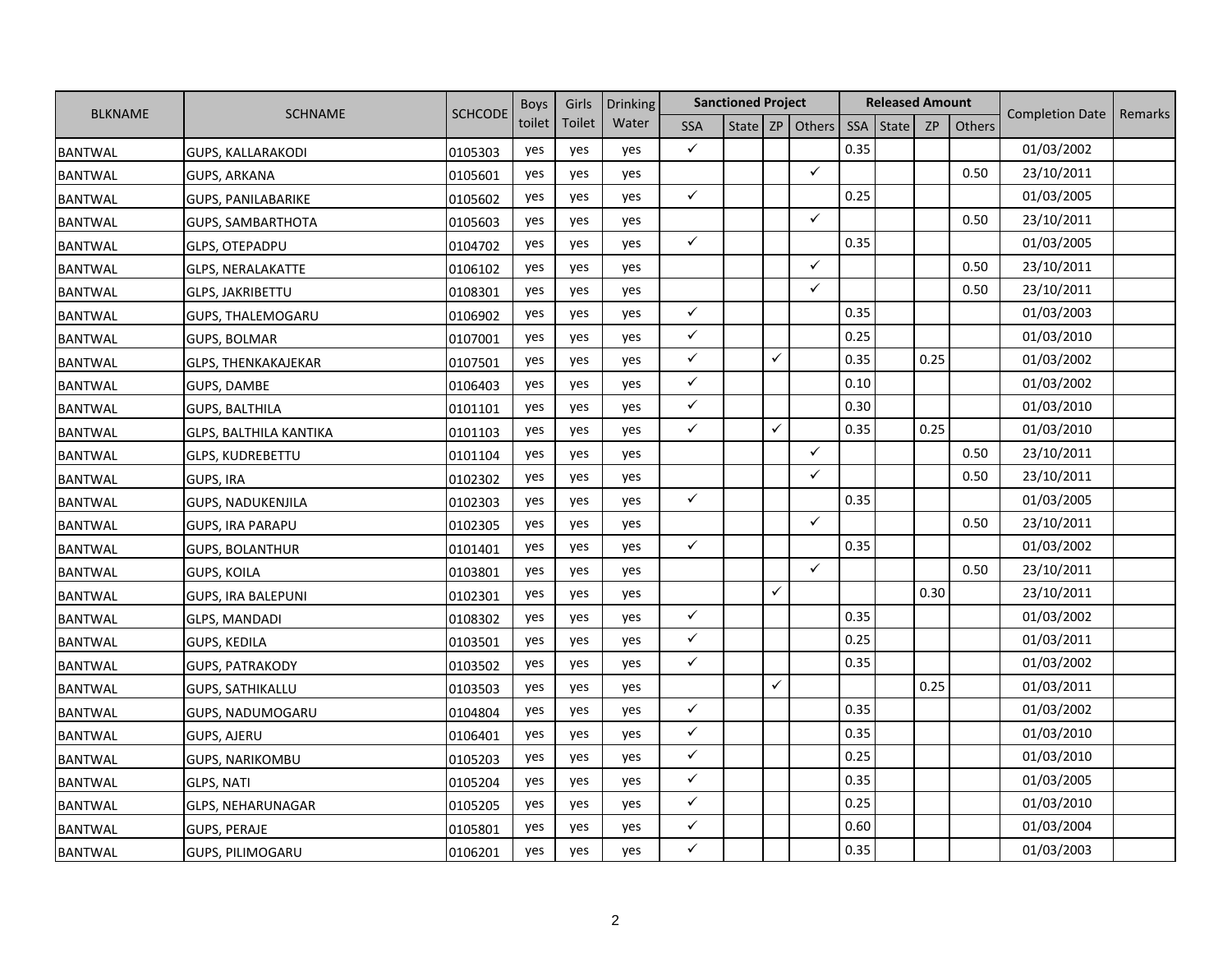| BLKNAME | SCHNAME | SCHCODE | Boys toilet | Girls Toilet | Drinking Water | Sanctioned Project | | | | Released Amount | | | | Completion Date | Remarks |
|---|---|---|---|---|---|---|---|---|---|---|---|---|---|---|---|
| | | | | | | SSA | State | ZP | Others | SSA | State | ZP | Others | | |
| BANTWAL | GUPS, KALLARAKODI | 0105303 | yes | yes | yes | ✓ | | | | 0.35 | | | | 01/03/2002 | |
| BANTWAL | GUPS, ARKANA | 0105601 | yes | yes | yes | | | | ✓ | | | | 0.50 | 23/10/2011 | |
| BANTWAL | GUPS, PANILABARIKE | 0105602 | yes | yes | yes | ✓ | | | | 0.25 | | | | 01/03/2005 | |
| BANTWAL | GUPS, SAMBARTHOTA | 0105603 | yes | yes | yes | | | | ✓ | | | | 0.50 | 23/10/2011 | |
| BANTWAL | GLPS, OTEPADPU | 0104702 | yes | yes | yes | ✓ | | | | 0.35 | | | | 01/03/2005 | |
| BANTWAL | GLPS, NERALAKATTE | 0106102 | yes | yes | yes | | | | ✓ | | | | 0.50 | 23/10/2011 | |
| BANTWAL | GLPS, JAKRIBETTU | 0108301 | yes | yes | yes | | | | ✓ | | | | 0.50 | 23/10/2011 | |
| BANTWAL | GUPS, THALEMOGARU | 0106902 | yes | yes | yes | ✓ | | | | 0.35 | | | | 01/03/2003 | |
| BANTWAL | GUPS, BOLMAR | 0107001 | yes | yes | yes | ✓ | | | | 0.25 | | | | 01/03/2010 | |
| BANTWAL | GLPS, THENKAKAJEKAR | 0107501 | yes | yes | yes | ✓ | | ✓ | | 0.35 | | 0.25 | | 01/03/2002 | |
| BANTWAL | GUPS, DAMBE | 0106403 | yes | yes | yes | ✓ | | | | 0.10 | | | | 01/03/2002 | |
| BANTWAL | GUPS, BALTHILA | 0101101 | yes | yes | yes | ✓ | | | | 0.30 | | | | 01/03/2010 | |
| BANTWAL | GLPS, BALTHILA KANTIKA | 0101103 | yes | yes | yes | ✓ | | ✓ | | 0.35 | | 0.25 | | 01/03/2010 | |
| BANTWAL | GLPS, KUDREBETTU | 0101104 | yes | yes | yes | | | | ✓ | | | | 0.50 | 23/10/2011 | |
| BANTWAL | GUPS, IRA | 0102302 | yes | yes | yes | | | | ✓ | | | | 0.50 | 23/10/2011 | |
| BANTWAL | GUPS, NADUKENJILA | 0102303 | yes | yes | yes | ✓ | | | | 0.35 | | | | 01/03/2005 | |
| BANTWAL | GUPS, IRA PARAPU | 0102305 | yes | yes | yes | | | | ✓ | | | | 0.50 | 23/10/2011 | |
| BANTWAL | GUPS, BOLANTHUR | 0101401 | yes | yes | yes | ✓ | | | | 0.35 | | | | 01/03/2002 | |
| BANTWAL | GUPS, KOILA | 0103801 | yes | yes | yes | | | | ✓ | | | | 0.50 | 23/10/2011 | |
| BANTWAL | GUPS, IRA BALEPUNI | 0102301 | yes | yes | yes | | | ✓ | | | | 0.30 | | 23/10/2011 | |
| BANTWAL | GLPS, MANDADI | 0108302 | yes | yes | yes | ✓ | | | | 0.35 | | | | 01/03/2002 | |
| BANTWAL | GUPS, KEDILA | 0103501 | yes | yes | yes | ✓ | | | | 0.25 | | | | 01/03/2011 | |
| BANTWAL | GUPS, PATRAKODY | 0103502 | yes | yes | yes | ✓ | | | | 0.35 | | | | 01/03/2002 | |
| BANTWAL | GUPS, SATHIKALLU | 0103503 | yes | yes | yes | | | ✓ | | | | 0.25 | | 01/03/2011 | |
| BANTWAL | GUPS, NADUMOGARU | 0104804 | yes | yes | yes | ✓ | | | | 0.35 | | | | 01/03/2002 | |
| BANTWAL | GUPS, AJERU | 0106401 | yes | yes | yes | ✓ | | | | 0.35 | | | | 01/03/2010 | |
| BANTWAL | GUPS, NARIKOMBU | 0105203 | yes | yes | yes | ✓ | | | | 0.25 | | | | 01/03/2010 | |
| BANTWAL | GLPS, NATI | 0105204 | yes | yes | yes | ✓ | | | | 0.35 | | | | 01/03/2005 | |
| BANTWAL | GLPS, NEHARUNAGAR | 0105205 | yes | yes | yes | ✓ | | | | 0.25 | | | | 01/03/2010 | |
| BANTWAL | GUPS, PERAJE | 0105801 | yes | yes | yes | ✓ | | | | 0.60 | | | | 01/03/2004 | |
| BANTWAL | GUPS, PILIMOGARU | 0106201 | yes | yes | yes | ✓ | | | | 0.35 | | | | 01/03/2003 | |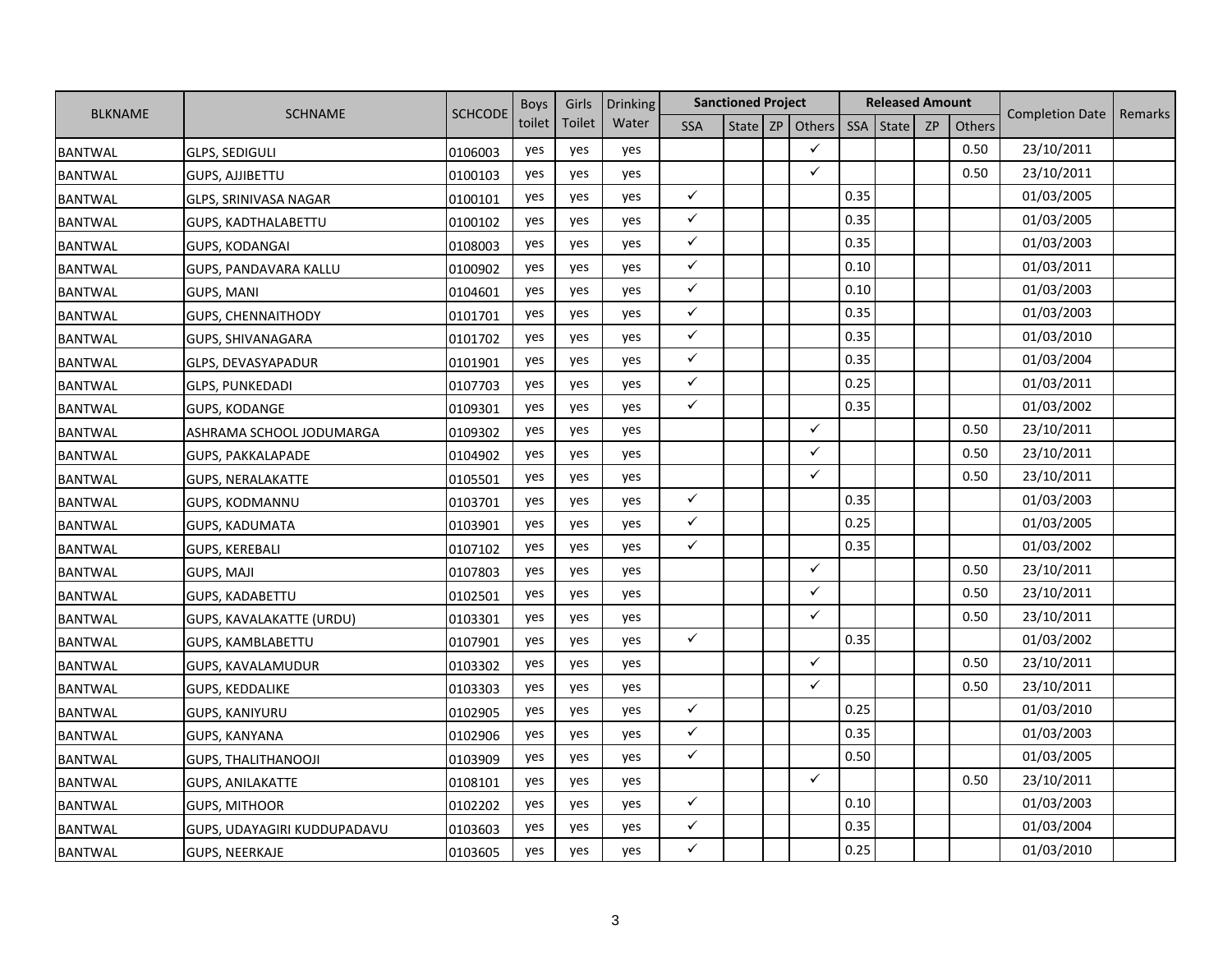| BLKNAME | SCHNAME | SCHCODE | Boys toilet | Girls Toilet | Drinking Water | Sanctioned Project | | | | Released Amount | | | | Completion Date | Remarks |
|---|---|---|---|---|---|---|---|---|---|---|---|---|---|---|---|
| | | | | | | SSA | State | ZP | Others | SSA | State | ZP | Others | | |
| BANTWAL | GLPS, SEDIGULI | 0106003 | yes | yes | yes | | | | ✓ | | | | 0.50 | 23/10/2011 | |
| BANTWAL | GUPS, AJJIBETTU | 0100103 | yes | yes | yes | | | | ✓ | | | | 0.50 | 23/10/2011 | |
| BANTWAL | GLPS, SRINIVASA NAGAR | 0100101 | yes | yes | yes | ✓ | | | | 0.35 | | | | 01/03/2005 | |
| BANTWAL | GUPS, KADTHALABETTU | 0100102 | yes | yes | yes | ✓ | | | | 0.35 | | | | 01/03/2005 | |
| BANTWAL | GUPS, KODANGAI | 0108003 | yes | yes | yes | ✓ | | | | 0.35 | | | | 01/03/2003 | |
| BANTWAL | GUPS, PANDAVARA KALLU | 0100902 | yes | yes | yes | ✓ | | | | 0.10 | | | | 01/03/2011 | |
| BANTWAL | GUPS, MANI | 0104601 | yes | yes | yes | ✓ | | | | 0.10 | | | | 01/03/2003 | |
| BANTWAL | GUPS, CHENNAITHODY | 0101701 | yes | yes | yes | ✓ | | | | 0.35 | | | | 01/03/2003 | |
| BANTWAL | GUPS, SHIVANAGARA | 0101702 | yes | yes | yes | ✓ | | | | 0.35 | | | | 01/03/2010 | |
| BANTWAL | GLPS, DEVASYAPADUR | 0101901 | yes | yes | yes | ✓ | | | | 0.35 | | | | 01/03/2004 | |
| BANTWAL | GLPS, PUNKEDADI | 0107703 | yes | yes | yes | ✓ | | | | 0.25 | | | | 01/03/2011 | |
| BANTWAL | GUPS, KODANGE | 0109301 | yes | yes | yes | ✓ | | | | 0.35 | | | | 01/03/2002 | |
| BANTWAL | ASHRAMA SCHOOL JODUMARGA | 0109302 | yes | yes | yes | | | | ✓ | | | | 0.50 | 23/10/2011 | |
| BANTWAL | GUPS, PAKKALAPADE | 0104902 | yes | yes | yes | | | | ✓ | | | | 0.50 | 23/10/2011 | |
| BANTWAL | GUPS, NERALAKATTE | 0105501 | yes | yes | yes | | | | ✓ | | | | 0.50 | 23/10/2011 | |
| BANTWAL | GUPS, KODMANNU | 0103701 | yes | yes | yes | ✓ | | | | 0.35 | | | | 01/03/2003 | |
| BANTWAL | GUPS, KADUMATA | 0103901 | yes | yes | yes | ✓ | | | | 0.25 | | | | 01/03/2005 | |
| BANTWAL | GUPS, KEREBALI | 0107102 | yes | yes | yes | ✓ | | | | 0.35 | | | | 01/03/2002 | |
| BANTWAL | GUPS, MAJI | 0107803 | yes | yes | yes | | | | ✓ | | | | 0.50 | 23/10/2011 | |
| BANTWAL | GUPS, KADABETTU | 0102501 | yes | yes | yes | | | | ✓ | | | | 0.50 | 23/10/2011 | |
| BANTWAL | GUPS, KAVALAKATTE (URDU) | 0103301 | yes | yes | yes | | | | ✓ | | | | 0.50 | 23/10/2011 | |
| BANTWAL | GUPS, KAMBLABETTU | 0107901 | yes | yes | yes | ✓ | | | | 0.35 | | | | 01/03/2002 | |
| BANTWAL | GUPS, KAVALAMUDUR | 0103302 | yes | yes | yes | | | | ✓ | | | | 0.50 | 23/10/2011 | |
| BANTWAL | GUPS, KEDDALIKE | 0103303 | yes | yes | yes | | | | ✓ | | | | 0.50 | 23/10/2011 | |
| BANTWAL | GUPS, KANIYURU | 0102905 | yes | yes | yes | ✓ | | | | 0.25 | | | | 01/03/2010 | |
| BANTWAL | GUPS, KANYANA | 0102906 | yes | yes | yes | ✓ | | | | 0.35 | | | | 01/03/2003 | |
| BANTWAL | GUPS, THALITHANOOJI | 0103909 | yes | yes | yes | ✓ | | | | 0.50 | | | | 01/03/2005 | |
| BANTWAL | GUPS, ANILAKATTE | 0108101 | yes | yes | yes | | | | ✓ | | | | 0.50 | 23/10/2011 | |
| BANTWAL | GUPS, MITHOOR | 0102202 | yes | yes | yes | ✓ | | | | 0.10 | | | | 01/03/2003 | |
| BANTWAL | GUPS, UDAYAGIRI KUDDUPADAVU | 0103603 | yes | yes | yes | ✓ | | | | 0.35 | | | | 01/03/2004 | |
| BANTWAL | GUPS, NEERKAJE | 0103605 | yes | yes | yes | ✓ | | | | 0.25 | | | | 01/03/2010 | |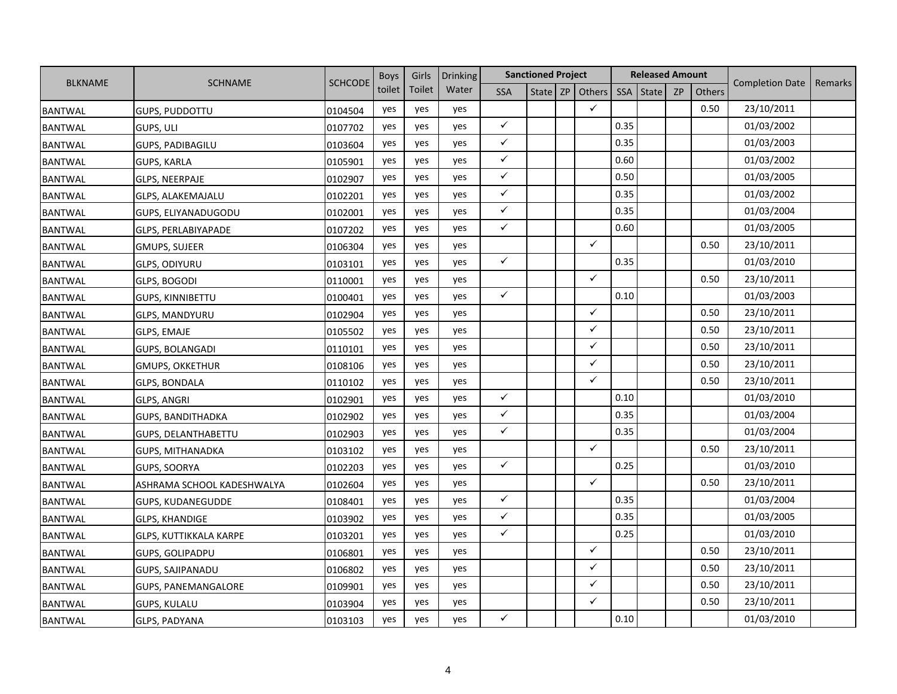| BLKNAME | SCHNAME | SCHCODE | Boys toilet | Girls Toilet | Drinking Water | Sanctioned Project | | | | Released Amount | | | | Completion Date | Remarks |
|---|---|---|---|---|---|---|---|---|---|---|---|---|---|---|---|
| | | | | | | SSA | State | ZP | Others | SSA | State | ZP | Others | | |
| BANTWAL | GUPS, PUDDOTTU | 0104504 | yes | yes | yes | | | | ✓ | | | | 0.50 | 23/10/2011 | |
| BANTWAL | GUPS, ULI | 0107702 | yes | yes | yes | ✓ | | | | 0.35 | | | | 01/03/2002 | |
| BANTWAL | GUPS, PADIBAGILU | 0103604 | yes | yes | yes | ✓ | | | | 0.35 | | | | 01/03/2003 | |
| BANTWAL | GUPS, KARLA | 0105901 | yes | yes | yes | ✓ | | | | 0.60 | | | | 01/03/2002 | |
| BANTWAL | GLPS, NEERPAJE | 0102907 | yes | yes | yes | ✓ | | | | 0.50 | | | | 01/03/2005 | |
| BANTWAL | GLPS, ALAKEMAJALU | 0102201 | yes | yes | yes | ✓ | | | | 0.35 | | | | 01/03/2002 | |
| BANTWAL | GUPS, ELIYANADUGODU | 0102001 | yes | yes | yes | ✓ | | | | 0.35 | | | | 01/03/2004 | |
| BANTWAL | GLPS, PERLABIYAPADE | 0107202 | yes | yes | yes | ✓ | | | | 0.60 | | | | 01/03/2005 | |
| BANTWAL | GMUPS, SUJEER | 0106304 | yes | yes | yes | | | | ✓ | | | | 0.50 | 23/10/2011 | |
| BANTWAL | GLPS, ODIYURU | 0103101 | yes | yes | yes | ✓ | | | | 0.35 | | | | 01/03/2010 | |
| BANTWAL | GLPS, BOGODI | 0110001 | yes | yes | yes | | | | ✓ | | | | 0.50 | 23/10/2011 | |
| BANTWAL | GUPS, KINNIBETTU | 0100401 | yes | yes | yes | ✓ | | | | 0.10 | | | | 01/03/2003 | |
| BANTWAL | GLPS, MANDYURU | 0102904 | yes | yes | yes | | | | ✓ | | | | 0.50 | 23/10/2011 | |
| BANTWAL | GLPS, EMAJE | 0105502 | yes | yes | yes | | | | ✓ | | | | 0.50 | 23/10/2011 | |
| BANTWAL | GUPS, BOLANGADI | 0110101 | yes | yes | yes | | | | ✓ | | | | 0.50 | 23/10/2011 | |
| BANTWAL | GMUPS, OKKETHUR | 0108106 | yes | yes | yes | | | | ✓ | | | | 0.50 | 23/10/2011 | |
| BANTWAL | GLPS, BONDALA | 0110102 | yes | yes | yes | | | | ✓ | | | | 0.50 | 23/10/2011 | |
| BANTWAL | GLPS, ANGRI | 0102901 | yes | yes | yes | ✓ | | | | 0.10 | | | | 01/03/2010 | |
| BANTWAL | GUPS, BANDITHADKA | 0102902 | yes | yes | yes | ✓ | | | | 0.35 | | | | 01/03/2004 | |
| BANTWAL | GUPS, DELANTHABETTU | 0102903 | yes | yes | yes | ✓ | | | | 0.35 | | | | 01/03/2004 | |
| BANTWAL | GUPS, MITHANADKA | 0103102 | yes | yes | yes | | | | ✓ | | | | 0.50 | 23/10/2011 | |
| BANTWAL | GUPS, SOORYA | 0102203 | yes | yes | yes | ✓ | | | | 0.25 | | | | 01/03/2010 | |
| BANTWAL | ASHRAMA SCHOOL KADESHWALYA | 0102604 | yes | yes | yes | | | | ✓ | | | | 0.50 | 23/10/2011 | |
| BANTWAL | GUPS, KUDANEGUDDE | 0108401 | yes | yes | yes | ✓ | | | | 0.35 | | | | 01/03/2004 | |
| BANTWAL | GLPS, KHANDIGE | 0103902 | yes | yes | yes | ✓ | | | | 0.35 | | | | 01/03/2005 | |
| BANTWAL | GLPS, KUTTIKKALA KARPE | 0103201 | yes | yes | yes | ✓ | | | | 0.25 | | | | 01/03/2010 | |
| BANTWAL | GUPS, GOLIPADPU | 0106801 | yes | yes | yes | | | | ✓ | | | | 0.50 | 23/10/2011 | |
| BANTWAL | GUPS, SAJIPANADU | 0106802 | yes | yes | yes | | | | ✓ | | | | 0.50 | 23/10/2011 | |
| BANTWAL | GUPS, PANEMANGALORE | 0109901 | yes | yes | yes | | | | ✓ | | | | 0.50 | 23/10/2011 | |
| BANTWAL | GUPS, KULALU | 0103904 | yes | yes | yes | | | | ✓ | | | | 0.50 | 23/10/2011 | |
| BANTWAL | GLPS, PADYANA | 0103103 | yes | yes | yes | ✓ | | | | 0.10 | | | | 01/03/2010 | |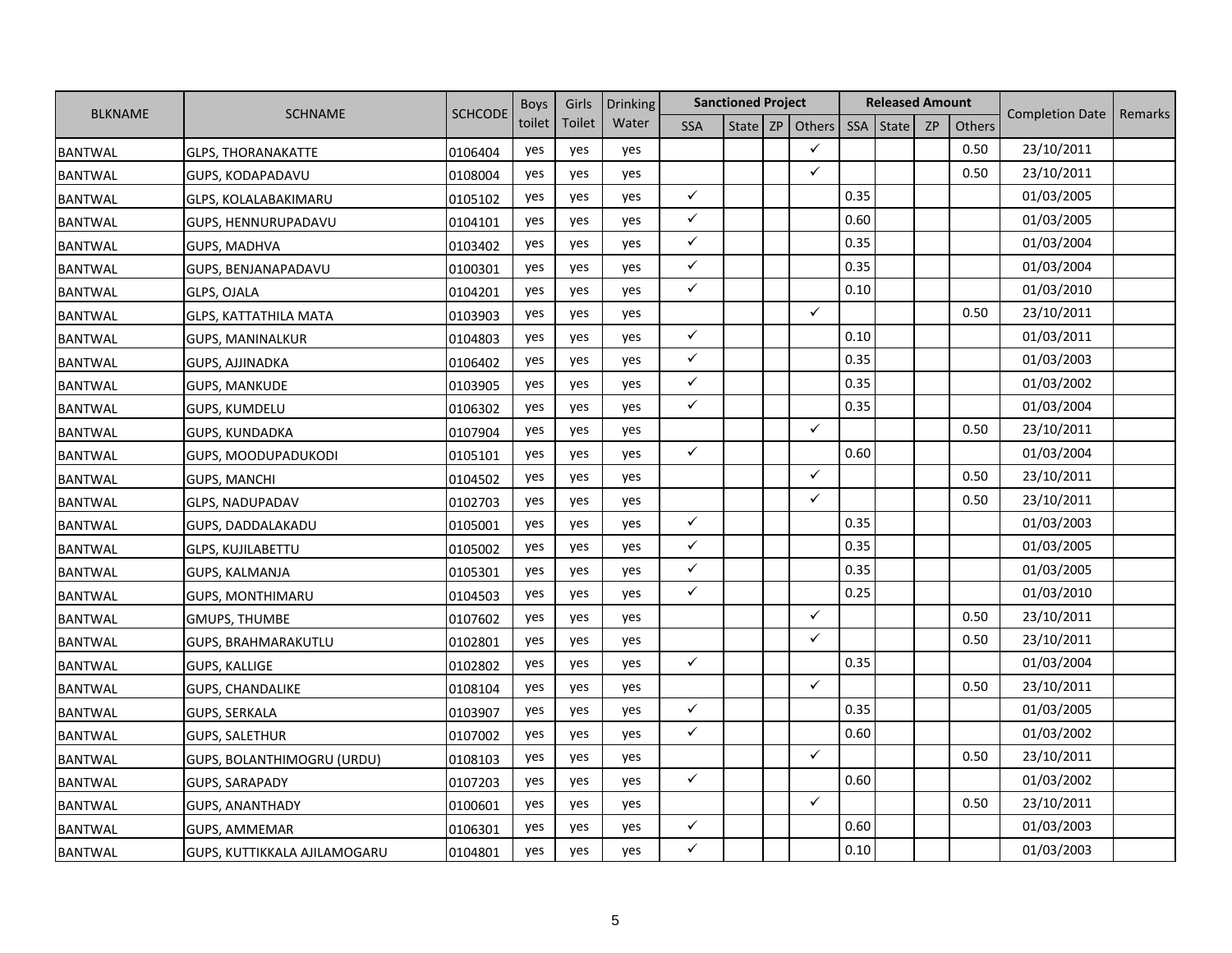| BLKNAME | SCHNAME | SCHCODE | Boys toilet | Girls Toilet | Drinking Water | Sanctioned Project | | | | Released Amount | | | | Completion Date | Remarks |
|---|---|---|---|---|---|---|---|---|---|---|---|---|---|---|---|
| | | | | | | SSA | State | ZP | Others | SSA | State | ZP | Others | | |
| BANTWAL | GLPS, THORANAKATTE | 0106404 | yes | yes | yes | | | | ✓ | | | | 0.50 | 23/10/2011 | |
| BANTWAL | GUPS, KODAPADAVU | 0108004 | yes | yes | yes | | | | ✓ | | | | 0.50 | 23/10/2011 | |
| BANTWAL | GLPS, KOLALABAKIMARU | 0105102 | yes | yes | yes | ✓ | | | | 0.35 | | | | 01/03/2005 | |
| BANTWAL | GUPS, HENNURUPADAVU | 0104101 | yes | yes | yes | ✓ | | | | 0.60 | | | | 01/03/2005 | |
| BANTWAL | GUPS, MADHVA | 0103402 | yes | yes | yes | ✓ | | | | 0.35 | | | | 01/03/2004 | |
| BANTWAL | GUPS, BENJANAPADAVU | 0100301 | yes | yes | yes | ✓ | | | | 0.35 | | | | 01/03/2004 | |
| BANTWAL | GLPS, OJALA | 0104201 | yes | yes | yes | ✓ | | | | 0.10 | | | | 01/03/2010 | |
| BANTWAL | GLPS, KATTATHILA MATA | 0103903 | yes | yes | yes | | | | ✓ | | | | 0.50 | 23/10/2011 | |
| BANTWAL | GUPS, MANINALKUR | 0104803 | yes | yes | yes | ✓ | | | | 0.10 | | | | 01/03/2011 | |
| BANTWAL | GUPS, AJJINADKA | 0106402 | yes | yes | yes | ✓ | | | | 0.35 | | | | 01/03/2003 | |
| BANTWAL | GUPS, MANKUDE | 0103905 | yes | yes | yes | ✓ | | | | 0.35 | | | | 01/03/2002 | |
| BANTWAL | GUPS, KUMDELU | 0106302 | yes | yes | yes | ✓ | | | | 0.35 | | | | 01/03/2004 | |
| BANTWAL | GUPS, KUNDADKA | 0107904 | yes | yes | yes | | | | ✓ | | | | 0.50 | 23/10/2011 | |
| BANTWAL | GUPS, MOODUPADUKODI | 0105101 | yes | yes | yes | ✓ | | | | 0.60 | | | | 01/03/2004 | |
| BANTWAL | GUPS, MANCHI | 0104502 | yes | yes | yes | | | | ✓ | | | | 0.50 | 23/10/2011 | |
| BANTWAL | GLPS, NADUPADAV | 0102703 | yes | yes | yes | | | | ✓ | | | | 0.50 | 23/10/2011 | |
| BANTWAL | GUPS, DADDALAKADU | 0105001 | yes | yes | yes | ✓ | | | | 0.35 | | | | 01/03/2003 | |
| BANTWAL | GLPS, KUJILABETTU | 0105002 | yes | yes | yes | ✓ | | | | 0.35 | | | | 01/03/2005 | |
| BANTWAL | GUPS, KALMANJA | 0105301 | yes | yes | yes | ✓ | | | | 0.35 | | | | 01/03/2005 | |
| BANTWAL | GUPS, MONTHIMARU | 0104503 | yes | yes | yes | ✓ | | | | 0.25 | | | | 01/03/2010 | |
| BANTWAL | GMUPS, THUMBE | 0107602 | yes | yes | yes | | | | ✓ | | | | 0.50 | 23/10/2011 | |
| BANTWAL | GUPS, BRAHMARAKUTLU | 0102801 | yes | yes | yes | | | | ✓ | | | | 0.50 | 23/10/2011 | |
| BANTWAL | GUPS, KALLIGE | 0102802 | yes | yes | yes | ✓ | | | | 0.35 | | | | 01/03/2004 | |
| BANTWAL | GUPS, CHANDALIKE | 0108104 | yes | yes | yes | | | | ✓ | | | | 0.50 | 23/10/2011 | |
| BANTWAL | GUPS, SERKALA | 0103907 | yes | yes | yes | ✓ | | | | 0.35 | | | | 01/03/2005 | |
| BANTWAL | GUPS, SALETHUR | 0107002 | yes | yes | yes | ✓ | | | | 0.60 | | | | 01/03/2002 | |
| BANTWAL | GUPS, BOLANTHIMOGRU (URDU) | 0108103 | yes | yes | yes | | | | ✓ | | | | 0.50 | 23/10/2011 | |
| BANTWAL | GUPS, SARAPADY | 0107203 | yes | yes | yes | ✓ | | | | 0.60 | | | | 01/03/2002 | |
| BANTWAL | GUPS, ANANTHADY | 0100601 | yes | yes | yes | | | | ✓ | | | | 0.50 | 23/10/2011 | |
| BANTWAL | GUPS, AMMEMAR | 0106301 | yes | yes | yes | ✓ | | | | 0.60 | | | | 01/03/2003 | |
| BANTWAL | GUPS, KUTTIKKALA AJILAMOGARU | 0104801 | yes | yes | yes | ✓ | | | | 0.10 | | | | 01/03/2003 | |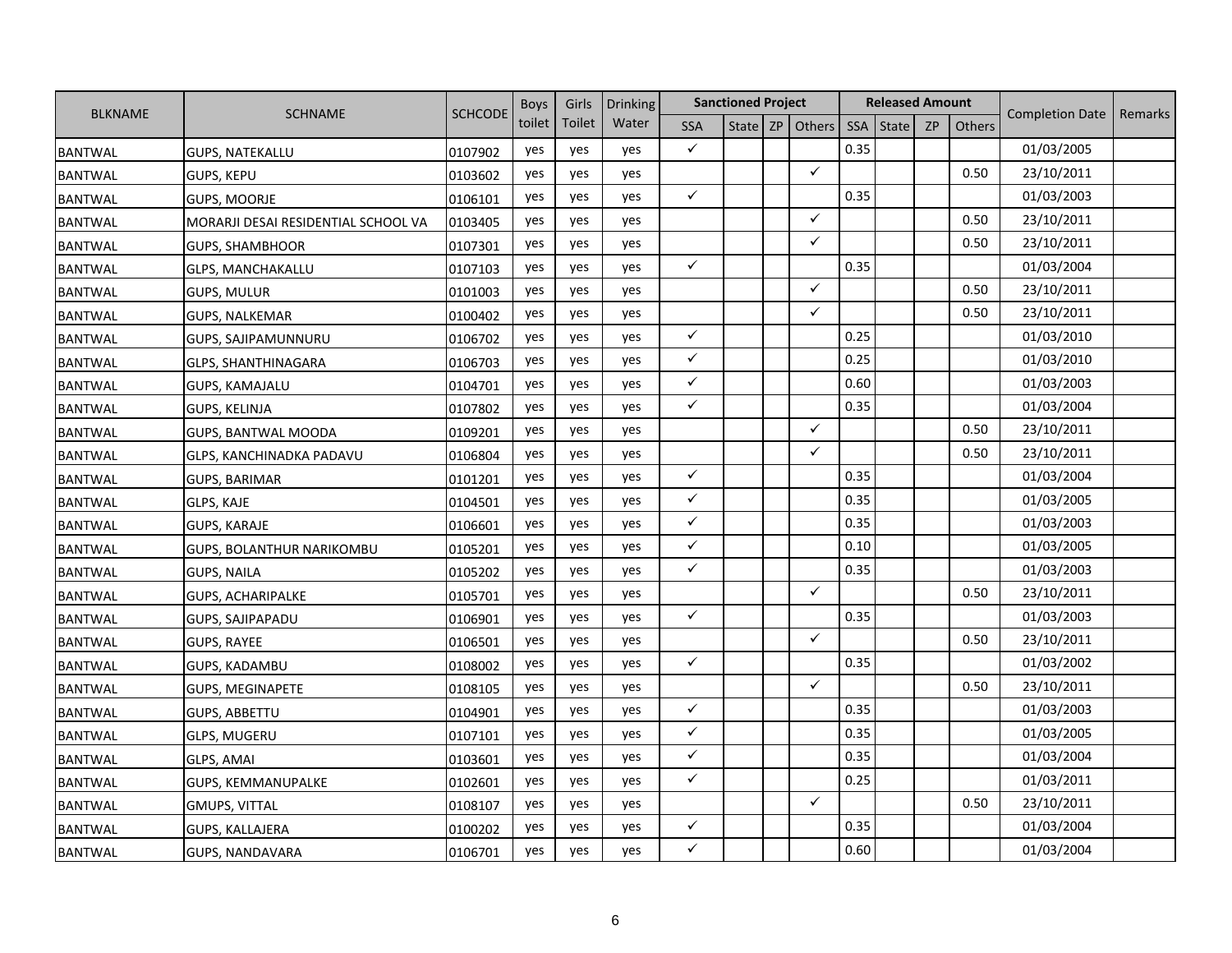| BLKNAME | SCHNAME | SCHCODE | Boys toilet | Girls Toilet | Drinking Water | Sanctioned Project | | | | Released Amount | | | | Completion Date | Remarks |
|---|---|---|---|---|---|---|---|---|---|---|---|---|---|---|---|
| | | | | | | SSA | State | ZP | Others | SSA | State | ZP | Others | | |
| BANTWAL | GUPS, NATEKALLU | 0107902 | yes | yes | yes | ✓ | | | | 0.35 | | | | 01/03/2005 | |
| BANTWAL | GUPS, KEPU | 0103602 | yes | yes | yes | | | | ✓ | | | | 0.50 | 23/10/2011 | |
| BANTWAL | GUPS, MOORJE | 0106101 | yes | yes | yes | ✓ | | | | 0.35 | | | | 01/03/2003 | |
| BANTWAL | MORARJI DESAI RESIDENTIAL SCHOOL VA | 0103405 | yes | yes | yes | | | | ✓ | | | | 0.50 | 23/10/2011 | |
| BANTWAL | GUPS, SHAMBHOOR | 0107301 | yes | yes | yes | | | | ✓ | | | | 0.50 | 23/10/2011 | |
| BANTWAL | GLPS, MANCHAKALLU | 0107103 | yes | yes | yes | ✓ | | | | 0.35 | | | | 01/03/2004 | |
| BANTWAL | GUPS, MULUR | 0101003 | yes | yes | yes | | | | ✓ | | | | 0.50 | 23/10/2011 | |
| BANTWAL | GUPS, NALKEMAR | 0100402 | yes | yes | yes | | | | ✓ | | | | 0.50 | 23/10/2011 | |
| BANTWAL | GUPS, SAJIPAMUNNURU | 0106702 | yes | yes | yes | ✓ | | | | 0.25 | | | | 01/03/2010 | |
| BANTWAL | GLPS, SHANTHINAGARA | 0106703 | yes | yes | yes | ✓ | | | | 0.25 | | | | 01/03/2010 | |
| BANTWAL | GUPS, KAMAJALU | 0104701 | yes | yes | yes | ✓ | | | | 0.60 | | | | 01/03/2003 | |
| BANTWAL | GUPS, KELINJA | 0107802 | yes | yes | yes | ✓ | | | | 0.35 | | | | 01/03/2004 | |
| BANTWAL | GUPS, BANTWAL MOODA | 0109201 | yes | yes | yes | | | | ✓ | | | | 0.50 | 23/10/2011 | |
| BANTWAL | GLPS, KANCHINADKA PADAVU | 0106804 | yes | yes | yes | | | | ✓ | | | | 0.50 | 23/10/2011 | |
| BANTWAL | GUPS, BARIMAR | 0101201 | yes | yes | yes | ✓ | | | | 0.35 | | | | 01/03/2004 | |
| BANTWAL | GLPS, KAJE | 0104501 | yes | yes | yes | ✓ | | | | 0.35 | | | | 01/03/2005 | |
| BANTWAL | GUPS, KARAJE | 0106601 | yes | yes | yes | ✓ | | | | 0.35 | | | | 01/03/2003 | |
| BANTWAL | GUPS, BOLANTHUR NARIKOMBU | 0105201 | yes | yes | yes | ✓ | | | | 0.10 | | | | 01/03/2005 | |
| BANTWAL | GUPS, NAILA | 0105202 | yes | yes | yes | ✓ | | | | 0.35 | | | | 01/03/2003 | |
| BANTWAL | GUPS, ACHARIPALKE | 0105701 | yes | yes | yes | | | | ✓ | | | | 0.50 | 23/10/2011 | |
| BANTWAL | GUPS, SAJIPAPADU | 0106901 | yes | yes | yes | ✓ | | | | 0.35 | | | | 01/03/2003 | |
| BANTWAL | GUPS, RAYEE | 0106501 | yes | yes | yes | | | | ✓ | | | | 0.50 | 23/10/2011 | |
| BANTWAL | GUPS, KADAMBU | 0108002 | yes | yes | yes | ✓ | | | | 0.35 | | | | 01/03/2002 | |
| BANTWAL | GUPS, MEGINAPETE | 0108105 | yes | yes | yes | | | | ✓ | | | | 0.50 | 23/10/2011 | |
| BANTWAL | GUPS, ABBETTU | 0104901 | yes | yes | yes | ✓ | | | | 0.35 | | | | 01/03/2003 | |
| BANTWAL | GLPS, MUGERU | 0107101 | yes | yes | yes | ✓ | | | | 0.35 | | | | 01/03/2005 | |
| BANTWAL | GLPS, AMAI | 0103601 | yes | yes | yes | ✓ | | | | 0.35 | | | | 01/03/2004 | |
| BANTWAL | GUPS, KEMMANUPALKE | 0102601 | yes | yes | yes | ✓ | | | | 0.25 | | | | 01/03/2011 | |
| BANTWAL | GMUPS, VITTAL | 0108107 | yes | yes | yes | | | | ✓ | | | | 0.50 | 23/10/2011 | |
| BANTWAL | GUPS, KALLAJERA | 0100202 | yes | yes | yes | ✓ | | | | 0.35 | | | | 01/03/2004 | |
| BANTWAL | GUPS, NANDAVARA | 0106701 | yes | yes | yes | ✓ | | | | 0.60 | | | | 01/03/2004 | |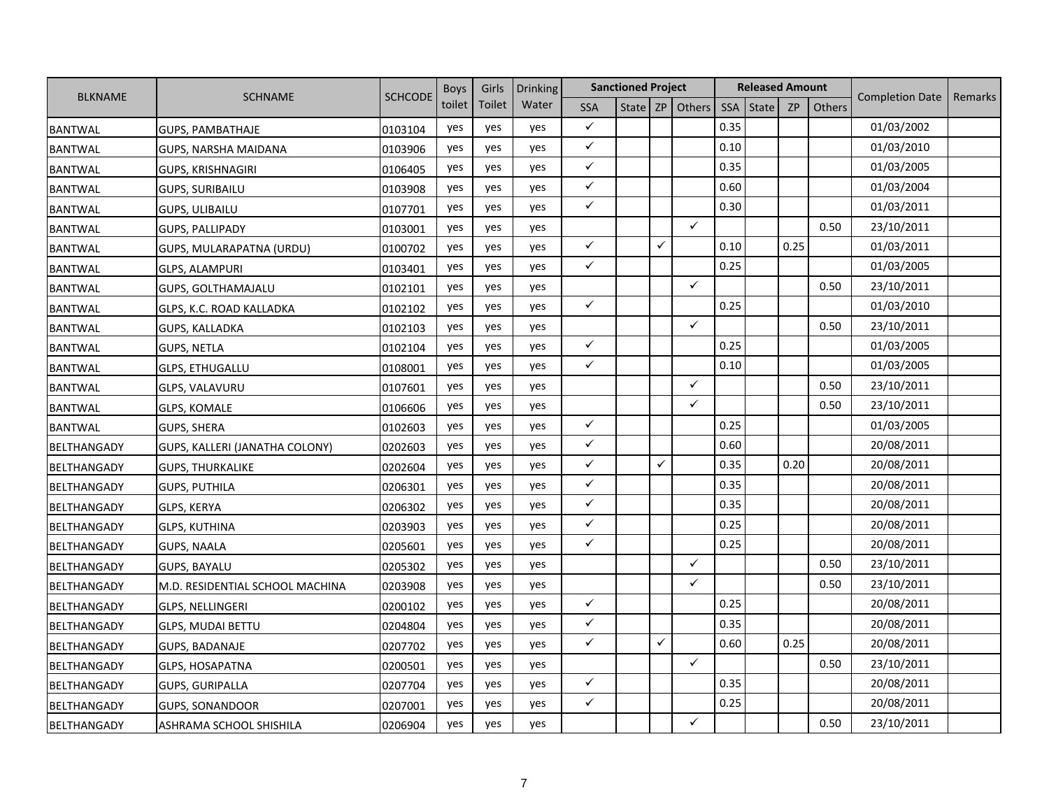| BLKNAME | SCHNAME | SCHCODE | Boys toilet | Girls Toilet | Drinking Water | Sanctioned Project | | | | Released Amount | | | | Completion Date | Remarks |
|---|---|---|---|---|---|---|---|---|---|---|---|---|---|---|---|
| | | | | | | SSA | State | ZP | Others | SSA | State | ZP | Others | | |
| BANTWAL | GUPS, PAMBATHAJE | 0103104 | yes | yes | yes | ✓ | | | | 0.35 | | | | 01/03/2002 | |
| BANTWAL | GUPS, NARSHA MAIDANA | 0103906 | yes | yes | yes | ✓ | | | | 0.10 | | | | 01/03/2010 | |
| BANTWAL | GUPS, KRISHNAGIRI | 0106405 | yes | yes | yes | ✓ | | | | 0.35 | | | | 01/03/2005 | |
| BANTWAL | GUPS, SURIBAILU | 0103908 | yes | yes | yes | ✓ | | | | 0.60 | | | | 01/03/2004 | |
| BANTWAL | GUPS, ULIBAILU | 0107701 | yes | yes | yes | ✓ | | | | 0.30 | | | | 01/03/2011 | |
| BANTWAL | GUPS, PALLIPADY | 0103001 | yes | yes | yes | | | | ✓ | | | | 0.50 | 23/10/2011 | |
| BANTWAL | GUPS, MULARAPATNA (URDU) | 0100702 | yes | yes | yes | ✓ | | ✓ | | 0.10 | | 0.25 | | 01/03/2011 | |
| BANTWAL | GLPS, ALAMPURI | 0103401 | yes | yes | yes | ✓ | | | | 0.25 | | | | 01/03/2005 | |
| BANTWAL | GUPS, GOLTHAMAJALU | 0102101 | yes | yes | yes | | | | ✓ | | | | 0.50 | 23/10/2011 | |
| BANTWAL | GLPS, K.C. ROAD KALLADKA | 0102102 | yes | yes | yes | ✓ | | | | 0.25 | | | | 01/03/2010 | |
| BANTWAL | GUPS, KALLADKA | 0102103 | yes | yes | yes | | | | ✓ | | | | 0.50 | 23/10/2011 | |
| BANTWAL | GUPS, NETLA | 0102104 | yes | yes | yes | ✓ | | | | 0.25 | | | | 01/03/2005 | |
| BANTWAL | GLPS, ETHUGALLU | 0108001 | yes | yes | yes | ✓ | | | | 0.10 | | | | 01/03/2005 | |
| BANTWAL | GLPS, VALAVURU | 0107601 | yes | yes | yes | | | | ✓ | | | | 0.50 | 23/10/2011 | |
| BANTWAL | GLPS, KOMALE | 0106606 | yes | yes | yes | | | | ✓ | | | | 0.50 | 23/10/2011 | |
| BANTWAL | GUPS, SHERA | 0102603 | yes | yes | yes | ✓ | | | | 0.25 | | | | 01/03/2005 | |
| BELTHANGADY | GUPS, KALLERI (JANATHA COLONY) | 0202603 | yes | yes | yes | ✓ | | | | 0.60 | | | | 20/08/2011 | |
| BELTHANGADY | GUPS, THURKALIKE | 0202604 | yes | yes | yes | ✓ | | ✓ | | 0.35 | | 0.20 | | 20/08/2011 | |
| BELTHANGADY | GUPS, PUTHILA | 0206301 | yes | yes | yes | ✓ | | | | 0.35 | | | | 20/08/2011 | |
| BELTHANGADY | GLPS, KERYA | 0206302 | yes | yes | yes | ✓ | | | | 0.35 | | | | 20/08/2011 | |
| BELTHANGADY | GLPS, KUTHINA | 0203903 | yes | yes | yes | ✓ | | | | 0.25 | | | | 20/08/2011 | |
| BELTHANGADY | GUPS, NAALA | 0205601 | yes | yes | yes | ✓ | | | | 0.25 | | | | 20/08/2011 | |
| BELTHANGADY | GUPS, BAYALU | 0205302 | yes | yes | yes | | | | ✓ | | | | 0.50 | 23/10/2011 | |
| BELTHANGADY | M.D. RESIDENTIAL SCHOOL MACHINA | 0203908 | yes | yes | yes | | | | ✓ | | | | 0.50 | 23/10/2011 | |
| BELTHANGADY | GLPS, NELLINGERI | 0200102 | yes | yes | yes | ✓ | | | | 0.25 | | | | 20/08/2011 | |
| BELTHANGADY | GLPS, MUDAI BETTU | 0204804 | yes | yes | yes | ✓ | | | | 0.35 | | | | 20/08/2011 | |
| BELTHANGADY | GUPS, BADANAJE | 0207702 | yes | yes | yes | ✓ | | ✓ | | 0.60 | | 0.25 | | 20/08/2011 | |
| BELTHANGADY | GLPS, HOSAPATNA | 0200501 | yes | yes | yes | | | | ✓ | | | | 0.50 | 23/10/2011 | |
| BELTHANGADY | GUPS, GURIPALLA | 0207704 | yes | yes | yes | ✓ | | | | 0.35 | | | | 20/08/2011 | |
| BELTHANGADY | GUPS, SONANDOOR | 0207001 | yes | yes | yes | ✓ | | | | 0.25 | | | | 20/08/2011 | |
| BELTHANGADY | ASHRAMA SCHOOL SHISHILA | 0206904 | yes | yes | yes | | | | ✓ | | | | 0.50 | 23/10/2011 | |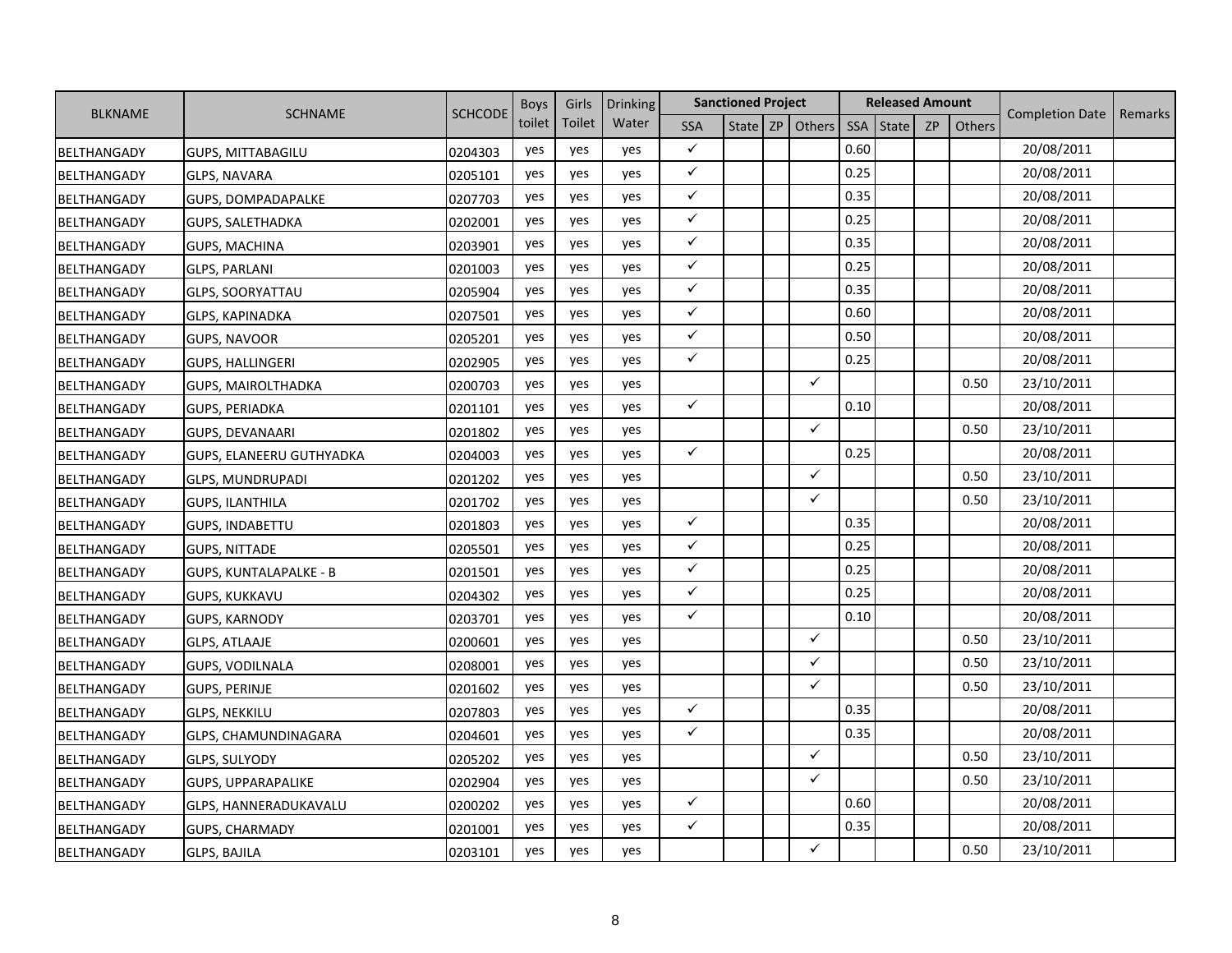| BLKNAME | SCHNAME | SCHCODE | Boys toilet | Girls Toilet | Drinking Water | Sanctioned Project | | | | Released Amount | | | | Completion Date | Remarks |
|---|---|---|---|---|---|---|---|---|---|---|---|---|---|---|---|
| | | | | | | SSA | State | ZP | Others | SSA | State | ZP | Others | | |
| BELTHANGADY | GUPS, MITTABAGILU | 0204303 | yes | yes | yes | ✓ | | | | 0.60 | | | | 20/08/2011 | |
| BELTHANGADY | GLPS, NAVARA | 0205101 | yes | yes | yes | ✓ | | | | 0.25 | | | | 20/08/2011 | |
| BELTHANGADY | GUPS, DOMPADAPALKE | 0207703 | yes | yes | yes | ✓ | | | | 0.35 | | | | 20/08/2011 | |
| BELTHANGADY | GUPS, SALETHADKA | 0202001 | yes | yes | yes | ✓ | | | | 0.25 | | | | 20/08/2011 | |
| BELTHANGADY | GUPS, MACHINA | 0203901 | yes | yes | yes | ✓ | | | | 0.35 | | | | 20/08/2011 | |
| BELTHANGADY | GLPS, PARLANI | 0201003 | yes | yes | yes | ✓ | | | | 0.25 | | | | 20/08/2011 | |
| BELTHANGADY | GLPS, SOORYATTAU | 0205904 | yes | yes | yes | ✓ | | | | 0.35 | | | | 20/08/2011 | |
| BELTHANGADY | GLPS, KAPINADKA | 0207501 | yes | yes | yes | ✓ | | | | 0.60 | | | | 20/08/2011 | |
| BELTHANGADY | GUPS, NAVOOR | 0205201 | yes | yes | yes | ✓ | | | | 0.50 | | | | 20/08/2011 | |
| BELTHANGADY | GUPS, HALLINGERI | 0202905 | yes | yes | yes | ✓ | | | | 0.25 | | | | 20/08/2011 | |
| BELTHANGADY | GUPS, MAIROLTHADKA | 0200703 | yes | yes | yes | | | | ✓ | | | | 0.50 | 23/10/2011 | |
| BELTHANGADY | GUPS, PERIADKA | 0201101 | yes | yes | yes | ✓ | | | | 0.10 | | | | 20/08/2011 | |
| BELTHANGADY | GUPS, DEVANAARI | 0201802 | yes | yes | yes | | | | ✓ | | | | 0.50 | 23/10/2011 | |
| BELTHANGADY | GUPS, ELANEERU GUTHYADKA | 0204003 | yes | yes | yes | ✓ | | | | 0.25 | | | | 20/08/2011 | |
| BELTHANGADY | GLPS, MUNDRUPADI | 0201202 | yes | yes | yes | | | | ✓ | | | | 0.50 | 23/10/2011 | |
| BELTHANGADY | GUPS, ILANTHILA | 0201702 | yes | yes | yes | | | | ✓ | | | | 0.50 | 23/10/2011 | |
| BELTHANGADY | GUPS, INDABETTU | 0201803 | yes | yes | yes | ✓ | | | | 0.35 | | | | 20/08/2011 | |
| BELTHANGADY | GUPS, NITTADE | 0205501 | yes | yes | yes | ✓ | | | | 0.25 | | | | 20/08/2011 | |
| BELTHANGADY | GUPS, KUNTALAPALKE - B | 0201501 | yes | yes | yes | ✓ | | | | 0.25 | | | | 20/08/2011 | |
| BELTHANGADY | GUPS, KUKKAVU | 0204302 | yes | yes | yes | ✓ | | | | 0.25 | | | | 20/08/2011 | |
| BELTHANGADY | GUPS, KARNODY | 0203701 | yes | yes | yes | ✓ | | | | 0.10 | | | | 20/08/2011 | |
| BELTHANGADY | GLPS, ATLAAJE | 0200601 | yes | yes | yes | | | | ✓ | | | | 0.50 | 23/10/2011 | |
| BELTHANGADY | GUPS, VODILNALA | 0208001 | yes | yes | yes | | | | ✓ | | | | 0.50 | 23/10/2011 | |
| BELTHANGADY | GUPS, PERINJE | 0201602 | yes | yes | yes | | | | ✓ | | | | 0.50 | 23/10/2011 | |
| BELTHANGADY | GLPS, NEKKILU | 0207803 | yes | yes | yes | ✓ | | | | 0.35 | | | | 20/08/2011 | |
| BELTHANGADY | GLPS, CHAMUNDINAGARA | 0204601 | yes | yes | yes | ✓ | | | | 0.35 | | | | 20/08/2011 | |
| BELTHANGADY | GLPS, SULYODY | 0205202 | yes | yes | yes | | | | ✓ | | | | 0.50 | 23/10/2011 | |
| BELTHANGADY | GUPS, UPPARAPALIKE | 0202904 | yes | yes | yes | | | | ✓ | | | | 0.50 | 23/10/2011 | |
| BELTHANGADY | GLPS, HANNERADUKAVALU | 0200202 | yes | yes | yes | ✓ | | | | 0.60 | | | | 20/08/2011 | |
| BELTHANGADY | GUPS, CHARMADY | 0201001 | yes | yes | yes | ✓ | | | | 0.35 | | | | 20/08/2011 | |
| BELTHANGADY | GLPS, BAJILA | 0203101 | yes | yes | yes | | | | ✓ | | | | 0.50 | 23/10/2011 | |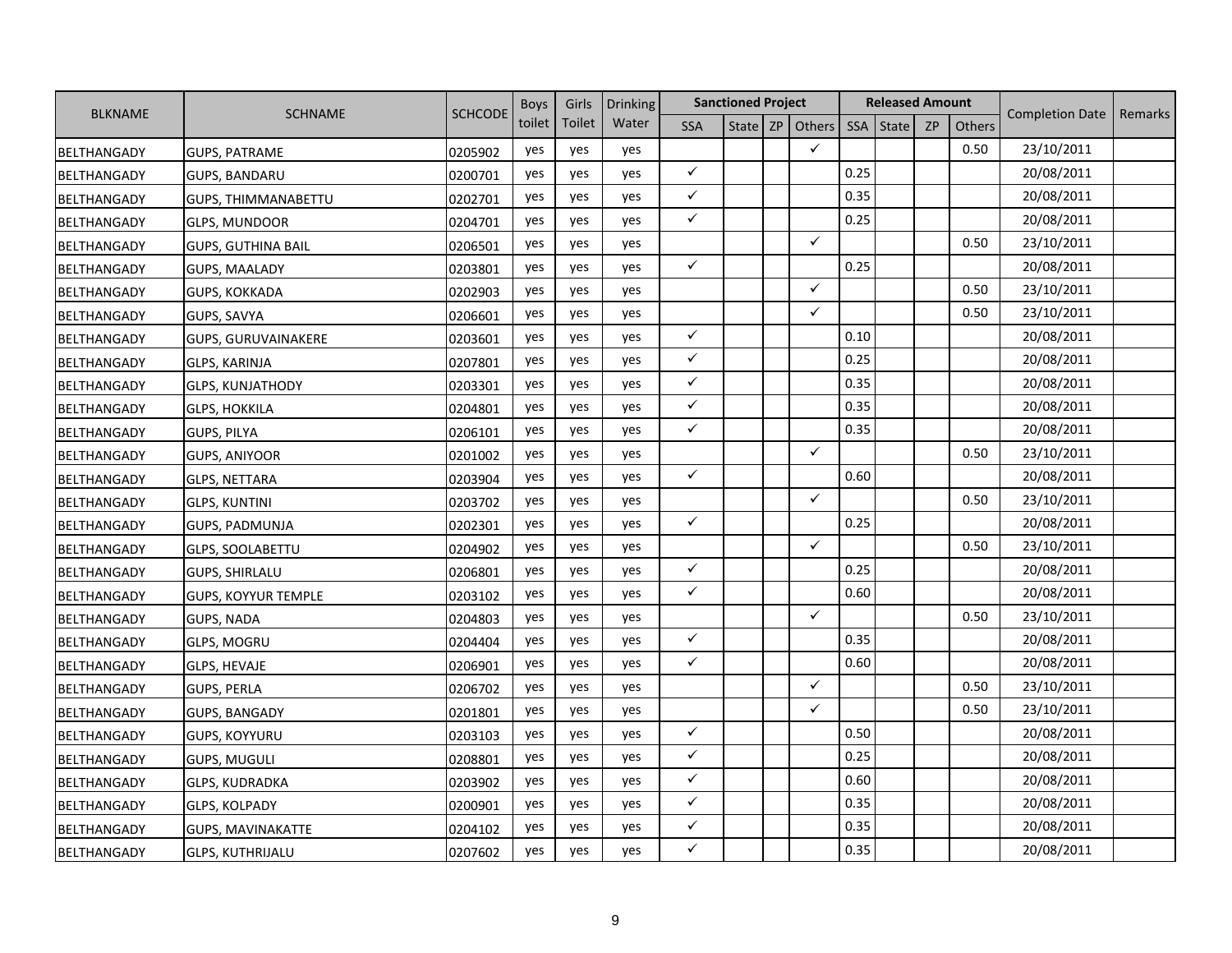| BLKNAME | SCHNAME | SCHCODE | Boys toilet | Girls Toilet | Drinking Water | Sanctioned Project | | | | Released Amount | | | | Completion Date | Remarks |
|---|---|---|---|---|---|---|---|---|---|---|---|---|---|---|---|
| | | | | | | SSA | State | ZP | Others | SSA | State | ZP | Others | | |
| BELTHANGADY | GUPS, PATRAME | 0205902 | yes | yes | yes | | | | ✓ | | | | 0.50 | 23/10/2011 | |
| BELTHANGADY | GUPS, BANDARU | 0200701 | yes | yes | yes | ✓ | | | | 0.25 | | | | 20/08/2011 | |
| BELTHANGADY | GUPS, THIMMANABETTU | 0202701 | yes | yes | yes | ✓ | | | | 0.35 | | | | 20/08/2011 | |
| BELTHANGADY | GLPS, MUNDOOR | 0204701 | yes | yes | yes | ✓ | | | | 0.25 | | | | 20/08/2011 | |
| BELTHANGADY | GUPS, GUTHINA BAIL | 0206501 | yes | yes | yes | | | | ✓ | | | | 0.50 | 23/10/2011 | |
| BELTHANGADY | GUPS, MAALADY | 0203801 | yes | yes | yes | ✓ | | | | 0.25 | | | | 20/08/2011 | |
| BELTHANGADY | GUPS, KOKKADA | 0202903 | yes | yes | yes | | | | ✓ | | | | 0.50 | 23/10/2011 | |
| BELTHANGADY | GUPS, SAVYA | 0206601 | yes | yes | yes | | | | ✓ | | | | 0.50 | 23/10/2011 | |
| BELTHANGADY | GUPS, GURUVAINAKERE | 0203601 | yes | yes | yes | ✓ | | | | 0.10 | | | | 20/08/2011 | |
| BELTHANGADY | GLPS, KARINJA | 0207801 | yes | yes | yes | ✓ | | | | 0.25 | | | | 20/08/2011 | |
| BELTHANGADY | GLPS, KUNJATHODY | 0203301 | yes | yes | yes | ✓ | | | | 0.35 | | | | 20/08/2011 | |
| BELTHANGADY | GLPS, HOKKILA | 0204801 | yes | yes | yes | ✓ | | | | 0.35 | | | | 20/08/2011 | |
| BELTHANGADY | GUPS, PILYA | 0206101 | yes | yes | yes | ✓ | | | | 0.35 | | | | 20/08/2011 | |
| BELTHANGADY | GUPS, ANIYOOR | 0201002 | yes | yes | yes | | | | ✓ | | | | 0.50 | 23/10/2011 | |
| BELTHANGADY | GLPS, NETTARA | 0203904 | yes | yes | yes | ✓ | | | | 0.60 | | | | 20/08/2011 | |
| BELTHANGADY | GLPS, KUNTINI | 0203702 | yes | yes | yes | | | | ✓ | | | | 0.50 | 23/10/2011 | |
| BELTHANGADY | GUPS, PADMUNJA | 0202301 | yes | yes | yes | ✓ | | | | 0.25 | | | | 20/08/2011 | |
| BELTHANGADY | GLPS, SOOLABETTU | 0204902 | yes | yes | yes | | | | ✓ | | | | 0.50 | 23/10/2011 | |
| BELTHANGADY | GUPS, SHIRLALU | 0206801 | yes | yes | yes | ✓ | | | | 0.25 | | | | 20/08/2011 | |
| BELTHANGADY | GUPS, KOYYUR TEMPLE | 0203102 | yes | yes | yes | ✓ | | | | 0.60 | | | | 20/08/2011 | |
| BELTHANGADY | GUPS, NADA | 0204803 | yes | yes | yes | | | | ✓ | | | | 0.50 | 23/10/2011 | |
| BELTHANGADY | GLPS, MOGRU | 0204404 | yes | yes | yes | ✓ | | | | 0.35 | | | | 20/08/2011 | |
| BELTHANGADY | GLPS, HEVAJE | 0206901 | yes | yes | yes | ✓ | | | | 0.60 | | | | 20/08/2011 | |
| BELTHANGADY | GUPS, PERLA | 0206702 | yes | yes | yes | | | | ✓ | | | | 0.50 | 23/10/2011 | |
| BELTHANGADY | GUPS, BANGADY | 0201801 | yes | yes | yes | | | | ✓ | | | | 0.50 | 23/10/2011 | |
| BELTHANGADY | GUPS, KOYYURU | 0203103 | yes | yes | yes | ✓ | | | | 0.50 | | | | 20/08/2011 | |
| BELTHANGADY | GUPS, MUGULI | 0208801 | yes | yes | yes | ✓ | | | | 0.25 | | | | 20/08/2011 | |
| BELTHANGADY | GLPS, KUDRADKA | 0203902 | yes | yes | yes | ✓ | | | | 0.60 | | | | 20/08/2011 | |
| BELTHANGADY | GLPS, KOLPADY | 0200901 | yes | yes | yes | ✓ | | | | 0.35 | | | | 20/08/2011 | |
| BELTHANGADY | GUPS, MAVINAKATTE | 0204102 | yes | yes | yes | ✓ | | | | 0.35 | | | | 20/08/2011 | |
| BELTHANGADY | GLPS, KUTHRIJALU | 0207602 | yes | yes | yes | ✓ | | | | 0.35 | | | | 20/08/2011 | |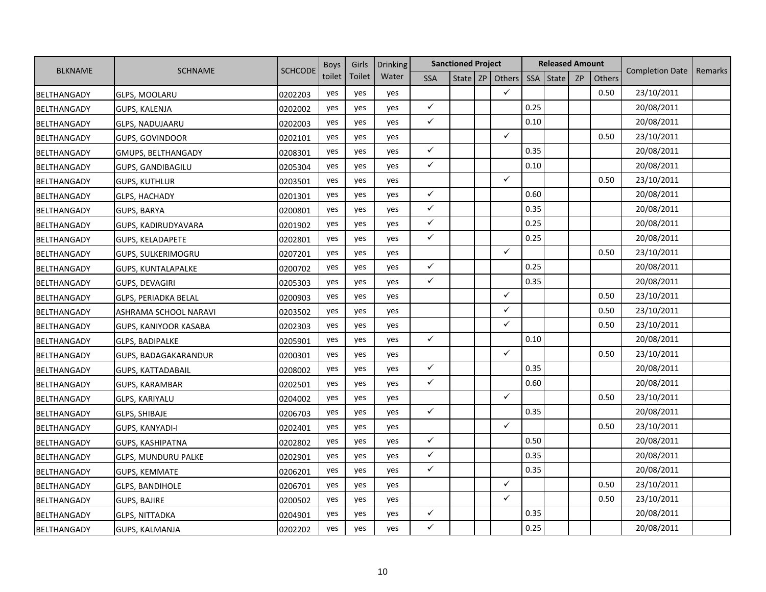| BLKNAME | SCHNAME | SCHCODE | Boys toilet | Girls Toilet | Drinking Water | Sanctioned Project | | | | Released Amount | | | | Completion Date | Remarks |
|---|---|---|---|---|---|---|---|---|---|---|---|---|---|---|---|
| | | | | | | SSA | State | ZP | Others | SSA | State | ZP | Others | | |
| BELTHANGADY | GLPS, MOOLARU | 0202203 | yes | yes | yes | | | | ✓ | | | | 0.50 | 23/10/2011 | |
| BELTHANGADY | GUPS, KALENJA | 0202002 | yes | yes | yes | ✓ | | | | 0.25 | | | | 20/08/2011 | |
| BELTHANGADY | GLPS, NADUJAARU | 0202003 | yes | yes | yes | ✓ | | | | 0.10 | | | | 20/08/2011 | |
| BELTHANGADY | GUPS, GOVINDOOR | 0202101 | yes | yes | yes | | | | ✓ | | | | 0.50 | 23/10/2011 | |
| BELTHANGADY | GMUPS, BELTHANGADY | 0208301 | yes | yes | yes | ✓ | | | | 0.35 | | | | 20/08/2011 | |
| BELTHANGADY | GUPS, GANDIBAGILU | 0205304 | yes | yes | yes | ✓ | | | | 0.10 | | | | 20/08/2011 | |
| BELTHANGADY | GUPS, KUTHLUR | 0203501 | yes | yes | yes | | | | ✓ | | | | 0.50 | 23/10/2011 | |
| BELTHANGADY | GLPS, HACHADY | 0201301 | yes | yes | yes | ✓ | | | | 0.60 | | | | 20/08/2011 | |
| BELTHANGADY | GUPS, BARYA | 0200801 | yes | yes | yes | ✓ | | | | 0.35 | | | | 20/08/2011 | |
| BELTHANGADY | GUPS, KADIRUDYAVARA | 0201902 | yes | yes | yes | ✓ | | | | 0.25 | | | | 20/08/2011 | |
| BELTHANGADY | GUPS, KELADAPETE | 0202801 | yes | yes | yes | ✓ | | | | 0.25 | | | | 20/08/2011 | |
| BELTHANGADY | GUPS, SULKERIMOGRU | 0207201 | yes | yes | yes | | | | ✓ | | | | 0.50 | 23/10/2011 | |
| BELTHANGADY | GUPS, KUNTALAPALKE | 0200702 | yes | yes | yes | ✓ | | | | 0.25 | | | | 20/08/2011 | |
| BELTHANGADY | GUPS, DEVAGIRI | 0205303 | yes | yes | yes | ✓ | | | | 0.35 | | | | 20/08/2011 | |
| BELTHANGADY | GLPS, PERIADKA BELAL | 0200903 | yes | yes | yes | | | | ✓ | | | | 0.50 | 23/10/2011 | |
| BELTHANGADY | ASHRAMA SCHOOL NARAVI | 0203502 | yes | yes | yes | | | | ✓ | | | | 0.50 | 23/10/2011 | |
| BELTHANGADY | GUPS, KANIYOOR KASABA | 0202303 | yes | yes | yes | | | | ✓ | | | | 0.50 | 23/10/2011 | |
| BELTHANGADY | GLPS, BADIPALKE | 0205901 | yes | yes | yes | ✓ | | | | 0.10 | | | | 20/08/2011 | |
| BELTHANGADY | GUPS, BADAGAKARANDUR | 0200301 | yes | yes | yes | | | | ✓ | | | | 0.50 | 23/10/2011 | |
| BELTHANGADY | GUPS, KATTADABAIL | 0208002 | yes | yes | yes | ✓ | | | | 0.35 | | | | 20/08/2011 | |
| BELTHANGADY | GUPS, KARAMBAR | 0202501 | yes | yes | yes | ✓ | | | | 0.60 | | | | 20/08/2011 | |
| BELTHANGADY | GLPS, KARIYALU | 0204002 | yes | yes | yes | | | | ✓ | | | | 0.50 | 23/10/2011 | |
| BELTHANGADY | GLPS, SHIBAJE | 0206703 | yes | yes | yes | ✓ | | | | 0.35 | | | | 20/08/2011 | |
| BELTHANGADY | GUPS, KANYADI-I | 0202401 | yes | yes | yes | | | | ✓ | | | | 0.50 | 23/10/2011 | |
| BELTHANGADY | GUPS, KASHIPATNA | 0202802 | yes | yes | yes | ✓ | | | | 0.50 | | | | 20/08/2011 | |
| BELTHANGADY | GLPS, MUNDURU PALKE | 0202901 | yes | yes | yes | ✓ | | | | 0.35 | | | | 20/08/2011 | |
| BELTHANGADY | GUPS, KEMMATE | 0206201 | yes | yes | yes | ✓ | | | | 0.35 | | | | 20/08/2011 | |
| BELTHANGADY | GLPS, BANDIHOLE | 0206701 | yes | yes | yes | | | | ✓ | | | | 0.50 | 23/10/2011 | |
| BELTHANGADY | GUPS, BAJIRE | 0200502 | yes | yes | yes | | | | ✓ | | | | 0.50 | 23/10/2011 | |
| BELTHANGADY | GLPS, NITTADKA | 0204901 | yes | yes | yes | ✓ | | | | 0.35 | | | | 20/08/2011 | |
| BELTHANGADY | GUPS, KALMANJA | 0202202 | yes | yes | yes | ✓ | | | | 0.25 | | | | 20/08/2011 | |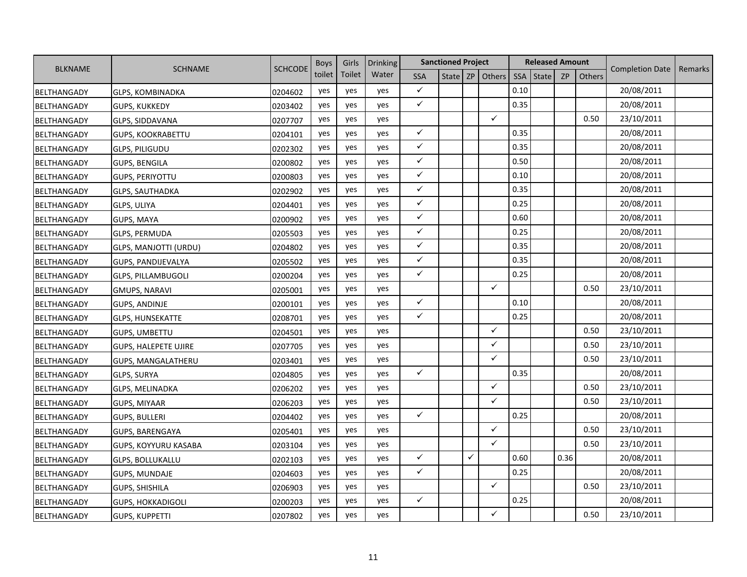| BLKNAME | SCHNAME | SCHCODE | Boys toilet | Girls Toilet | Drinking Water | Sanctioned Project | | | | Released Amount | | | | Completion Date | Remarks |
|---|---|---|---|---|---|---|---|---|---|---|---|---|---|---|---|
| | | | | | | SSA | State | ZP | Others | SSA | State | ZP | Others | | |
| BELTHANGADY | GLPS, KOMBINADKA | 0204602 | yes | yes | yes | ✓ | | | | 0.10 | | | | 20/08/2011 | |
| BELTHANGADY | GUPS, KUKKEDY | 0203402 | yes | yes | yes | ✓ | | | | 0.35 | | | | 20/08/2011 | |
| BELTHANGADY | GLPS, SIDDAVANA | 0207707 | yes | yes | yes | | | | ✓ | | | | 0.50 | 23/10/2011 | |
| BELTHANGADY | GUPS, KOOKRABETTU | 0204101 | yes | yes | yes | ✓ | | | | 0.35 | | | | 20/08/2011 | |
| BELTHANGADY | GLPS, PILIGUDU | 0202302 | yes | yes | yes | ✓ | | | | 0.35 | | | | 20/08/2011 | |
| BELTHANGADY | GUPS, BENGILA | 0200802 | yes | yes | yes | ✓ | | | | 0.50 | | | | 20/08/2011 | |
| BELTHANGADY | GUPS, PERIYOTTU | 0200803 | yes | yes | yes | ✓ | | | | 0.10 | | | | 20/08/2011 | |
| BELTHANGADY | GLPS, SAUTHADKA | 0202902 | yes | yes | yes | ✓ | | | | 0.35 | | | | 20/08/2011 | |
| BELTHANGADY | GLPS, ULIYA | 0204401 | yes | yes | yes | ✓ | | | | 0.25 | | | | 20/08/2011 | |
| BELTHANGADY | GUPS, MAYA | 0200902 | yes | yes | yes | ✓ | | | | 0.60 | | | | 20/08/2011 | |
| BELTHANGADY | GLPS, PERMUDA | 0205503 | yes | yes | yes | ✓ | | | | 0.25 | | | | 20/08/2011 | |
| BELTHANGADY | GLPS, MANJOTTI (URDU) | 0204802 | yes | yes | yes | ✓ | | | | 0.35 | | | | 20/08/2011 | |
| BELTHANGADY | GUPS, PANDIJEVALYA | 0205502 | yes | yes | yes | ✓ | | | | 0.35 | | | | 20/08/2011 | |
| BELTHANGADY | GLPS, PILLAMBUGOLI | 0200204 | yes | yes | yes | ✓ | | | | 0.25 | | | | 20/08/2011 | |
| BELTHANGADY | GMUPS, NARAVI | 0205001 | yes | yes | yes | | | | ✓ | | | | 0.50 | 23/10/2011 | |
| BELTHANGADY | GUPS, ANDINJE | 0200101 | yes | yes | yes | ✓ | | | | 0.10 | | | | 20/08/2011 | |
| BELTHANGADY | GLPS, HUNSEKATTE | 0208701 | yes | yes | yes | ✓ | | | | 0.25 | | | | 20/08/2011 | |
| BELTHANGADY | GUPS, UMBETTU | 0204501 | yes | yes | yes | | | | ✓ | | | | 0.50 | 23/10/2011 | |
| BELTHANGADY | GUPS, HALEPETE UJIRE | 0207705 | yes | yes | yes | | | | ✓ | | | | 0.50 | 23/10/2011 | |
| BELTHANGADY | GUPS, MANGALATHERU | 0203401 | yes | yes | yes | | | | ✓ | | | | 0.50 | 23/10/2011 | |
| BELTHANGADY | GLPS, SURYA | 0204805 | yes | yes | yes | ✓ | | | | 0.35 | | | | 20/08/2011 | |
| BELTHANGADY | GLPS, MELINADKA | 0206202 | yes | yes | yes | | | | ✓ | | | | 0.50 | 23/10/2011 | |
| BELTHANGADY | GUPS, MIYAAR | 0206203 | yes | yes | yes | | | | ✓ | | | | 0.50 | 23/10/2011 | |
| BELTHANGADY | GUPS, BULLERI | 0204402 | yes | yes | yes | ✓ | | | | 0.25 | | | | 20/08/2011 | |
| BELTHANGADY | GUPS, BARENGAYA | 0205401 | yes | yes | yes | | | | ✓ | | | | 0.50 | 23/10/2011 | |
| BELTHANGADY | GUPS, KOYYURU KASABA | 0203104 | yes | yes | yes | | | | ✓ | | | | 0.50 | 23/10/2011 | |
| BELTHANGADY | GLPS, BOLLUKALLU | 0202103 | yes | yes | yes | ✓ | | ✓ | | 0.60 | | 0.36 | | 20/08/2011 | |
| BELTHANGADY | GUPS, MUNDAJE | 0204603 | yes | yes | yes | ✓ | | | | 0.25 | | | | 20/08/2011 | |
| BELTHANGADY | GUPS, SHISHILA | 0206903 | yes | yes | yes | | | | ✓ | | | | 0.50 | 23/10/2011 | |
| BELTHANGADY | GUPS, HOKKADIGOLI | 0200203 | yes | yes | yes | ✓ | | | | 0.25 | | | | 20/08/2011 | |
| BELTHANGADY | GUPS, KUPPETTI | 0207802 | yes | yes | yes | | | | ✓ | | | | 0.50 | 23/10/2011 | |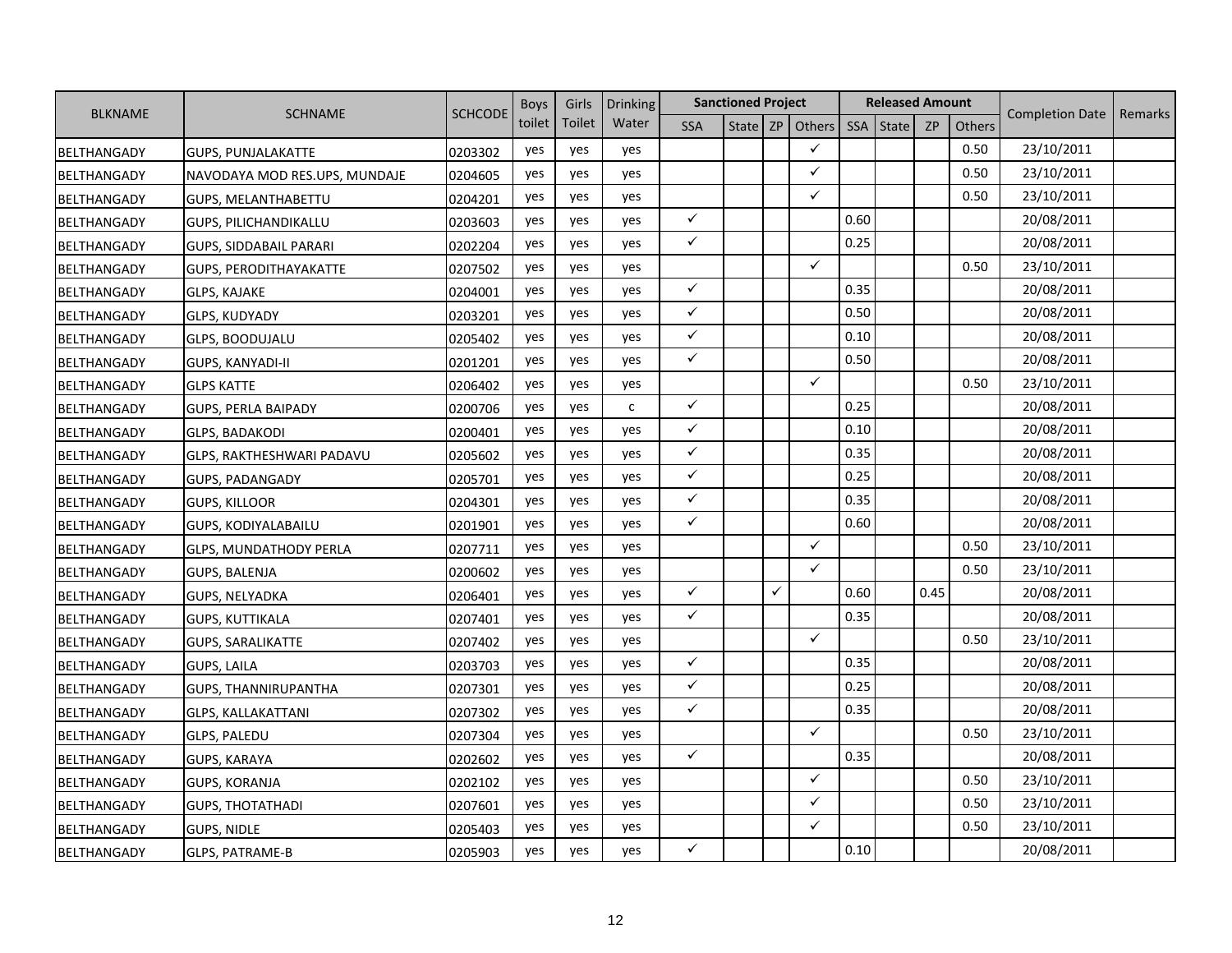| BLKNAME | SCHNAME | SCHCODE | Boys toilet | Girls Toilet | Drinking Water | Sanctioned Project | | | | Released Amount | | | | Completion Date | Remarks |
|---|---|---|---|---|---|---|---|---|---|---|---|---|---|---|---|
| | | | | | | SSA | State | ZP | Others | SSA | State | ZP | Others | | |
| BELTHANGADY | GUPS, PUNJALAKATTE | 0203302 | yes | yes | yes | | | | ✓ | | | | 0.50 | 23/10/2011 | |
| BELTHANGADY | NAVODAYA MOD RES.UPS, MUNDAJE | 0204605 | yes | yes | yes | | | | ✓ | | | | 0.50 | 23/10/2011 | |
| BELTHANGADY | GUPS, MELANTHABETTU | 0204201 | yes | yes | yes | | | | ✓ | | | | 0.50 | 23/10/2011 | |
| BELTHANGADY | GUPS, PILICHANDIKALLU | 0203603 | yes | yes | yes | ✓ | | | | 0.60 | | | | 20/08/2011 | |
| BELTHANGADY | GUPS, SIDDABAIL PARARI | 0202204 | yes | yes | yes | ✓ | | | | 0.25 | | | | 20/08/2011 | |
| BELTHANGADY | GUPS, PERODITHAYAKATTE | 0207502 | yes | yes | yes | | | | ✓ | | | | 0.50 | 23/10/2011 | |
| BELTHANGADY | GLPS, KAJAKE | 0204001 | yes | yes | yes | ✓ | | | | 0.35 | | | | 20/08/2011 | |
| BELTHANGADY | GLPS, KUDYADY | 0203201 | yes | yes | yes | ✓ | | | | 0.50 | | | | 20/08/2011 | |
| BELTHANGADY | GLPS, BOODUJALU | 0205402 | yes | yes | yes | ✓ | | | | 0.10 | | | | 20/08/2011 | |
| BELTHANGADY | GUPS, KANYADI-II | 0201201 | yes | yes | yes | ✓ | | | | 0.50 | | | | 20/08/2011 | |
| BELTHANGADY | GLPS KATTE | 0206402 | yes | yes | yes | | | | ✓ | | | | 0.50 | 23/10/2011 | |
| BELTHANGADY | GUPS, PERLA BAIPADY | 0200706 | yes | yes | c | ✓ | | | | 0.25 | | | | 20/08/2011 | |
| BELTHANGADY | GLPS, BADAKODI | 0200401 | yes | yes | yes | ✓ | | | | 0.10 | | | | 20/08/2011 | |
| BELTHANGADY | GLPS, RAKTHESHWARI PADAVU | 0205602 | yes | yes | yes | ✓ | | | | 0.35 | | | | 20/08/2011 | |
| BELTHANGADY | GUPS, PADANGADY | 0205701 | yes | yes | yes | ✓ | | | | 0.25 | | | | 20/08/2011 | |
| BELTHANGADY | GUPS, KILLOOR | 0204301 | yes | yes | yes | ✓ | | | | 0.35 | | | | 20/08/2011 | |
| BELTHANGADY | GUPS, KODIYALABAILU | 0201901 | yes | yes | yes | ✓ | | | | 0.60 | | | | 20/08/2011 | |
| BELTHANGADY | GLPS, MUNDATHODY PERLA | 0207711 | yes | yes | yes | | | | ✓ | | | | 0.50 | 23/10/2011 | |
| BELTHANGADY | GUPS, BALENJA | 0200602 | yes | yes | yes | | | | ✓ | | | | 0.50 | 23/10/2011 | |
| BELTHANGADY | GUPS, NELYADKA | 0206401 | yes | yes | yes | ✓ | | ✓ | | 0.60 | | 0.45 | | 20/08/2011 | |
| BELTHANGADY | GUPS, KUTTIKALA | 0207401 | yes | yes | yes | ✓ | | | | 0.35 | | | | 20/08/2011 | |
| BELTHANGADY | GUPS, SARALIKATTE | 0207402 | yes | yes | yes | | | | ✓ | | | | 0.50 | 23/10/2011 | |
| BELTHANGADY | GUPS, LAILA | 0203703 | yes | yes | yes | ✓ | | | | 0.35 | | | | 20/08/2011 | |
| BELTHANGADY | GUPS, THANNIRUPANTHA | 0207301 | yes | yes | yes | ✓ | | | | 0.25 | | | | 20/08/2011 | |
| BELTHANGADY | GLPS, KALLAKATTANI | 0207302 | yes | yes | yes | ✓ | | | | 0.35 | | | | 20/08/2011 | |
| BELTHANGADY | GLPS, PALEDU | 0207304 | yes | yes | yes | | | | ✓ | | | | 0.50 | 23/10/2011 | |
| BELTHANGADY | GUPS, KARAYA | 0202602 | yes | yes | yes | ✓ | | | | 0.35 | | | | 20/08/2011 | |
| BELTHANGADY | GUPS, KORANJA | 0202102 | yes | yes | yes | | | | ✓ | | | | 0.50 | 23/10/2011 | |
| BELTHANGADY | GUPS, THOTATHADI | 0207601 | yes | yes | yes | | | | ✓ | | | | 0.50 | 23/10/2011 | |
| BELTHANGADY | GUPS, NIDLE | 0205403 | yes | yes | yes | | | | ✓ | | | | 0.50 | 23/10/2011 | |
| BELTHANGADY | GLPS, PATRAME-B | 0205903 | yes | yes | yes | ✓ | | | | 0.10 | | | | 20/08/2011 | |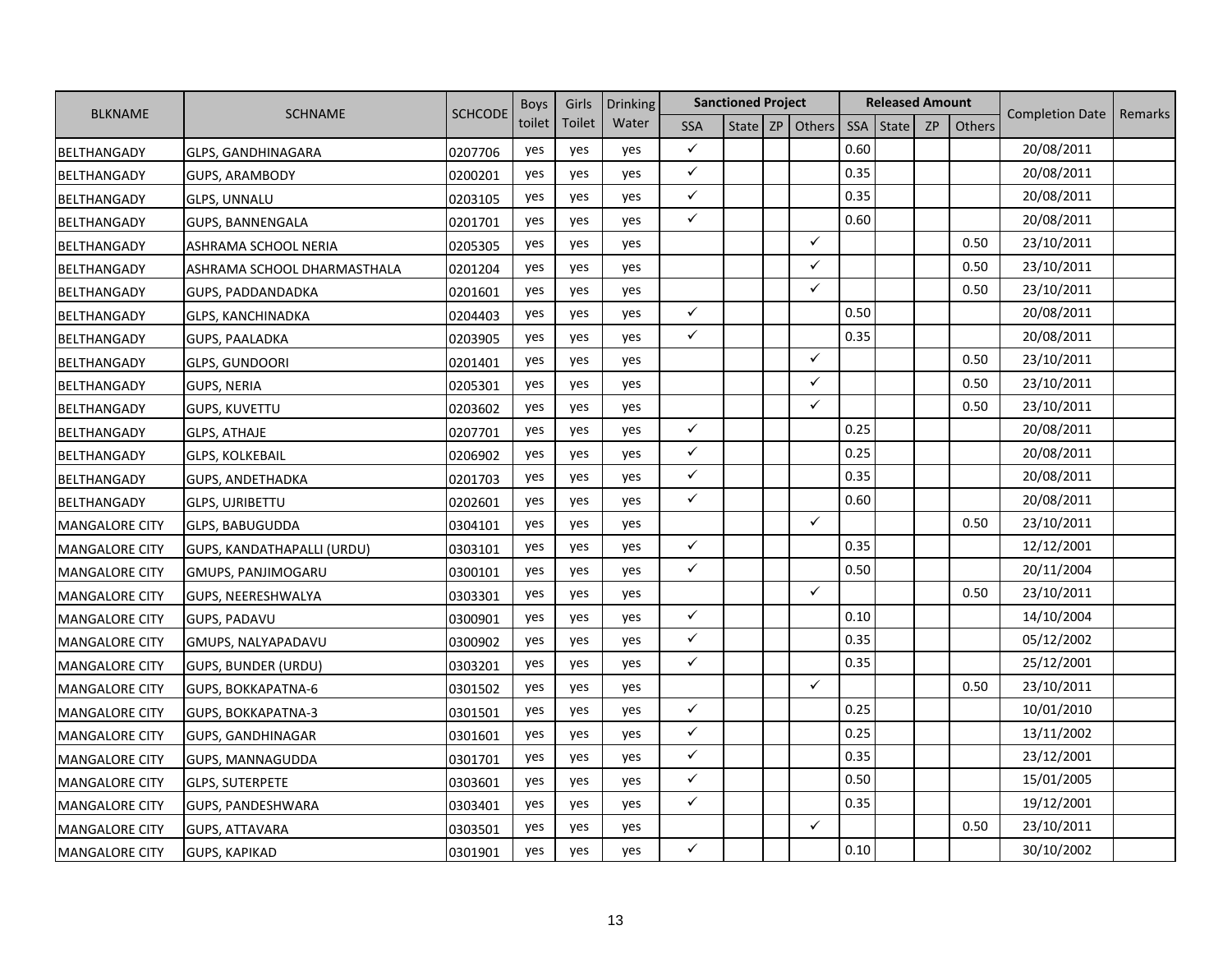| BLKNAME | SCHNAME | SCHCODE | Boys toilet | Girls Toilet | Drinking Water | Sanctioned Project | | | | Released Amount | | | | Completion Date | Remarks |
|---|---|---|---|---|---|---|---|---|---|---|---|---|---|---|---|
| | | | | | | SSA | State | ZP | Others | SSA | State | ZP | Others | | |
| BELTHANGADY | GLPS, GANDHINAGARA | 0207706 | yes | yes | yes | ✓ | | | | 0.60 | | | | 20/08/2011 | |
| BELTHANGADY | GUPS, ARAMBODY | 0200201 | yes | yes | yes | ✓ | | | | 0.35 | | | | 20/08/2011 | |
| BELTHANGADY | GLPS, UNNALU | 0203105 | yes | yes | yes | ✓ | | | | 0.35 | | | | 20/08/2011 | |
| BELTHANGADY | GUPS, BANNENGALA | 0201701 | yes | yes | yes | ✓ | | | | 0.60 | | | | 20/08/2011 | |
| BELTHANGADY | ASHRAMA SCHOOL NERIA | 0205305 | yes | yes | yes | | | | ✓ | | | | 0.50 | 23/10/2011 | |
| BELTHANGADY | ASHRAMA SCHOOL DHARMASTHALA | 0201204 | yes | yes | yes | | | | ✓ | | | | 0.50 | 23/10/2011 | |
| BELTHANGADY | GUPS, PADDANDADKA | 0201601 | yes | yes | yes | | | | ✓ | | | | 0.50 | 23/10/2011 | |
| BELTHANGADY | GLPS, KANCHINADKA | 0204403 | yes | yes | yes | ✓ | | | | 0.50 | | | | 20/08/2011 | |
| BELTHANGADY | GUPS, PAALADKA | 0203905 | yes | yes | yes | ✓ | | | | 0.35 | | | | 20/08/2011 | |
| BELTHANGADY | GLPS, GUNDOORI | 0201401 | yes | yes | yes | | | | ✓ | | | | 0.50 | 23/10/2011 | |
| BELTHANGADY | GUPS, NERIA | 0205301 | yes | yes | yes | | | | ✓ | | | | 0.50 | 23/10/2011 | |
| BELTHANGADY | GUPS, KUVETTU | 0203602 | yes | yes | yes | | | | ✓ | | | | 0.50 | 23/10/2011 | |
| BELTHANGADY | GLPS, ATHAJE | 0207701 | yes | yes | yes | ✓ | | | | 0.25 | | | | 20/08/2011 | |
| BELTHANGADY | GLPS, KOLKEBAIL | 0206902 | yes | yes | yes | ✓ | | | | 0.25 | | | | 20/08/2011 | |
| BELTHANGADY | GUPS, ANDETHADKA | 0201703 | yes | yes | yes | ✓ | | | | 0.35 | | | | 20/08/2011 | |
| BELTHANGADY | GLPS, UJRIBETTU | 0202601 | yes | yes | yes | ✓ | | | | 0.60 | | | | 20/08/2011 | |
| MANGALORE CITY | GLPS, BABUGUDDA | 0304101 | yes | yes | yes | | | | ✓ | | | | 0.50 | 23/10/2011 | |
| MANGALORE CITY | GUPS, KANDATHAPALLI (URDU) | 0303101 | yes | yes | yes | ✓ | | | | 0.35 | | | | 12/12/2001 | |
| MANGALORE CITY | GMUPS, PANJIMOGARU | 0300101 | yes | yes | yes | ✓ | | | | 0.50 | | | | 20/11/2004 | |
| MANGALORE CITY | GUPS, NEERESHWALYA | 0303301 | yes | yes | yes | | | | ✓ | | | | 0.50 | 23/10/2011 | |
| MANGALORE CITY | GUPS, PADAVU | 0300901 | yes | yes | yes | ✓ | | | | 0.10 | | | | 14/10/2004 | |
| MANGALORE CITY | GMUPS, NALYAPADAVU | 0300902 | yes | yes | yes | ✓ | | | | 0.35 | | | | 05/12/2002 | |
| MANGALORE CITY | GUPS, BUNDER (URDU) | 0303201 | yes | yes | yes | ✓ | | | | 0.35 | | | | 25/12/2001 | |
| MANGALORE CITY | GUPS, BOKKAPATNA-6 | 0301502 | yes | yes | yes | | | | ✓ | | | | 0.50 | 23/10/2011 | |
| MANGALORE CITY | GUPS, BOKKAPATNA-3 | 0301501 | yes | yes | yes | ✓ | | | | 0.25 | | | | 10/01/2010 | |
| MANGALORE CITY | GUPS, GANDHINAGAR | 0301601 | yes | yes | yes | ✓ | | | | 0.25 | | | | 13/11/2002 | |
| MANGALORE CITY | GUPS, MANNAGUDDA | 0301701 | yes | yes | yes | ✓ | | | | 0.35 | | | | 23/12/2001 | |
| MANGALORE CITY | GLPS, SUTERPETE | 0303601 | yes | yes | yes | ✓ | | | | 0.50 | | | | 15/01/2005 | |
| MANGALORE CITY | GUPS, PANDESHWARA | 0303401 | yes | yes | yes | ✓ | | | | 0.35 | | | | 19/12/2001 | |
| MANGALORE CITY | GUPS, ATTAVARA | 0303501 | yes | yes | yes | | | | ✓ | | | | 0.50 | 23/10/2011 | |
| MANGALORE CITY | GUPS, KAPIKAD | 0301901 | yes | yes | yes | ✓ | | | | 0.10 | | | | 30/10/2002 | |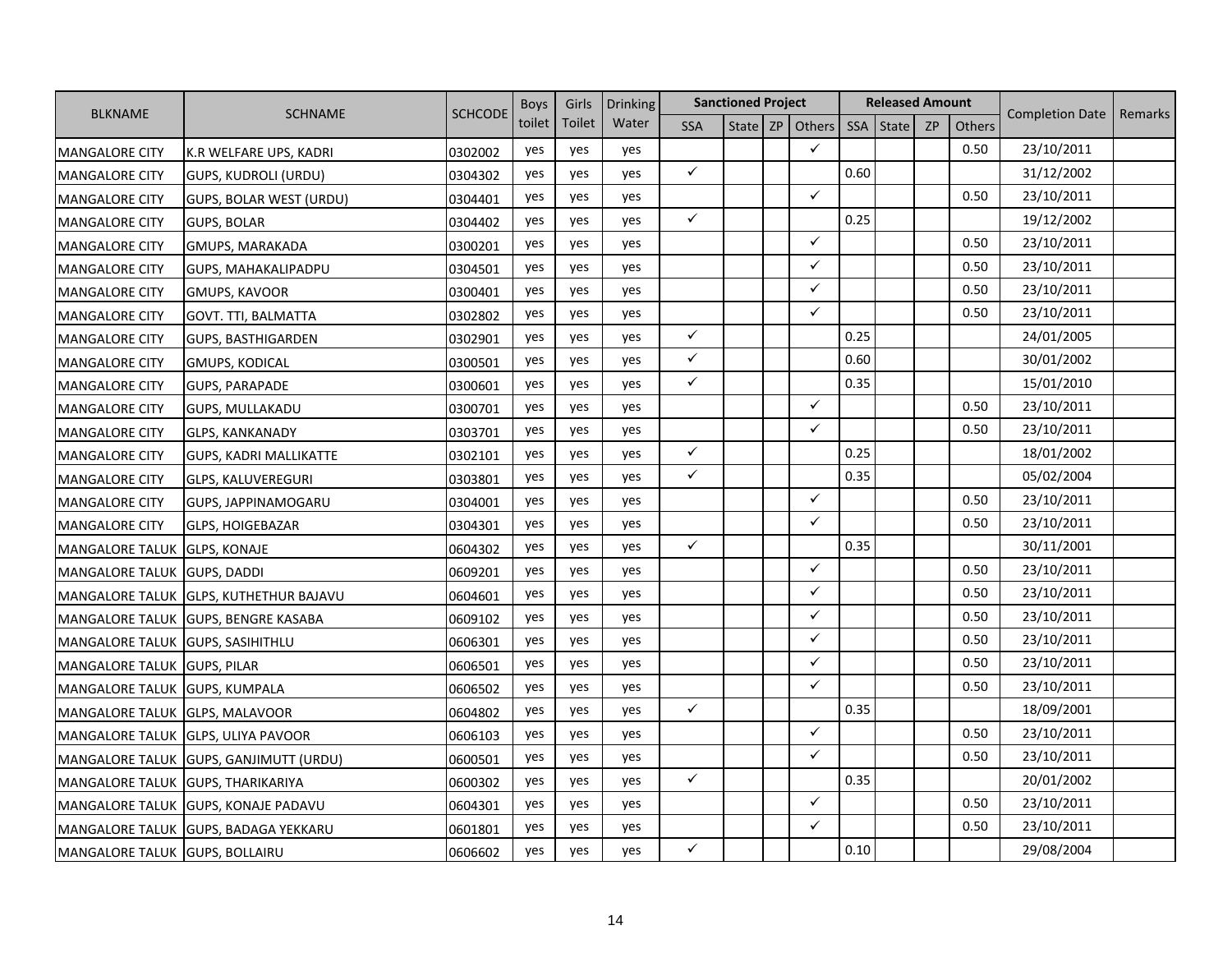| BLKNAME | SCHNAME | SCHCODE | Boys toilet | Girls Toilet | Drinking Water | Sanctioned Project | | | | Released Amount | | | | Completion Date | Remarks |
|---|---|---|---|---|---|---|---|---|---|---|---|---|---|---|---|
| | | | | | | SSA | State | ZP | Others | SSA | State | ZP | Others | | |
| MANGALORE CITY | K.R WELFARE UPS, KADRI | 0302002 | yes | yes | yes | | | | ✓ | | | | 0.50 | 23/10/2011 | |
| MANGALORE CITY | GUPS, KUDROLI (URDU) | 0304302 | yes | yes | yes | ✓ | | | | 0.60 | | | | 31/12/2002 | |
| MANGALORE CITY | GUPS, BOLAR WEST (URDU) | 0304401 | yes | yes | yes | | | | ✓ | | | | 0.50 | 23/10/2011 | |
| MANGALORE CITY | GUPS, BOLAR | 0304402 | yes | yes | yes | ✓ | | | | 0.25 | | | | 19/12/2002 | |
| MANGALORE CITY | GMUPS, MARAKADA | 0300201 | yes | yes | yes | | | | ✓ | | | | 0.50 | 23/10/2011 | |
| MANGALORE CITY | GUPS, MAHAKALIPADPU | 0304501 | yes | yes | yes | | | | ✓ | | | | 0.50 | 23/10/2011 | |
| MANGALORE CITY | GMUPS, KAVOOR | 0300401 | yes | yes | yes | | | | ✓ | | | | 0.50 | 23/10/2011 | |
| MANGALORE CITY | GOVT. TTI, BALMATTA | 0302802 | yes | yes | yes | | | | ✓ | | | | 0.50 | 23/10/2011 | |
| MANGALORE CITY | GUPS, BASTHIGARDEN | 0302901 | yes | yes | yes | ✓ | | | | 0.25 | | | | 24/01/2005 | |
| MANGALORE CITY | GMUPS, KODICAL | 0300501 | yes | yes | yes | ✓ | | | | 0.60 | | | | 30/01/2002 | |
| MANGALORE CITY | GUPS, PARAPADE | 0300601 | yes | yes | yes | ✓ | | | | 0.35 | | | | 15/01/2010 | |
| MANGALORE CITY | GUPS, MULLAKADU | 0300701 | yes | yes | yes | | | | ✓ | | | | 0.50 | 23/10/2011 | |
| MANGALORE CITY | GLPS, KANKANADY | 0303701 | yes | yes | yes | | | | ✓ | | | | 0.50 | 23/10/2011 | |
| MANGALORE CITY | GUPS, KADRI MALLIKATTE | 0302101 | yes | yes | yes | ✓ | | | | 0.25 | | | | 18/01/2002 | |
| MANGALORE CITY | GLPS, KALUVEREGURI | 0303801 | yes | yes | yes | ✓ | | | | 0.35 | | | | 05/02/2004 | |
| MANGALORE CITY | GUPS, JAPPINAMOGARU | 0304001 | yes | yes | yes | | | | ✓ | | | | 0.50 | 23/10/2011 | |
| MANGALORE CITY | GLPS, HOIGEBAZAR | 0304301 | yes | yes | yes | | | | ✓ | | | | 0.50 | 23/10/2011 | |
| MANGALORE TALUK | GLPS, KONAJE | 0604302 | yes | yes | yes | ✓ | | | | 0.35 | | | | 30/11/2001 | |
| MANGALORE TALUK | GUPS, DADDI | 0609201 | yes | yes | yes | | | | ✓ | | | | 0.50 | 23/10/2011 | |
| MANGALORE TALUK | GLPS, KUTHETHUR BAJAVU | 0604601 | yes | yes | yes | | | | ✓ | | | | 0.50 | 23/10/2011 | |
| MANGALORE TALUK | GUPS, BENGRE KASABA | 0609102 | yes | yes | yes | | | | ✓ | | | | 0.50 | 23/10/2011 | |
| MANGALORE TALUK | GUPS, SASIHITHLU | 0606301 | yes | yes | yes | | | | ✓ | | | | 0.50 | 23/10/2011 | |
| MANGALORE TALUK | GUPS, PILAR | 0606501 | yes | yes | yes | | | | ✓ | | | | 0.50 | 23/10/2011 | |
| MANGALORE TALUK | GUPS, KUMPALA | 0606502 | yes | yes | yes | | | | ✓ | | | | 0.50 | 23/10/2011 | |
| MANGALORE TALUK | GLPS, MALAVOOR | 0604802 | yes | yes | yes | ✓ | | | | 0.35 | | | | 18/09/2001 | |
| MANGALORE TALUK | GLPS, ULIYA PAVOOR | 0606103 | yes | yes | yes | | | | ✓ | | | | 0.50 | 23/10/2011 | |
| MANGALORE TALUK | GUPS, GANJIMUTT (URDU) | 0600501 | yes | yes | yes | | | | ✓ | | | | 0.50 | 23/10/2011 | |
| MANGALORE TALUK | GUPS, THARIKARIYA | 0600302 | yes | yes | yes | ✓ | | | | 0.35 | | | | 20/01/2002 | |
| MANGALORE TALUK | GUPS, KONAJE PADAVU | 0604301 | yes | yes | yes | | | | ✓ | | | | 0.50 | 23/10/2011 | |
| MANGALORE TALUK | GUPS, BADAGA YEKKARU | 0601801 | yes | yes | yes | | | | ✓ | | | | 0.50 | 23/10/2011 | |
| MANGALORE TALUK | GUPS, BOLLAIRU | 0606602 | yes | yes | yes | ✓ | | | | 0.10 | | | | 29/08/2004 | |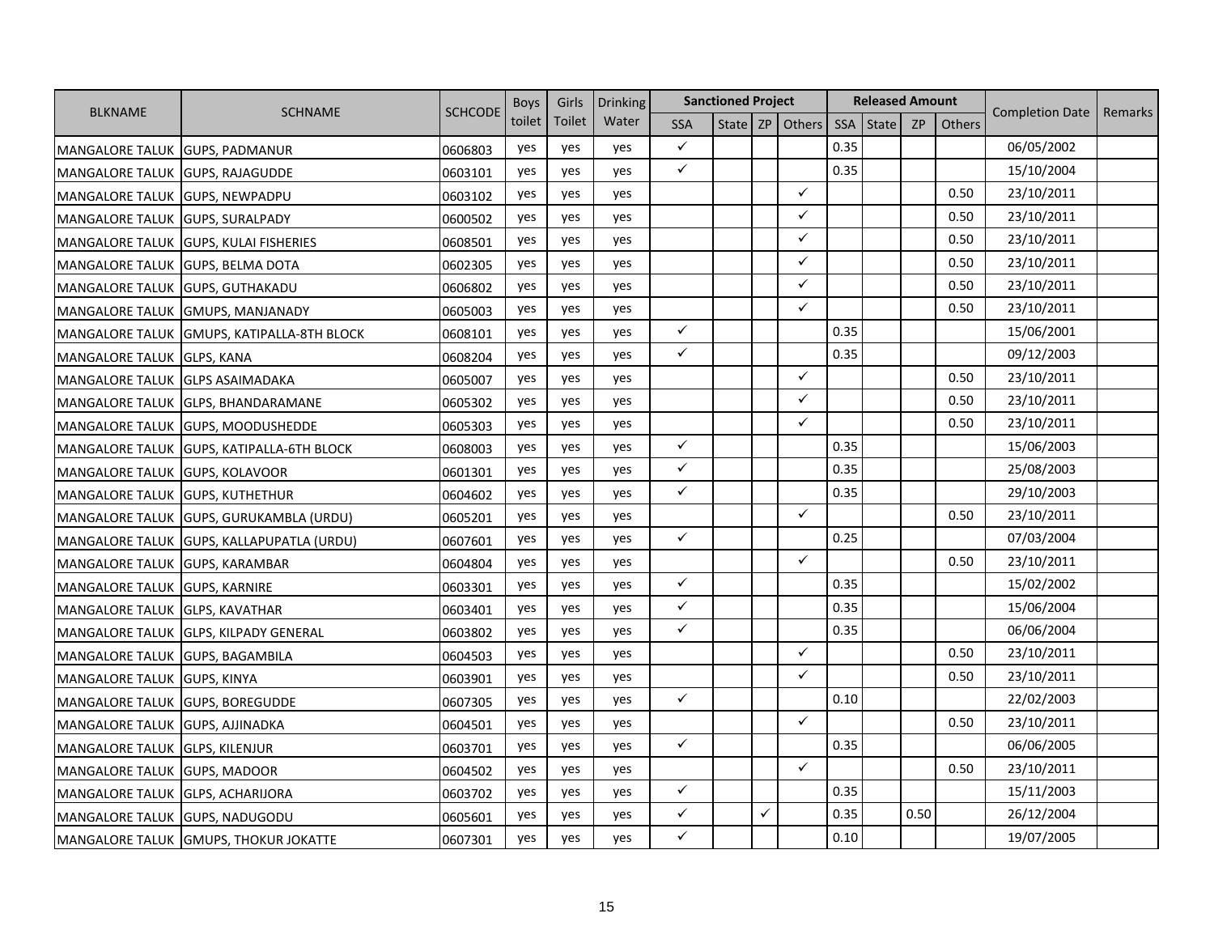| BLKNAME | SCHNAME | SCHCODE | Boys toilet | Girls Toilet | Drinking Water | Sanctioned Project | | | | Released Amount | | | | Completion Date | Remarks |
|---|---|---|---|---|---|---|---|---|---|---|---|---|---|---|---|
| | | | | | | SSA | State | ZP | Others | SSA | State | ZP | Others | | |
| MANGALORE TALUK | GUPS, PADMANUR | 0606803 | yes | yes | yes | ✓ | | | | 0.35 | | | | 06/05/2002 | |
| MANGALORE TALUK | GUPS, RAJAGUDDE | 0603101 | yes | yes | yes | ✓ | | | | 0.35 | | | | 15/10/2004 | |
| MANGALORE TALUK | GUPS, NEWPADPU | 0603102 | yes | yes | yes | | | | ✓ | | | | 0.50 | 23/10/2011 | |
| MANGALORE TALUK | GUPS, SURALPADY | 0600502 | yes | yes | yes | | | | ✓ | | | | 0.50 | 23/10/2011 | |
| MANGALORE TALUK | GUPS, KULAI FISHERIES | 0608501 | yes | yes | yes | | | | ✓ | | | | 0.50 | 23/10/2011 | |
| MANGALORE TALUK | GUPS, BELMA DOTA | 0602305 | yes | yes | yes | | | | ✓ | | | | 0.50 | 23/10/2011 | |
| MANGALORE TALUK | GUPS, GUTHAKADU | 0606802 | yes | yes | yes | | | | ✓ | | | | 0.50 | 23/10/2011 | |
| MANGALORE TALUK | GMUPS, MANJANADY | 0605003 | yes | yes | yes | | | | ✓ | | | | 0.50 | 23/10/2011 | |
| MANGALORE TALUK | GMUPS, KATIPALLA-8TH BLOCK | 0608101 | yes | yes | yes | ✓ | | | | 0.35 | | | | 15/06/2001 | |
| MANGALORE TALUK | GLPS, KANA | 0608204 | yes | yes | yes | ✓ | | | | 0.35 | | | | 09/12/2003 | |
| MANGALORE TALUK | GLPS ASAIMADAKA | 0605007 | yes | yes | yes | | | | ✓ | | | | 0.50 | 23/10/2011 | |
| MANGALORE TALUK | GLPS, BHANDARAMANE | 0605302 | yes | yes | yes | | | | ✓ | | | | 0.50 | 23/10/2011 | |
| MANGALORE TALUK | GUPS, MOODUSHEDDE | 0605303 | yes | yes | yes | | | | ✓ | | | | 0.50 | 23/10/2011 | |
| MANGALORE TALUK | GUPS, KATIPALLA-6TH BLOCK | 0608003 | yes | yes | yes | ✓ | | | | 0.35 | | | | 15/06/2003 | |
| MANGALORE TALUK | GUPS, KOLAVOOR | 0601301 | yes | yes | yes | ✓ | | | | 0.35 | | | | 25/08/2003 | |
| MANGALORE TALUK | GUPS, KUTHETHUR | 0604602 | yes | yes | yes | ✓ | | | | 0.35 | | | | 29/10/2003 | |
| MANGALORE TALUK | GUPS, GURUKAMBLA (URDU) | 0605201 | yes | yes | yes | | | | ✓ | | | | 0.50 | 23/10/2011 | |
| MANGALORE TALUK | GUPS, KALLAPUPATLA (URDU) | 0607601 | yes | yes | yes | ✓ | | | | 0.25 | | | | 07/03/2004 | |
| MANGALORE TALUK | GUPS, KARAMBAR | 0604804 | yes | yes | yes | | | | ✓ | | | | 0.50 | 23/10/2011 | |
| MANGALORE TALUK | GUPS, KARNIRE | 0603301 | yes | yes | yes | ✓ | | | | 0.35 | | | | 15/02/2002 | |
| MANGALORE TALUK | GLPS, KAVATHAR | 0603401 | yes | yes | yes | ✓ | | | | 0.35 | | | | 15/06/2004 | |
| MANGALORE TALUK | GLPS, KILPADY GENERAL | 0603802 | yes | yes | yes | ✓ | | | | 0.35 | | | | 06/06/2004 | |
| MANGALORE TALUK | GUPS, BAGAMBILA | 0604503 | yes | yes | yes | | | | ✓ | | | | 0.50 | 23/10/2011 | |
| MANGALORE TALUK | GUPS, KINYA | 0603901 | yes | yes | yes | | | | ✓ | | | | 0.50 | 23/10/2011 | |
| MANGALORE TALUK | GUPS, BOREGUDDE | 0607305 | yes | yes | yes | ✓ | | | | 0.10 | | | | 22/02/2003 | |
| MANGALORE TALUK | GUPS, AJJINADKA | 0604501 | yes | yes | yes | | | | ✓ | | | | 0.50 | 23/10/2011 | |
| MANGALORE TALUK | GLPS, KILENJUR | 0603701 | yes | yes | yes | ✓ | | | | 0.35 | | | | 06/06/2005 | |
| MANGALORE TALUK | GUPS, MADOOR | 0604502 | yes | yes | yes | | | | ✓ | | | | 0.50 | 23/10/2011 | |
| MANGALORE TALUK | GLPS, ACHARIJORA | 0603702 | yes | yes | yes | ✓ | | | | 0.35 | | | | 15/11/2003 | |
| MANGALORE TALUK | GUPS, NADUGODU | 0605601 | yes | yes | yes | ✓ | | ✓ | | 0.35 | | 0.50 | | 26/12/2004 | |
| MANGALORE TALUK | GMUPS, THOKUR JOKATTE | 0607301 | yes | yes | yes | ✓ | | | | 0.10 | | | | 19/07/2005 | |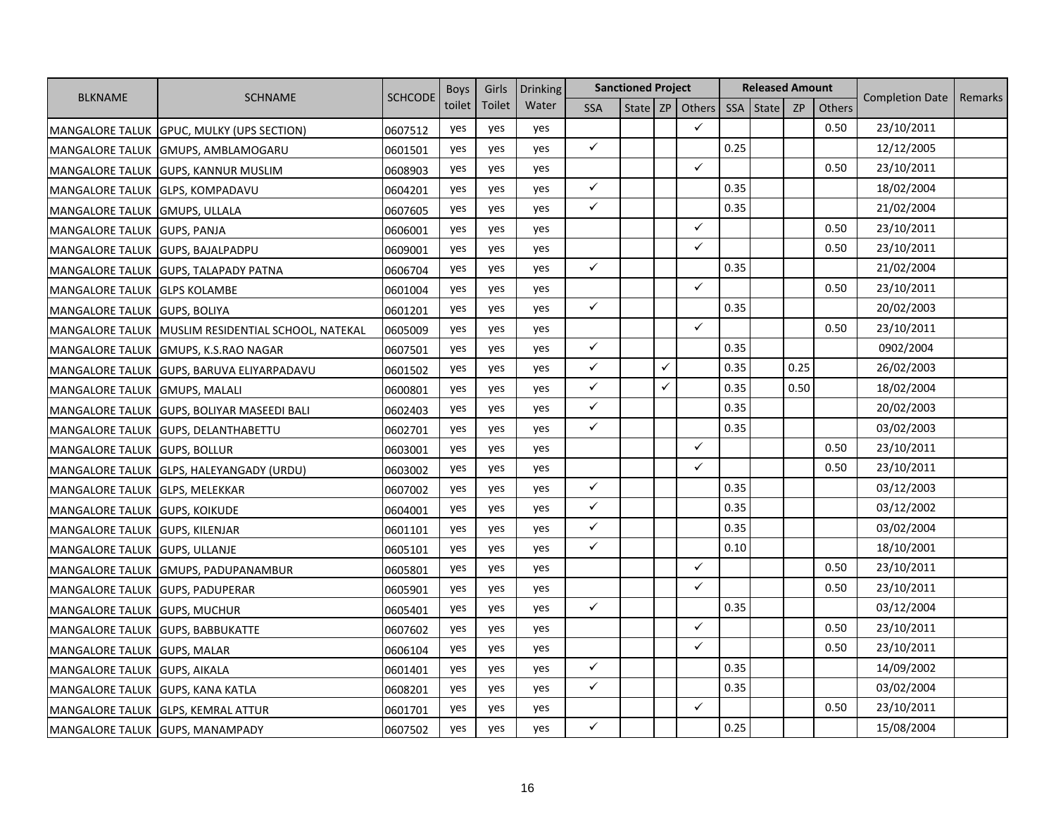| BLKNAME | SCHNAME | SCHCODE | Boys toilet | Girls Toilet | Drinking Water | Sanctioned Project | | | | Released Amount | | | | Completion Date | Remarks |
|---|---|---|---|---|---|---|---|---|---|---|---|---|---|---|---|
| | | | | | | SSA | State | ZP | Others | SSA | State | ZP | Others | | |
| MANGALORE TALUK | GPUC, MULKY (UPS SECTION) | 0607512 | yes | yes | yes | | | | ✓ | | | | 0.50 | 23/10/2011 | |
| MANGALORE TALUK | GMUPS, AMBLAMOGARU | 0601501 | yes | yes | yes | ✓ | | | | 0.25 | | | | 12/12/2005 | |
| MANGALORE TALUK | GUPS, KANNUR MUSLIM | 0608903 | yes | yes | yes | | | | ✓ | | | | 0.50 | 23/10/2011 | |
| MANGALORE TALUK | GLPS, KOMPADAVU | 0604201 | yes | yes | yes | ✓ | | | | 0.35 | | | | 18/02/2004 | |
| MANGALORE TALUK | GMUPS, ULLALA | 0607605 | yes | yes | yes | ✓ | | | | 0.35 | | | | 21/02/2004 | |
| MANGALORE TALUK | GUPS, PANJA | 0606001 | yes | yes | yes | | | | ✓ | | | | 0.50 | 23/10/2011 | |
| MANGALORE TALUK | GUPS, BAJALPADPU | 0609001 | yes | yes | yes | | | | ✓ | | | | 0.50 | 23/10/2011 | |
| MANGALORE TALUK | GUPS, TALAPADY PATNA | 0606704 | yes | yes | yes | ✓ | | | | 0.35 | | | | 21/02/2004 | |
| MANGALORE TALUK | GLPS KOLAMBE | 0601004 | yes | yes | yes | | | | ✓ | | | | 0.50 | 23/10/2011 | |
| MANGALORE TALUK | GUPS, BOLIYA | 0601201 | yes | yes | yes | ✓ | | | | 0.35 | | | | 20/02/2003 | |
| MANGALORE TALUK | MUSLIM RESIDENTIAL SCHOOL, NATEKAL | 0605009 | yes | yes | yes | | | | ✓ | | | | 0.50 | 23/10/2011 | |
| MANGALORE TALUK | GMUPS, K.S.RAO NAGAR | 0607501 | yes | yes | yes | ✓ | | | | 0.35 | | | | 0902/2004 | |
| MANGALORE TALUK | GUPS, BARUVA ELIYARPADAVU | 0601502 | yes | yes | yes | ✓ | | ✓ | | 0.35 | | 0.25 | | 26/02/2003 | |
| MANGALORE TALUK | GMUPS, MALALI | 0600801 | yes | yes | yes | ✓ | | ✓ | | 0.35 | | 0.50 | | 18/02/2004 | |
| MANGALORE TALUK | GUPS, BOLIYAR MASEEDI BALI | 0602403 | yes | yes | yes | ✓ | | | | 0.35 | | | | 20/02/2003 | |
| MANGALORE TALUK | GUPS, DELANTHABETTU | 0602701 | yes | yes | yes | ✓ | | | | 0.35 | | | | 03/02/2003 | |
| MANGALORE TALUK | GUPS, BOLLUR | 0603001 | yes | yes | yes | | | | ✓ | | | | 0.50 | 23/10/2011 | |
| MANGALORE TALUK | GLPS, HALEYANGADY (URDU) | 0603002 | yes | yes | yes | | | | ✓ | | | | 0.50 | 23/10/2011 | |
| MANGALORE TALUK | GLPS, MELEKKAR | 0607002 | yes | yes | yes | ✓ | | | | 0.35 | | | | 03/12/2003 | |
| MANGALORE TALUK | GUPS, KOIKUDE | 0604001 | yes | yes | yes | ✓ | | | | 0.35 | | | | 03/12/2002 | |
| MANGALORE TALUK | GUPS, KILENJAR | 0601101 | yes | yes | yes | ✓ | | | | 0.35 | | | | 03/02/2004 | |
| MANGALORE TALUK | GUPS, ULLANJE | 0605101 | yes | yes | yes | ✓ | | | | 0.10 | | | | 18/10/2001 | |
| MANGALORE TALUK | GMUPS, PADUPANAMBUR | 0605801 | yes | yes | yes | | | | ✓ | | | | 0.50 | 23/10/2011 | |
| MANGALORE TALUK | GUPS, PADUPERAR | 0605901 | yes | yes | yes | | | | ✓ | | | | 0.50 | 23/10/2011 | |
| MANGALORE TALUK | GUPS, MUCHUR | 0605401 | yes | yes | yes | ✓ | | | | 0.35 | | | | 03/12/2004 | |
| MANGALORE TALUK | GUPS, BABBUKATTE | 0607602 | yes | yes | yes | | | | ✓ | | | | 0.50 | 23/10/2011 | |
| MANGALORE TALUK | GUPS, MALAR | 0606104 | yes | yes | yes | | | | ✓ | | | | 0.50 | 23/10/2011 | |
| MANGALORE TALUK | GUPS, AIKALA | 0601401 | yes | yes | yes | ✓ | | | | 0.35 | | | | 14/09/2002 | |
| MANGALORE TALUK | GUPS, KANA KATLA | 0608201 | yes | yes | yes | ✓ | | | | 0.35 | | | | 03/02/2004 | |
| MANGALORE TALUK | GLPS, KEMRAL ATTUR | 0601701 | yes | yes | yes | | | | ✓ | | | | 0.50 | 23/10/2011 | |
| MANGALORE TALUK | GUPS, MANAMPADY | 0607502 | yes | yes | yes | ✓ | | | | 0.25 | | | | 15/08/2004 | |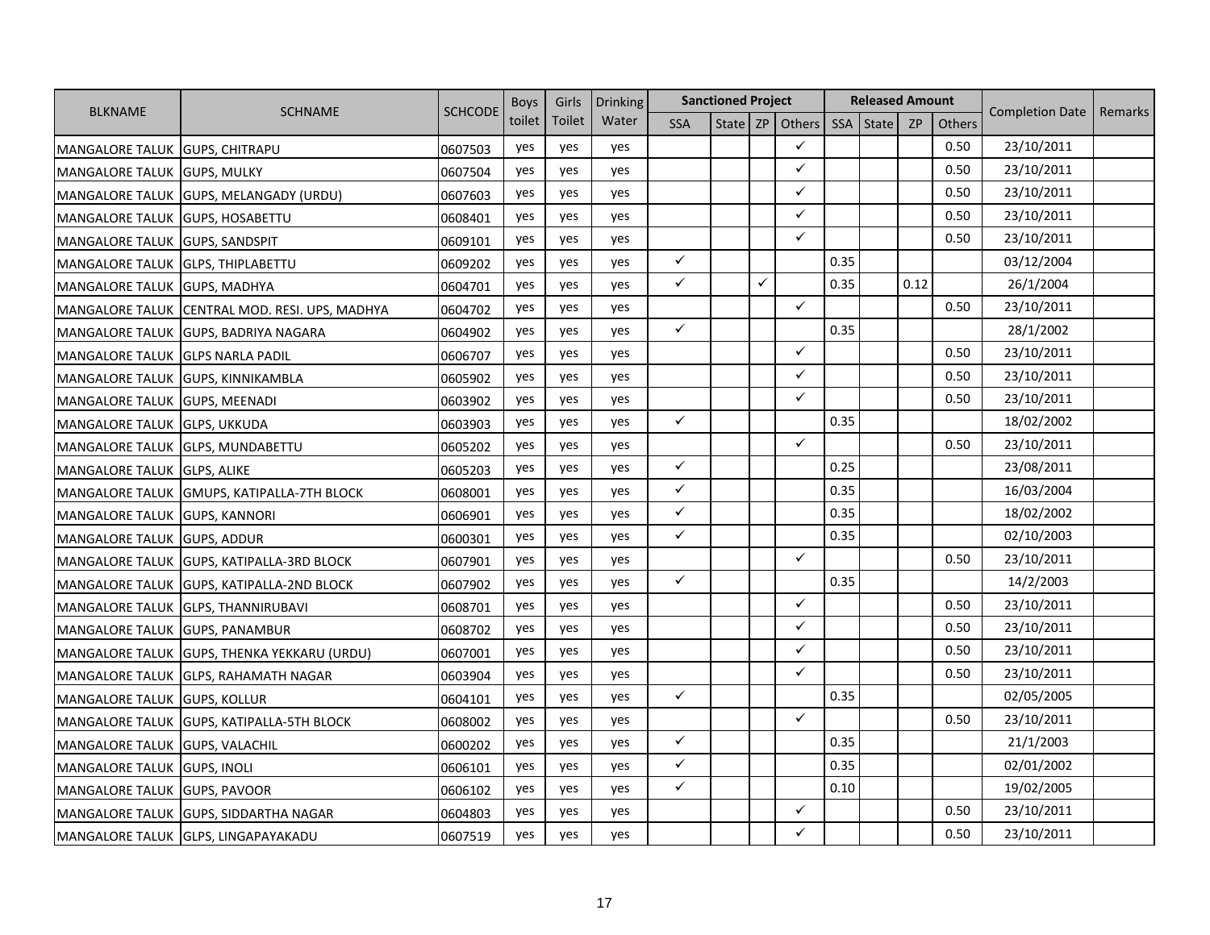| BLKNAME | SCHNAME | SCHCODE | Boys toilet | Girls Toilet | Drinking Water | Sanctioned Project | | | | Released Amount | | | | Completion Date | Remarks |
|---|---|---|---|---|---|---|---|---|---|---|---|---|---|---|---|
| | | | | | | SSA | State | ZP | Others | SSA | State | ZP | Others | | |
| MANGALORE TALUK | GUPS, CHITRAPU | 0607503 | yes | yes | yes | | | | ✓ | | | | 0.50 | 23/10/2011 | |
| MANGALORE TALUK | GUPS, MULKY | 0607504 | yes | yes | yes | | | | ✓ | | | | 0.50 | 23/10/2011 | |
| MANGALORE TALUK | GUPS, MELANGADY (URDU) | 0607603 | yes | yes | yes | | | | ✓ | | | | 0.50 | 23/10/2011 | |
| MANGALORE TALUK | GUPS, HOSABETTU | 0608401 | yes | yes | yes | | | | ✓ | | | | 0.50 | 23/10/2011 | |
| MANGALORE TALUK | GUPS, SANDSPIT | 0609101 | yes | yes | yes | | | | ✓ | | | | 0.50 | 23/10/2011 | |
| MANGALORE TALUK | GLPS, THIPLABETTU | 0609202 | yes | yes | yes | ✓ | | | | 0.35 | | | | 03/12/2004 | |
| MANGALORE TALUK | GUPS, MADHYA | 0604701 | yes | yes | yes | ✓ | | ✓ | | 0.35 | | 0.12 | | 26/1/2004 | |
| MANGALORE TALUK | CENTRAL MOD. RESI. UPS, MADHYA | 0604702 | yes | yes | yes | | | | ✓ | | | | 0.50 | 23/10/2011 | |
| MANGALORE TALUK | GUPS, BADRIYA NAGARA | 0604902 | yes | yes | yes | ✓ | | | | 0.35 | | | | 28/1/2002 | |
| MANGALORE TALUK | GLPS NARLA PADIL | 0606707 | yes | yes | yes | | | | ✓ | | | | 0.50 | 23/10/2011 | |
| MANGALORE TALUK | GUPS, KINNIKAMBLA | 0605902 | yes | yes | yes | | | | ✓ | | | | 0.50 | 23/10/2011 | |
| MANGALORE TALUK | GUPS, MEENADI | 0603902 | yes | yes | yes | | | | ✓ | | | | 0.50 | 23/10/2011 | |
| MANGALORE TALUK | GLPS, UKKUDA | 0603903 | yes | yes | yes | ✓ | | | | 0.35 | | | | 18/02/2002 | |
| MANGALORE TALUK | GLPS, MUNDABETTU | 0605202 | yes | yes | yes | | | | ✓ | | | | 0.50 | 23/10/2011 | |
| MANGALORE TALUK | GLPS, ALIKE | 0605203 | yes | yes | yes | ✓ | | | | 0.25 | | | | 23/08/2011 | |
| MANGALORE TALUK | GMUPS, KATIPALLA-7TH BLOCK | 0608001 | yes | yes | yes | ✓ | | | | 0.35 | | | | 16/03/2004 | |
| MANGALORE TALUK | GUPS, KANNORI | 0606901 | yes | yes | yes | ✓ | | | | 0.35 | | | | 18/02/2002 | |
| MANGALORE TALUK | GUPS, ADDUR | 0600301 | yes | yes | yes | ✓ | | | | 0.35 | | | | 02/10/2003 | |
| MANGALORE TALUK | GUPS, KATIPALLA-3RD BLOCK | 0607901 | yes | yes | yes | | | | ✓ | | | | 0.50 | 23/10/2011 | |
| MANGALORE TALUK | GUPS, KATIPALLA-2ND BLOCK | 0607902 | yes | yes | yes | ✓ | | | | 0.35 | | | | 14/2/2003 | |
| MANGALORE TALUK | GLPS, THANNIRUBAVI | 0608701 | yes | yes | yes | | | | ✓ | | | | 0.50 | 23/10/2011 | |
| MANGALORE TALUK | GUPS, PANAMBUR | 0608702 | yes | yes | yes | | | | ✓ | | | | 0.50 | 23/10/2011 | |
| MANGALORE TALUK | GUPS, THENKA YEKKARU (URDU) | 0607001 | yes | yes | yes | | | | ✓ | | | | 0.50 | 23/10/2011 | |
| MANGALORE TALUK | GLPS, RAHAMATH NAGAR | 0603904 | yes | yes | yes | | | | ✓ | | | | 0.50 | 23/10/2011 | |
| MANGALORE TALUK | GUPS, KOLLUR | 0604101 | yes | yes | yes | ✓ | | | | 0.35 | | | | 02/05/2005 | |
| MANGALORE TALUK | GUPS, KATIPALLA-5TH BLOCK | 0608002 | yes | yes | yes | | | | ✓ | | | | 0.50 | 23/10/2011 | |
| MANGALORE TALUK | GUPS, VALACHIL | 0600202 | yes | yes | yes | ✓ | | | | 0.35 | | | | 21/1/2003 | |
| MANGALORE TALUK | GUPS, INOLI | 0606101 | yes | yes | yes | ✓ | | | | 0.35 | | | | 02/01/2002 | |
| MANGALORE TALUK | GUPS, PAVOOR | 0606102 | yes | yes | yes | ✓ | | | | 0.10 | | | | 19/02/2005 | |
| MANGALORE TALUK | GUPS, SIDDARTHA NAGAR | 0604803 | yes | yes | yes | | | | ✓ | | | | 0.50 | 23/10/2011 | |
| MANGALORE TALUK | GLPS, LINGAPAYAKADU | 0607519 | yes | yes | yes | | | | ✓ | | | | 0.50 | 23/10/2011 | |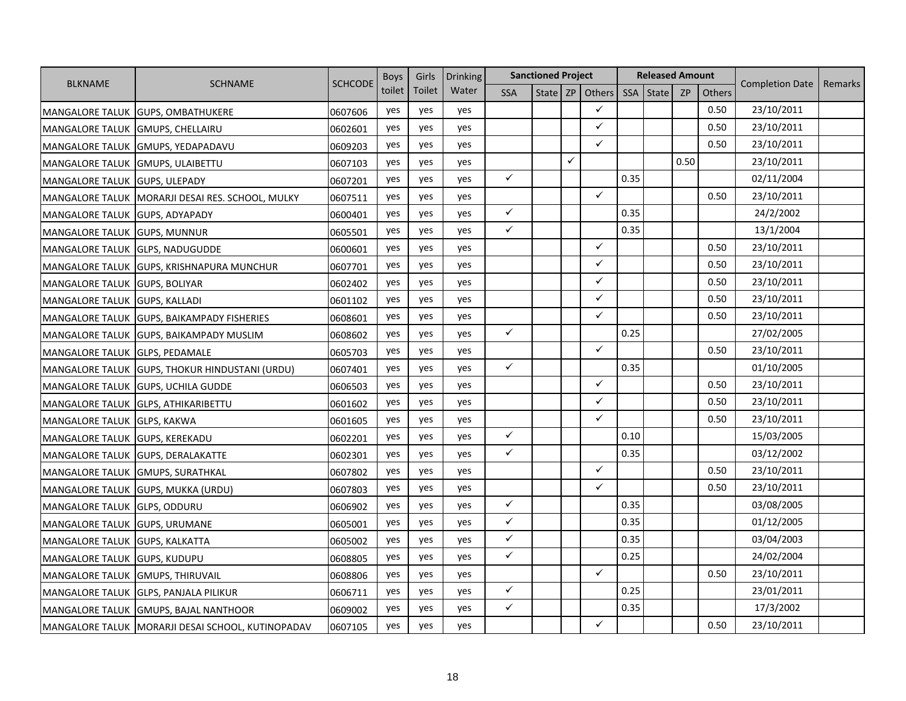| BLKNAME | SCHNAME | SCHCODE | Boys toilet | Girls Toilet | Drinking Water | Sanctioned Project | | | | Released Amount | | | | Completion Date | Remarks |
|---|---|---|---|---|---|---|---|---|---|---|---|---|---|---|---|
| | | | | | | SSA | State | ZP | Others | SSA | State | ZP | Others | | |
| MANGALORE TALUK | GUPS, OMBATHUKERE | 0607606 | yes | yes | yes | | | | ✓ | | | | 0.50 | 23/10/2011 | |
| MANGALORE TALUK | GMUPS, CHELLAIRU | 0602601 | yes | yes | yes | | | | ✓ | | | | 0.50 | 23/10/2011 | |
| MANGALORE TALUK | GMUPS, YEDAPADAVU | 0609203 | yes | yes | yes | | | | ✓ | | | | 0.50 | 23/10/2011 | |
| MANGALORE TALUK | GMUPS, ULAIBETTU | 0607103 | yes | yes | yes | | | ✓ | | | | 0.50 | | 23/10/2011 | |
| MANGALORE TALUK | GUPS, ULEPADY | 0607201 | yes | yes | yes | ✓ | | | | 0.35 | | | | 02/11/2004 | |
| MANGALORE TALUK | MORARJI DESAI RES. SCHOOL, MULKY | 0607511 | yes | yes | yes | | | | ✓ | | | | 0.50 | 23/10/2011 | |
| MANGALORE TALUK | GUPS, ADYAPADY | 0600401 | yes | yes | yes | ✓ | | | | 0.35 | | | | 24/2/2002 | |
| MANGALORE TALUK | GUPS, MUNNUR | 0605501 | yes | yes | yes | ✓ | | | | 0.35 | | | | 13/1/2004 | |
| MANGALORE TALUK | GLPS, NADUGUDDE | 0600601 | yes | yes | yes | | | | ✓ | | | | 0.50 | 23/10/2011 | |
| MANGALORE TALUK | GUPS, KRISHNAPURA MUNCHUR | 0607701 | yes | yes | yes | | | | ✓ | | | | 0.50 | 23/10/2011 | |
| MANGALORE TALUK | GUPS, BOLIYAR | 0602402 | yes | yes | yes | | | | ✓ | | | | 0.50 | 23/10/2011 | |
| MANGALORE TALUK | GUPS, KALLADI | 0601102 | yes | yes | yes | | | | ✓ | | | | 0.50 | 23/10/2011 | |
| MANGALORE TALUK | GUPS, BAIKAMPADY FISHERIES | 0608601 | yes | yes | yes | | | | ✓ | | | | 0.50 | 23/10/2011 | |
| MANGALORE TALUK | GUPS, BAIKAMPADY MUSLIM | 0608602 | yes | yes | yes | ✓ | | | | 0.25 | | | | 27/02/2005 | |
| MANGALORE TALUK | GLPS, PEDAMALE | 0605703 | yes | yes | yes | | | | ✓ | | | | 0.50 | 23/10/2011 | |
| MANGALORE TALUK | GUPS, THOKUR HINDUSTANI (URDU) | 0607401 | yes | yes | yes | ✓ | | | | 0.35 | | | | 01/10/2005 | |
| MANGALORE TALUK | GUPS, UCHILA GUDDE | 0606503 | yes | yes | yes | | | | ✓ | | | | 0.50 | 23/10/2011 | |
| MANGALORE TALUK | GLPS, ATHIKARIBETTU | 0601602 | yes | yes | yes | | | | ✓ | | | | 0.50 | 23/10/2011 | |
| MANGALORE TALUK | GLPS, KAKWA | 0601605 | yes | yes | yes | | | | ✓ | | | | 0.50 | 23/10/2011 | |
| MANGALORE TALUK | GUPS, KEREKADU | 0602201 | yes | yes | yes | ✓ | | | | 0.10 | | | | 15/03/2005 | |
| MANGALORE TALUK | GUPS, DERALAKATTE | 0602301 | yes | yes | yes | ✓ | | | | 0.35 | | | | 03/12/2002 | |
| MANGALORE TALUK | GMUPS, SURATHKAL | 0607802 | yes | yes | yes | | | | ✓ | | | | 0.50 | 23/10/2011 | |
| MANGALORE TALUK | GUPS, MUKKA (URDU) | 0607803 | yes | yes | yes | | | | ✓ | | | | 0.50 | 23/10/2011 | |
| MANGALORE TALUK | GLPS, ODDURU | 0606902 | yes | yes | yes | ✓ | | | | 0.35 | | | | 03/08/2005 | |
| MANGALORE TALUK | GUPS, URUMANE | 0605001 | yes | yes | yes | ✓ | | | | 0.35 | | | | 01/12/2005 | |
| MANGALORE TALUK | GUPS, KALKATTA | 0605002 | yes | yes | yes | ✓ | | | | 0.35 | | | | 03/04/2003 | |
| MANGALORE TALUK | GUPS, KUDUPU | 0608805 | yes | yes | yes | ✓ | | | | 0.25 | | | | 24/02/2004 | |
| MANGALORE TALUK | GMUPS, THIRUVAIL | 0608806 | yes | yes | yes | | | | ✓ | | | | 0.50 | 23/10/2011 | |
| MANGALORE TALUK | GLPS, PANJALA PILIKUR | 0606711 | yes | yes | yes | ✓ | | | | 0.25 | | | | 23/01/2011 | |
| MANGALORE TALUK | GMUPS, BAJAL NANTHOOR | 0609002 | yes | yes | yes | ✓ | | | | 0.35 | | | | 17/3/2002 | |
| MANGALORE TALUK | MORARJI DESAI SCHOOL, KUTINOPADAV | 0607105 | yes | yes | yes | | | | ✓ | | | | 0.50 | 23/10/2011 | |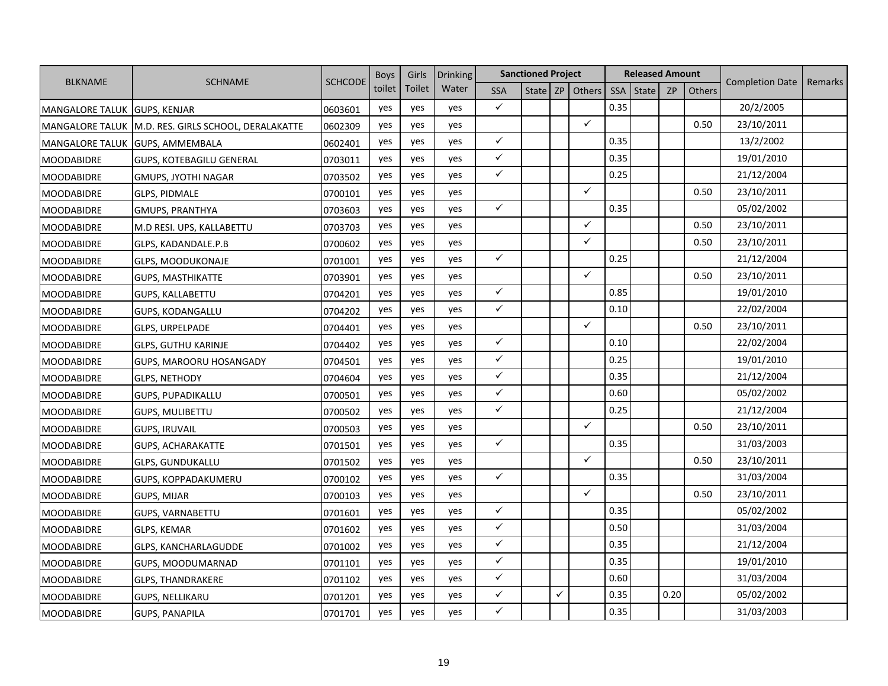| BLKNAME | SCHNAME | SCHCODE | Boys toilet | Girls Toilet | Drinking Water | Sanctioned Project | | | | Released Amount | | | | Completion Date | Remarks |
|---|---|---|---|---|---|---|---|---|---|---|---|---|---|---|---|
| | | | | | | SSA | State | ZP | Others | SSA | State | ZP | Others | | |
| MANGALORE TALUK | GUPS, KENJAR | 0603601 | yes | yes | yes | ✓ | | | | 0.35 | | | | 20/2/2005 | |
| MANGALORE TALUK | M.D. RES. GIRLS SCHOOL, DERALAKATTE | 0602309 | yes | yes | yes | | | | ✓ | | | | 0.50 | 23/10/2011 | |
| MANGALORE TALUK | GUPS, AMMEMBALA | 0602401 | yes | yes | yes | ✓ | | | | 0.35 | | | | 13/2/2002 | |
| MOODABIDRE | GUPS, KOTEBAGILU GENERAL | 0703011 | yes | yes | yes | ✓ | | | | 0.35 | | | | 19/01/2010 | |
| MOODABIDRE | GMUPS, JYOTHI NAGAR | 0703502 | yes | yes | yes | ✓ | | | | 0.25 | | | | 21/12/2004 | |
| MOODABIDRE | GLPS, PIDMALE | 0700101 | yes | yes | yes | | | | ✓ | | | | 0.50 | 23/10/2011 | |
| MOODABIDRE | GMUPS, PRANTHYA | 0703603 | yes | yes | yes | ✓ | | | | 0.35 | | | | 05/02/2002 | |
| MOODABIDRE | M.D RESI. UPS, KALLABETTU | 0703703 | yes | yes | yes | | | | ✓ | | | | 0.50 | 23/10/2011 | |
| MOODABIDRE | GLPS, KADANDALE.P.B | 0700602 | yes | yes | yes | | | | ✓ | | | | 0.50 | 23/10/2011 | |
| MOODABIDRE | GLPS, MOODUKONAJE | 0701001 | yes | yes | yes | ✓ | | | | 0.25 | | | | 21/12/2004 | |
| MOODABIDRE | GUPS, MASTHIKATTE | 0703901 | yes | yes | yes | | | | ✓ | | | | 0.50 | 23/10/2011 | |
| MOODABIDRE | GUPS, KALLABETTU | 0704201 | yes | yes | yes | ✓ | | | | 0.85 | | | | 19/01/2010 | |
| MOODABIDRE | GUPS, KODANGALLU | 0704202 | yes | yes | yes | ✓ | | | | 0.10 | | | | 22/02/2004 | |
| MOODABIDRE | GLPS, URPELPADE | 0704401 | yes | yes | yes | | | | ✓ | | | | 0.50 | 23/10/2011 | |
| MOODABIDRE | GLPS, GUTHU KARINJE | 0704402 | yes | yes | yes | ✓ | | | | 0.10 | | | | 22/02/2004 | |
| MOODABIDRE | GUPS, MAROORU HOSANGADY | 0704501 | yes | yes | yes | ✓ | | | | 0.25 | | | | 19/01/2010 | |
| MOODABIDRE | GLPS, NETHODY | 0704604 | yes | yes | yes | ✓ | | | | 0.35 | | | | 21/12/2004 | |
| MOODABIDRE | GUPS, PUPADIKALLU | 0700501 | yes | yes | yes | ✓ | | | | 0.60 | | | | 05/02/2002 | |
| MOODABIDRE | GUPS, MULIBETTU | 0700502 | yes | yes | yes | ✓ | | | | 0.25 | | | | 21/12/2004 | |
| MOODABIDRE | GUPS, IRUVAIL | 0700503 | yes | yes | yes | | | | ✓ | | | | 0.50 | 23/10/2011 | |
| MOODABIDRE | GUPS, ACHARAKATTE | 0701501 | yes | yes | yes | ✓ | | | | 0.35 | | | | 31/03/2003 | |
| MOODABIDRE | GLPS, GUNDUKALLU | 0701502 | yes | yes | yes | | | | ✓ | | | | 0.50 | 23/10/2011 | |
| MOODABIDRE | GUPS, KOPPADAKUMERU | 0700102 | yes | yes | yes | ✓ | | | | 0.35 | | | | 31/03/2004 | |
| MOODABIDRE | GUPS, MIJAR | 0700103 | yes | yes | yes | | | | ✓ | | | | 0.50 | 23/10/2011 | |
| MOODABIDRE | GUPS, VARNABETTU | 0701601 | yes | yes | yes | ✓ | | | | 0.35 | | | | 05/02/2002 | |
| MOODABIDRE | GLPS, KEMAR | 0701602 | yes | yes | yes | ✓ | | | | 0.50 | | | | 31/03/2004 | |
| MOODABIDRE | GLPS, KANCHARLAGUDDE | 0701002 | yes | yes | yes | ✓ | | | | 0.35 | | | | 21/12/2004 | |
| MOODABIDRE | GUPS, MOODUMARNAD | 0701101 | yes | yes | yes | ✓ | | | | 0.35 | | | | 19/01/2010 | |
| MOODABIDRE | GLPS, THANDRAKERE | 0701102 | yes | yes | yes | ✓ | | | | 0.60 | | | | 31/03/2004 | |
| MOODABIDRE | GUPS, NELLIKARU | 0701201 | yes | yes | yes | ✓ | | ✓ | | 0.35 | | 0.20 | | 05/02/2002 | |
| MOODABIDRE | GUPS, PANAPILA | 0701701 | yes | yes | yes | ✓ | | | | 0.35 | | | | 31/03/2003 | |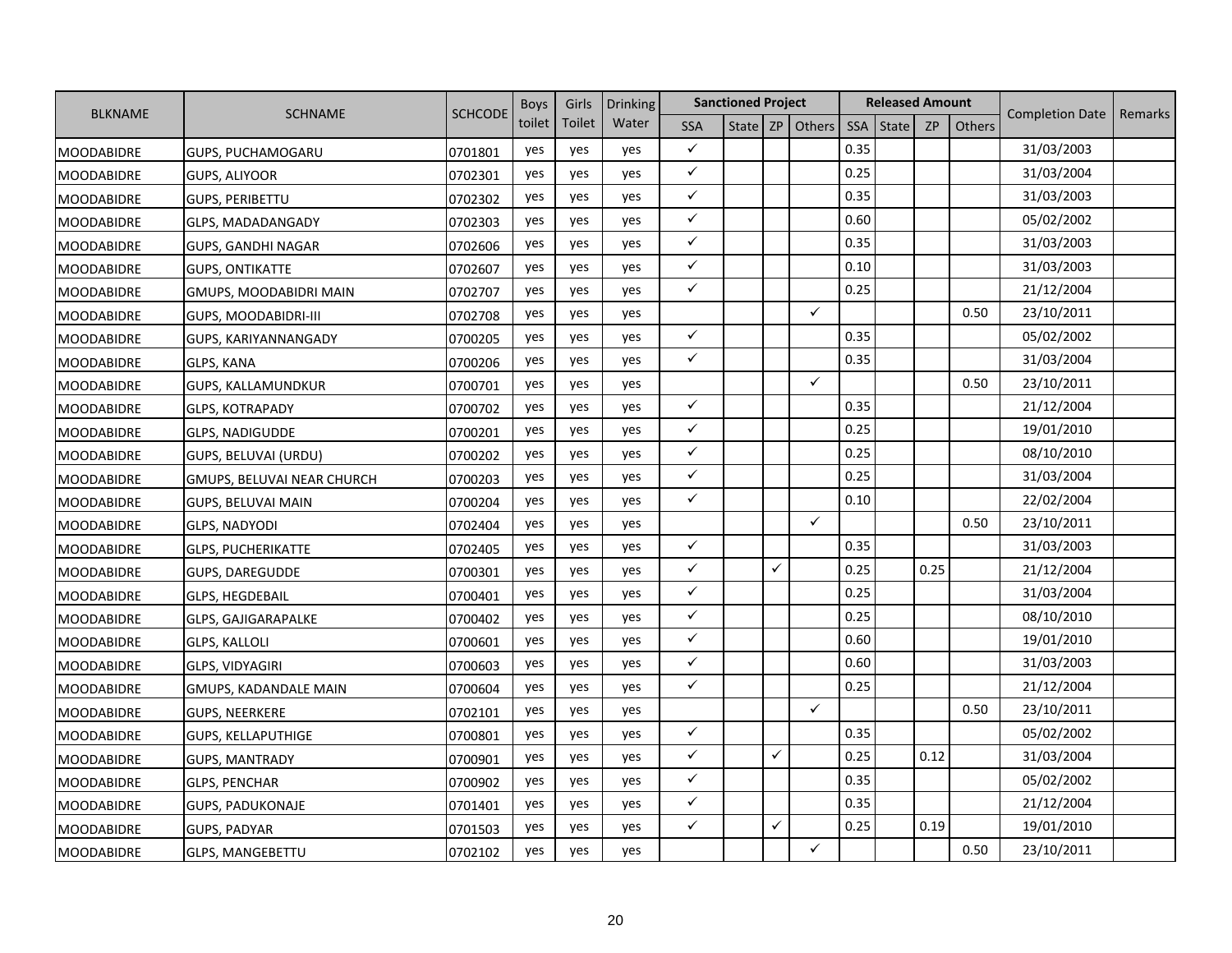| BLKNAME | SCHNAME | SCHCODE | Boys toilet | Girls Toilet | Drinking Water | Sanctioned Project | | | | Released Amount | | | | Completion Date | Remarks |
|---|---|---|---|---|---|---|---|---|---|---|---|---|---|---|---|
| | | | | | | SSA | State | ZP | Others | SSA | State | ZP | Others | | |
| MOODABIDRE | GUPS, PUCHAMOGARU | 0701801 | yes | yes | yes | ✓ | | | | 0.35 | | | | 31/03/2003 | |
| MOODABIDRE | GUPS, ALIYOOR | 0702301 | yes | yes | yes | ✓ | | | | 0.25 | | | | 31/03/2004 | |
| MOODABIDRE | GUPS, PERIBETTU | 0702302 | yes | yes | yes | ✓ | | | | 0.35 | | | | 31/03/2003 | |
| MOODABIDRE | GLPS, MADADANGADY | 0702303 | yes | yes | yes | ✓ | | | | 0.60 | | | | 05/02/2002 | |
| MOODABIDRE | GUPS, GANDHI NAGAR | 0702606 | yes | yes | yes | ✓ | | | | 0.35 | | | | 31/03/2003 | |
| MOODABIDRE | GUPS, ONTIKATTE | 0702607 | yes | yes | yes | ✓ | | | | 0.10 | | | | 31/03/2003 | |
| MOODABIDRE | GMUPS, MOODABIDRI MAIN | 0702707 | yes | yes | yes | ✓ | | | | 0.25 | | | | 21/12/2004 | |
| MOODABIDRE | GUPS, MOODABIDRI-III | 0702708 | yes | yes | yes | | | | ✓ | | | | 0.50 | 23/10/2011 | |
| MOODABIDRE | GUPS, KARIYANNANGADY | 0700205 | yes | yes | yes | ✓ | | | | 0.35 | | | | 05/02/2002 | |
| MOODABIDRE | GLPS, KANA | 0700206 | yes | yes | yes | ✓ | | | | 0.35 | | | | 31/03/2004 | |
| MOODABIDRE | GUPS, KALLAMUNDKUR | 0700701 | yes | yes | yes | | | | ✓ | | | | 0.50 | 23/10/2011 | |
| MOODABIDRE | GLPS, KOTRAPADY | 0700702 | yes | yes | yes | ✓ | | | | 0.35 | | | | 21/12/2004 | |
| MOODABIDRE | GLPS, NADIGUDDE | 0700201 | yes | yes | yes | ✓ | | | | 0.25 | | | | 19/01/2010 | |
| MOODABIDRE | GUPS, BELUVAI (URDU) | 0700202 | yes | yes | yes | ✓ | | | | 0.25 | | | | 08/10/2010 | |
| MOODABIDRE | GMUPS, BELUVAI NEAR CHURCH | 0700203 | yes | yes | yes | ✓ | | | | 0.25 | | | | 31/03/2004 | |
| MOODABIDRE | GUPS, BELUVAI MAIN | 0700204 | yes | yes | yes | ✓ | | | | 0.10 | | | | 22/02/2004 | |
| MOODABIDRE | GLPS, NADYODI | 0702404 | yes | yes | yes | | | | ✓ | | | | 0.50 | 23/10/2011 | |
| MOODABIDRE | GLPS, PUCHERIKATTE | 0702405 | yes | yes | yes | ✓ | | | | 0.35 | | | | 31/03/2003 | |
| MOODABIDRE | GUPS, DAREGUDDE | 0700301 | yes | yes | yes | ✓ | | ✓ | | 0.25 | | 0.25 | | 21/12/2004 | |
| MOODABIDRE | GLPS, HEGDEBAIL | 0700401 | yes | yes | yes | ✓ | | | | 0.25 | | | | 31/03/2004 | |
| MOODABIDRE | GLPS, GAJIGARAPALKE | 0700402 | yes | yes | yes | ✓ | | | | 0.25 | | | | 08/10/2010 | |
| MOODABIDRE | GLPS, KALLOLI | 0700601 | yes | yes | yes | ✓ | | | | 0.60 | | | | 19/01/2010 | |
| MOODABIDRE | GLPS, VIDYAGIRI | 0700603 | yes | yes | yes | ✓ | | | | 0.60 | | | | 31/03/2003 | |
| MOODABIDRE | GMUPS, KADANDALE MAIN | 0700604 | yes | yes | yes | ✓ | | | | 0.25 | | | | 21/12/2004 | |
| MOODABIDRE | GUPS, NEERKERE | 0702101 | yes | yes | yes | | | | ✓ | | | | 0.50 | 23/10/2011 | |
| MOODABIDRE | GUPS, KELLAPUTHIGE | 0700801 | yes | yes | yes | ✓ | | | | 0.35 | | | | 05/02/2002 | |
| MOODABIDRE | GUPS, MANTRADY | 0700901 | yes | yes | yes | ✓ | | ✓ | | 0.25 | | 0.12 | | 31/03/2004 | |
| MOODABIDRE | GLPS, PENCHAR | 0700902 | yes | yes | yes | ✓ | | | | 0.35 | | | | 05/02/2002 | |
| MOODABIDRE | GUPS, PADUKONAJE | 0701401 | yes | yes | yes | ✓ | | | | 0.35 | | | | 21/12/2004 | |
| MOODABIDRE | GUPS, PADYAR | 0701503 | yes | yes | yes | ✓ | | ✓ | | 0.25 | | 0.19 | | 19/01/2010 | |
| MOODABIDRE | GLPS, MANGEBETTU | 0702102 | yes | yes | yes | | | | ✓ | | | | 0.50 | 23/10/2011 | |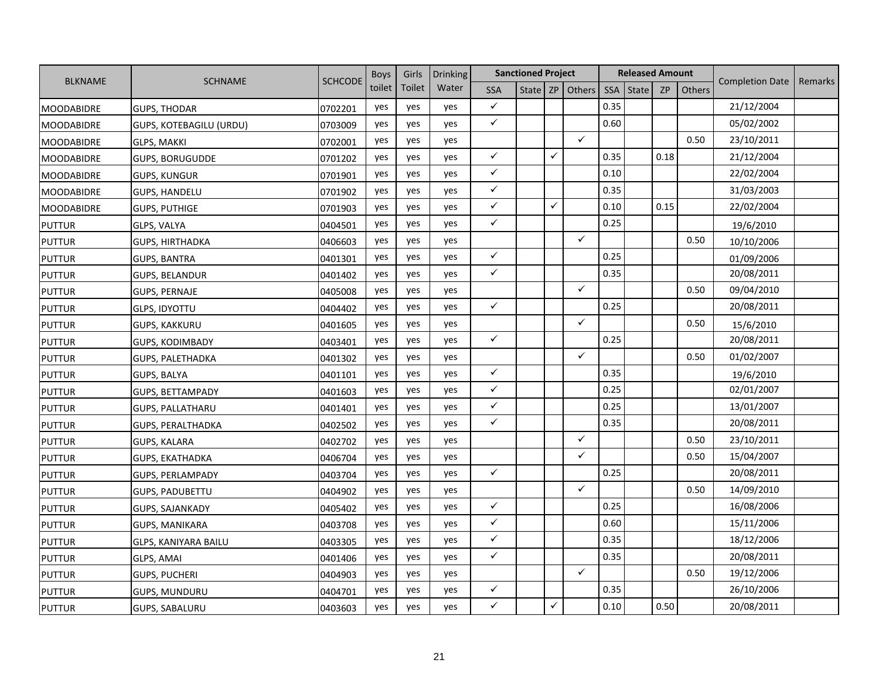| BLKNAME | SCHNAME | SCHCODE | Boys toilet | Girls Toilet | Drinking Water | Sanctioned Project | | | | Released Amount | | | | Completion Date | Remarks |
|---|---|---|---|---|---|---|---|---|---|---|---|---|---|---|---|
| | | | | | | SSA | State | ZP | Others | SSA | State | ZP | Others | | |
| MOODABIDRE | GUPS, THODAR | 0702201 | yes | yes | yes | ✓ | | | | 0.35 | | | | 21/12/2004 | |
| MOODABIDRE | GUPS, KOTEBAGILU (URDU) | 0703009 | yes | yes | yes | ✓ | | | | 0.60 | | | | 05/02/2002 | |
| MOODABIDRE | GLPS, MAKKI | 0702001 | yes | yes | yes | | | | ✓ | | | | 0.50 | 23/10/2011 | |
| MOODABIDRE | GUPS, BORUGUDDE | 0701202 | yes | yes | yes | ✓ | | ✓ | | 0.35 | | 0.18 | | 21/12/2004 | |
| MOODABIDRE | GUPS, KUNGUR | 0701901 | yes | yes | yes | ✓ | | | | 0.10 | | | | 22/02/2004 | |
| MOODABIDRE | GUPS, HANDELU | 0701902 | yes | yes | yes | ✓ | | | | 0.35 | | | | 31/03/2003 | |
| MOODABIDRE | GUPS, PUTHIGE | 0701903 | yes | yes | yes | ✓ | | ✓ | | 0.10 | | 0.15 | | 22/02/2004 | |
| PUTTUR | GLPS, VALYA | 0404501 | yes | yes | yes | ✓ | | | | 0.25 | | | | 19/6/2010 | |
| PUTTUR | GUPS, HIRTHADKA | 0406603 | yes | yes | yes | | | | ✓ | | | | 0.50 | 10/10/2006 | |
| PUTTUR | GUPS, BANTRA | 0401301 | yes | yes | yes | ✓ | | | | 0.25 | | | | 01/09/2006 | |
| PUTTUR | GUPS, BELANDUR | 0401402 | yes | yes | yes | ✓ | | | | 0.35 | | | | 20/08/2011 | |
| PUTTUR | GUPS, PERNAJE | 0405008 | yes | yes | yes | | | | ✓ | | | | 0.50 | 09/04/2010 | |
| PUTTUR | GLPS, IDYOTTU | 0404402 | yes | yes | yes | ✓ | | | | 0.25 | | | | 20/08/2011 | |
| PUTTUR | GUPS, KAKKURU | 0401605 | yes | yes | yes | | | | ✓ | | | | 0.50 | 15/6/2010 | |
| PUTTUR | GUPS, KODIMBADY | 0403401 | yes | yes | yes | ✓ | | | | 0.25 | | | | 20/08/2011 | |
| PUTTUR | GUPS, PALETHADKA | 0401302 | yes | yes | yes | | | | ✓ | | | | 0.50 | 01/02/2007 | |
| PUTTUR | GUPS, BALYA | 0401101 | yes | yes | yes | ✓ | | | | 0.35 | | | | 19/6/2010 | |
| PUTTUR | GUPS, BETTAMPADY | 0401603 | yes | yes | yes | ✓ | | | | 0.25 | | | | 02/01/2007 | |
| PUTTUR | GUPS, PALLATHARU | 0401401 | yes | yes | yes | ✓ | | | | 0.25 | | | | 13/01/2007 | |
| PUTTUR | GUPS, PERALTHADKA | 0402502 | yes | yes | yes | ✓ | | | | 0.35 | | | | 20/08/2011 | |
| PUTTUR | GUPS, KALARA | 0402702 | yes | yes | yes | | | | ✓ | | | | 0.50 | 23/10/2011 | |
| PUTTUR | GUPS, EKATHADKA | 0406704 | yes | yes | yes | | | | ✓ | | | | 0.50 | 15/04/2007 | |
| PUTTUR | GUPS, PERLAMPADY | 0403704 | yes | yes | yes | ✓ | | | | 0.25 | | | | 20/08/2011 | |
| PUTTUR | GUPS, PADUBETTU | 0404902 | yes | yes | yes | | | | ✓ | | | | 0.50 | 14/09/2010 | |
| PUTTUR | GUPS, SAJANKADY | 0405402 | yes | yes | yes | ✓ | | | | 0.25 | | | | 16/08/2006 | |
| PUTTUR | GUPS, MANIKARA | 0403708 | yes | yes | yes | ✓ | | | | 0.60 | | | | 15/11/2006 | |
| PUTTUR | GLPS, KANIYARA BAILU | 0403305 | yes | yes | yes | ✓ | | | | 0.35 | | | | 18/12/2006 | |
| PUTTUR | GLPS, AMAI | 0401406 | yes | yes | yes | ✓ | | | | 0.35 | | | | 20/08/2011 | |
| PUTTUR | GUPS, PUCHERI | 0404903 | yes | yes | yes | | | | ✓ | | | | 0.50 | 19/12/2006 | |
| PUTTUR | GUPS, MUNDURU | 0404701 | yes | yes | yes | ✓ | | | | 0.35 | | | | 26/10/2006 | |
| PUTTUR | GUPS, SABALURU | 0403603 | yes | yes | yes | ✓ | | ✓ | | 0.10 | | 0.50 | | 20/08/2011 | |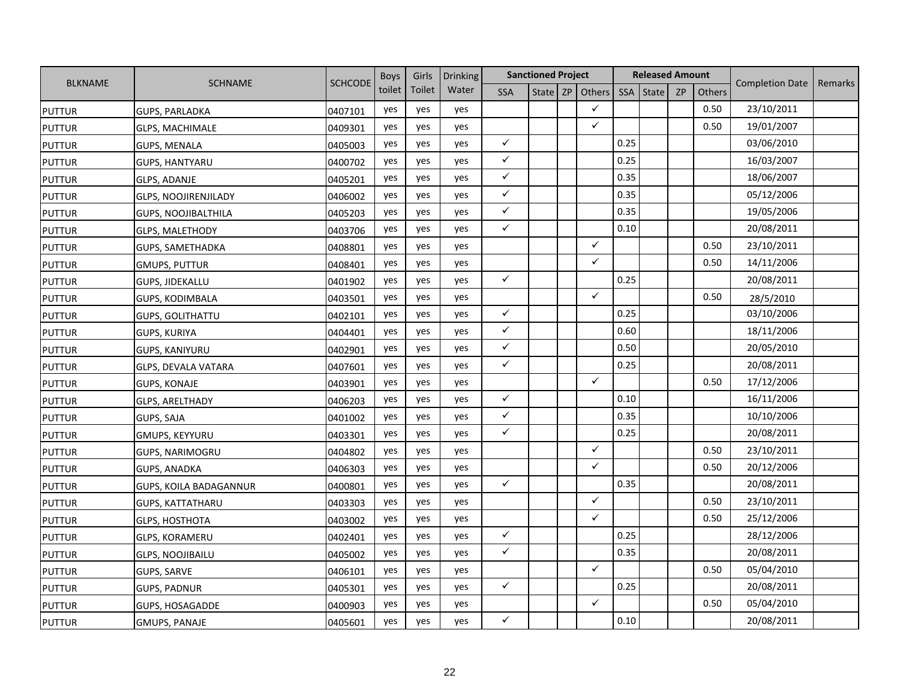| BLKNAME | SCHNAME | SCHCODE | Boys toilet | Girls Toilet | Drinking Water | Sanctioned Project | | | | Released Amount | | | | Completion Date | Remarks |
|---|---|---|---|---|---|---|---|---|---|---|---|---|---|---|---|
| | | | | | | SSA | State | ZP | Others | SSA | State | ZP | Others | | |
| PUTTUR | GUPS, PARLADKA | 0407101 | yes | yes | yes | | | | ✓ | | | | 0.50 | 23/10/2011 | |
| PUTTUR | GLPS, MACHIMALE | 0409301 | yes | yes | yes | | | | ✓ | | | | 0.50 | 19/01/2007 | |
| PUTTUR | GUPS, MENALA | 0405003 | yes | yes | yes | ✓ | | | | 0.25 | | | | 03/06/2010 | |
| PUTTUR | GUPS, HANTYARU | 0400702 | yes | yes | yes | ✓ | | | | 0.25 | | | | 16/03/2007 | |
| PUTTUR | GLPS, ADANJE | 0405201 | yes | yes | yes | ✓ | | | | 0.35 | | | | 18/06/2007 | |
| PUTTUR | GLPS, NOOJIRENJILADY | 0406002 | yes | yes | yes | ✓ | | | | 0.35 | | | | 05/12/2006 | |
| PUTTUR | GUPS, NOOJIBALTHILA | 0405203 | yes | yes | yes | ✓ | | | | 0.35 | | | | 19/05/2006 | |
| PUTTUR | GLPS, MALETHODY | 0403706 | yes | yes | yes | ✓ | | | | 0.10 | | | | 20/08/2011 | |
| PUTTUR | GUPS, SAMETHADKA | 0408801 | yes | yes | yes | | | | ✓ | | | | 0.50 | 23/10/2011 | |
| PUTTUR | GMUPS, PUTTUR | 0408401 | yes | yes | yes | | | | ✓ | | | | 0.50 | 14/11/2006 | |
| PUTTUR | GUPS, JIDEKALLU | 0401902 | yes | yes | yes | ✓ | | | | 0.25 | | | | 20/08/2011 | |
| PUTTUR | GUPS, KODIMBALA | 0403501 | yes | yes | yes | | | | ✓ | | | | 0.50 | 28/5/2010 | |
| PUTTUR | GUPS, GOLITHATTU | 0402101 | yes | yes | yes | ✓ | | | | 0.25 | | | | 03/10/2006 | |
| PUTTUR | GUPS, KURIYA | 0404401 | yes | yes | yes | ✓ | | | | 0.60 | | | | 18/11/2006 | |
| PUTTUR | GUPS, KANIYURU | 0402901 | yes | yes | yes | ✓ | | | | 0.50 | | | | 20/05/2010 | |
| PUTTUR | GLPS, DEVALA VATARA | 0407601 | yes | yes | yes | ✓ | | | | 0.25 | | | | 20/08/2011 | |
| PUTTUR | GUPS, KONAJE | 0403901 | yes | yes | yes | | | | ✓ | | | | 0.50 | 17/12/2006 | |
| PUTTUR | GLPS, ARELTHADY | 0406203 | yes | yes | yes | ✓ | | | | 0.10 | | | | 16/11/2006 | |
| PUTTUR | GUPS, SAJA | 0401002 | yes | yes | yes | ✓ | | | | 0.35 | | | | 10/10/2006 | |
| PUTTUR | GMUPS, KEYYURU | 0403301 | yes | yes | yes | ✓ | | | | 0.25 | | | | 20/08/2011 | |
| PUTTUR | GUPS, NARIMOGRU | 0404802 | yes | yes | yes | | | | ✓ | | | | 0.50 | 23/10/2011 | |
| PUTTUR | GUPS, ANADKA | 0406303 | yes | yes | yes | | | | ✓ | | | | 0.50 | 20/12/2006 | |
| PUTTUR | GUPS, KOILA BADAGANNUR | 0400801 | yes | yes | yes | ✓ | | | | 0.35 | | | | 20/08/2011 | |
| PUTTUR | GUPS, KATTATHARU | 0403303 | yes | yes | yes | | | | ✓ | | | | 0.50 | 23/10/2011 | |
| PUTTUR | GLPS, HOSTHOTA | 0403002 | yes | yes | yes | | | | ✓ | | | | 0.50 | 25/12/2006 | |
| PUTTUR | GLPS, KORAMERU | 0402401 | yes | yes | yes | ✓ | | | | 0.25 | | | | 28/12/2006 | |
| PUTTUR | GLPS, NOOJIBAILU | 0405002 | yes | yes | yes | ✓ | | | | 0.35 | | | | 20/08/2011 | |
| PUTTUR | GUPS, SARVE | 0406101 | yes | yes | yes | | | | ✓ | | | | 0.50 | 05/04/2010 | |
| PUTTUR | GUPS, PADNUR | 0405301 | yes | yes | yes | ✓ | | | | 0.25 | | | | 20/08/2011 | |
| PUTTUR | GUPS, HOSAGADDE | 0400903 | yes | yes | yes | | | | ✓ | | | | 0.50 | 05/04/2010 | |
| PUTTUR | GMUPS, PANAJE | 0405601 | yes | yes | yes | ✓ | | | | 0.10 | | | | 20/08/2011 | |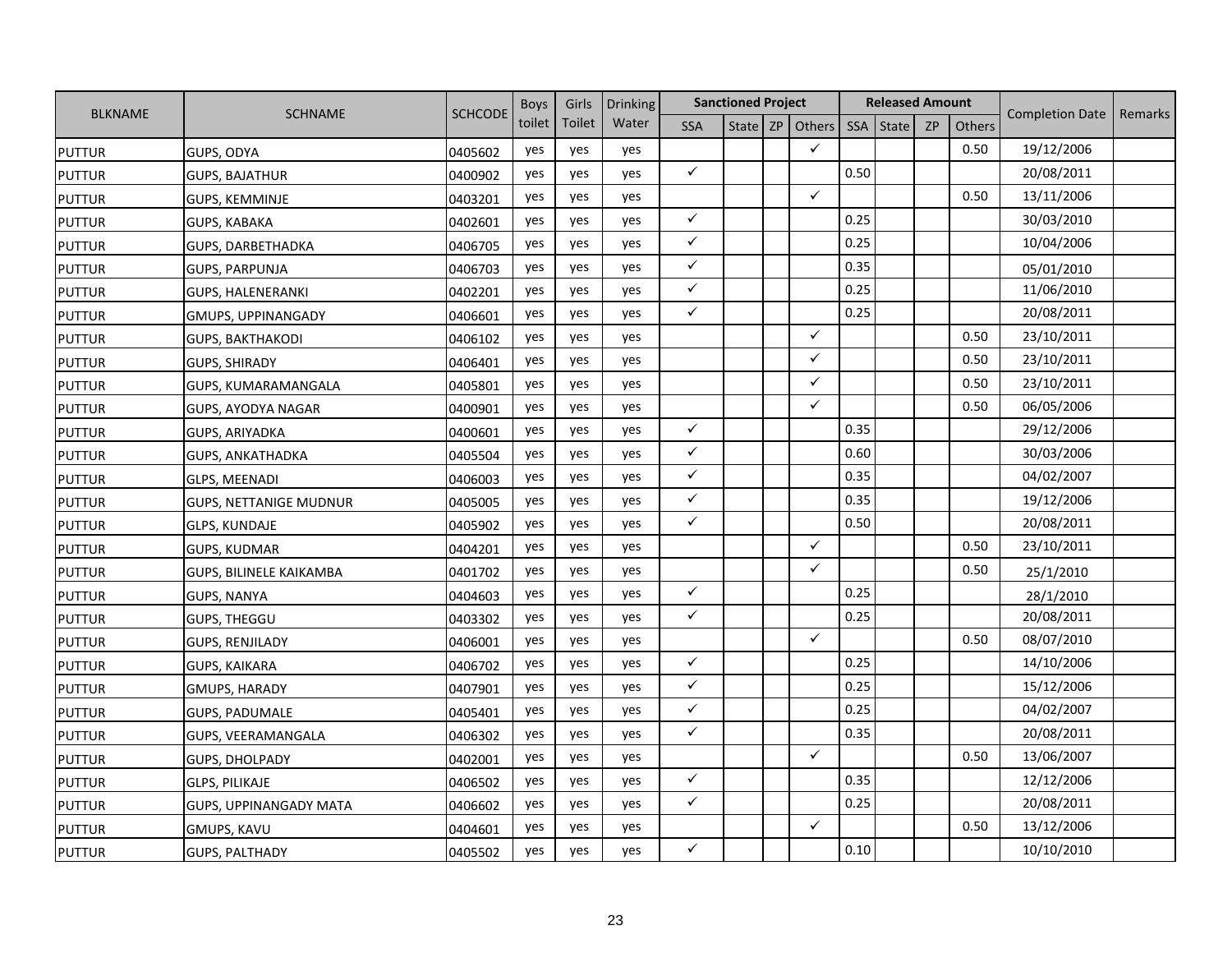| BLKNAME | SCHNAME | SCHCODE | Boys toilet | Girls Toilet | Drinking Water | Sanctioned Project | | | | Released Amount | | | | Completion Date | Remarks |
|---|---|---|---|---|---|---|---|---|---|---|---|---|---|---|---|
| | | | | | | SSA | State | ZP | Others | SSA | State | ZP | Others | | |
| PUTTUR | GUPS, ODYA | 0405602 | yes | yes | yes | | | | ✓ | | | | 0.50 | 19/12/2006 | |
| PUTTUR | GUPS, BAJATHUR | 0400902 | yes | yes | yes | ✓ | | | | 0.50 | | | | 20/08/2011 | |
| PUTTUR | GUPS, KEMMINJE | 0403201 | yes | yes | yes | | | | ✓ | | | | 0.50 | 13/11/2006 | |
| PUTTUR | GUPS, KABAKA | 0402601 | yes | yes | yes | ✓ | | | | 0.25 | | | | 30/03/2010 | |
| PUTTUR | GUPS, DARBETHADKA | 0406705 | yes | yes | yes | ✓ | | | | 0.25 | | | | 10/04/2006 | |
| PUTTUR | GUPS, PARPUNJA | 0406703 | yes | yes | yes | ✓ | | | | 0.35 | | | | 05/01/2010 | |
| PUTTUR | GUPS, HALENERANKI | 0402201 | yes | yes | yes | ✓ | | | | 0.25 | | | | 11/06/2010 | |
| PUTTUR | GMUPS, UPPINANGADY | 0406601 | yes | yes | yes | ✓ | | | | 0.25 | | | | 20/08/2011 | |
| PUTTUR | GUPS, BAKTHAKODI | 0406102 | yes | yes | yes | | | | ✓ | | | | 0.50 | 23/10/2011 | |
| PUTTUR | GUPS, SHIRADY | 0406401 | yes | yes | yes | | | | ✓ | | | | 0.50 | 23/10/2011 | |
| PUTTUR | GUPS, KUMARAMANGALA | 0405801 | yes | yes | yes | | | | ✓ | | | | 0.50 | 23/10/2011 | |
| PUTTUR | GUPS, AYODYA NAGAR | 0400901 | yes | yes | yes | | | | ✓ | | | | 0.50 | 06/05/2006 | |
| PUTTUR | GUPS, ARIYADKA | 0400601 | yes | yes | yes | ✓ | | | | 0.35 | | | | 29/12/2006 | |
| PUTTUR | GUPS, ANKATHADKA | 0405504 | yes | yes | yes | ✓ | | | | 0.60 | | | | 30/03/2006 | |
| PUTTUR | GLPS, MEENADI | 0406003 | yes | yes | yes | ✓ | | | | 0.35 | | | | 04/02/2007 | |
| PUTTUR | GUPS, NETTANIGE MUDNUR | 0405005 | yes | yes | yes | ✓ | | | | 0.35 | | | | 19/12/2006 | |
| PUTTUR | GLPS, KUNDAJE | 0405902 | yes | yes | yes | ✓ | | | | 0.50 | | | | 20/08/2011 | |
| PUTTUR | GUPS, KUDMAR | 0404201 | yes | yes | yes | | | | ✓ | | | | 0.50 | 23/10/2011 | |
| PUTTUR | GUPS, BILINELE KAIKAMBA | 0401702 | yes | yes | yes | | | | ✓ | | | | 0.50 | 25/1/2010 | |
| PUTTUR | GUPS, NANYA | 0404603 | yes | yes | yes | ✓ | | | | 0.25 | | | | 28/1/2010 | |
| PUTTUR | GUPS, THEGGU | 0403302 | yes | yes | yes | ✓ | | | | 0.25 | | | | 20/08/2011 | |
| PUTTUR | GUPS, RENJILADY | 0406001 | yes | yes | yes | | | | ✓ | | | | 0.50 | 08/07/2010 | |
| PUTTUR | GUPS, KAIKARA | 0406702 | yes | yes | yes | ✓ | | | | 0.25 | | | | 14/10/2006 | |
| PUTTUR | GMUPS, HARADY | 0407901 | yes | yes | yes | ✓ | | | | 0.25 | | | | 15/12/2006 | |
| PUTTUR | GUPS, PADUMALE | 0405401 | yes | yes | yes | ✓ | | | | 0.25 | | | | 04/02/2007 | |
| PUTTUR | GUPS, VEERAMANGALA | 0406302 | yes | yes | yes | ✓ | | | | 0.35 | | | | 20/08/2011 | |
| PUTTUR | GUPS, DHOLPADY | 0402001 | yes | yes | yes | | | | ✓ | | | | 0.50 | 13/06/2007 | |
| PUTTUR | GLPS, PILIKAJE | 0406502 | yes | yes | yes | ✓ | | | | 0.35 | | | | 12/12/2006 | |
| PUTTUR | GUPS, UPPINANGADY MATA | 0406602 | yes | yes | yes | ✓ | | | | 0.25 | | | | 20/08/2011 | |
| PUTTUR | GMUPS, KAVU | 0404601 | yes | yes | yes | | | | ✓ | | | | 0.50 | 13/12/2006 | |
| PUTTUR | GUPS, PALTHADY | 0405502 | yes | yes | yes | ✓ | | | | 0.10 | | | | 10/10/2010 | |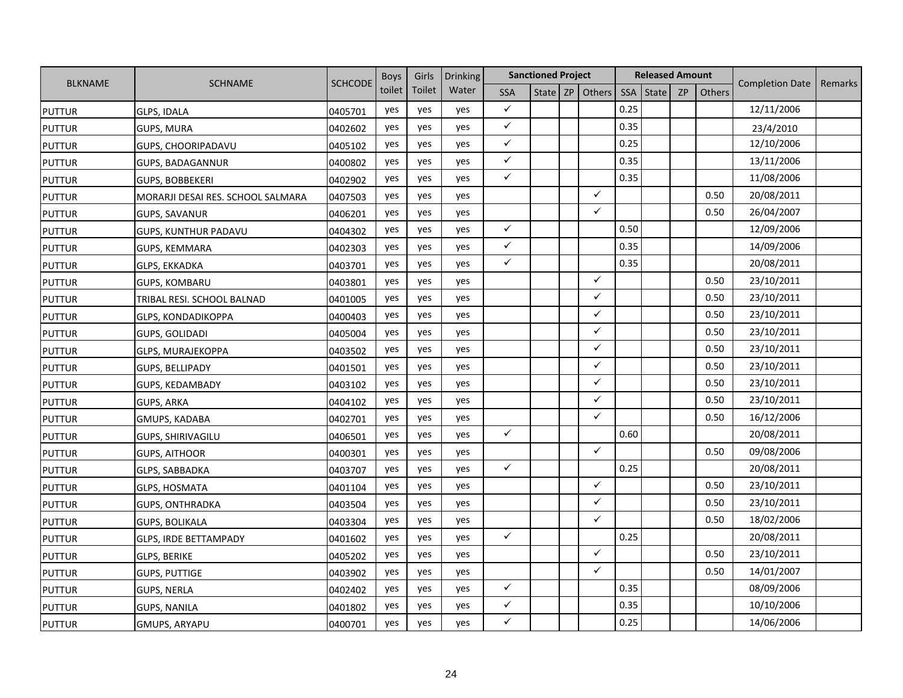| BLKNAME | SCHNAME | SCHCODE | Boys toilet | Girls Toilet | Drinking Water | Sanctioned Project | | | | Released Amount | | | | Completion Date | Remarks |
|---|---|---|---|---|---|---|---|---|---|---|---|---|---|---|---|
| | | | | | | SSA | State | ZP | Others | SSA | State | ZP | Others | | |
| PUTTUR | GLPS, IDALA | 0405701 | yes | yes | yes | ✓ | | | | 0.25 | | | | 12/11/2006 | |
| PUTTUR | GUPS, MURA | 0402602 | yes | yes | yes | ✓ | | | | 0.35 | | | | 23/4/2010 | |
| PUTTUR | GUPS, CHOORIPADAVU | 0405102 | yes | yes | yes | ✓ | | | | 0.25 | | | | 12/10/2006 | |
| PUTTUR | GUPS, BADAGANNUR | 0400802 | yes | yes | yes | ✓ | | | | 0.35 | | | | 13/11/2006 | |
| PUTTUR | GUPS, BOBBEKERI | 0402902 | yes | yes | yes | ✓ | | | | 0.35 | | | | 11/08/2006 | |
| PUTTUR | MORARJI DESAI RES. SCHOOL SALMARA | 0407503 | yes | yes | yes | | | | ✓ | | | | 0.50 | 20/08/2011 | |
| PUTTUR | GUPS, SAVANUR | 0406201 | yes | yes | yes | | | | ✓ | | | | 0.50 | 26/04/2007 | |
| PUTTUR | GUPS, KUNTHUR PADAVU | 0404302 | yes | yes | yes | ✓ | | | | 0.50 | | | | 12/09/2006 | |
| PUTTUR | GUPS, KEMMARA | 0402303 | yes | yes | yes | ✓ | | | | 0.35 | | | | 14/09/2006 | |
| PUTTUR | GLPS, EKKADKA | 0403701 | yes | yes | yes | ✓ | | | | 0.35 | | | | 20/08/2011 | |
| PUTTUR | GUPS, KOMBARU | 0403801 | yes | yes | yes | | | | ✓ | | | | 0.50 | 23/10/2011 | |
| PUTTUR | TRIBAL RESI. SCHOOL BALNAD | 0401005 | yes | yes | yes | | | | ✓ | | | | 0.50 | 23/10/2011 | |
| PUTTUR | GLPS, KONDADIKOPPA | 0400403 | yes | yes | yes | | | | ✓ | | | | 0.50 | 23/10/2011 | |
| PUTTUR | GUPS, GOLIDADI | 0405004 | yes | yes | yes | | | | ✓ | | | | 0.50 | 23/10/2011 | |
| PUTTUR | GLPS, MURAJEKOPPA | 0403502 | yes | yes | yes | | | | ✓ | | | | 0.50 | 23/10/2011 | |
| PUTTUR | GUPS, BELLIPADY | 0401501 | yes | yes | yes | | | | ✓ | | | | 0.50 | 23/10/2011 | |
| PUTTUR | GUPS, KEDAMBADY | 0403102 | yes | yes | yes | | | | ✓ | | | | 0.50 | 23/10/2011 | |
| PUTTUR | GUPS, ARKA | 0404102 | yes | yes | yes | | | | ✓ | | | | 0.50 | 23/10/2011 | |
| PUTTUR | GMUPS, KADABA | 0402701 | yes | yes | yes | | | | ✓ | | | | 0.50 | 16/12/2006 | |
| PUTTUR | GUPS, SHIRIVAGILU | 0406501 | yes | yes | yes | ✓ | | | | 0.60 | | | | 20/08/2011 | |
| PUTTUR | GUPS, AITHOOR | 0400301 | yes | yes | yes | | | | ✓ | | | | 0.50 | 09/08/2006 | |
| PUTTUR | GLPS, SABBADKA | 0403707 | yes | yes | yes | ✓ | | | | 0.25 | | | | 20/08/2011 | |
| PUTTUR | GLPS, HOSMATA | 0401104 | yes | yes | yes | | | | ✓ | | | | 0.50 | 23/10/2011 | |
| PUTTUR | GUPS, ONTHRADKA | 0403504 | yes | yes | yes | | | | ✓ | | | | 0.50 | 23/10/2011 | |
| PUTTUR | GUPS, BOLIKALA | 0403304 | yes | yes | yes | | | | ✓ | | | | 0.50 | 18/02/2006 | |
| PUTTUR | GLPS, IRDE BETTAMPADY | 0401602 | yes | yes | yes | ✓ | | | | 0.25 | | | | 20/08/2011 | |
| PUTTUR | GLPS, BERIKE | 0405202 | yes | yes | yes | | | | ✓ | | | | 0.50 | 23/10/2011 | |
| PUTTUR | GUPS, PUTTIGE | 0403902 | yes | yes | yes | | | | ✓ | | | | 0.50 | 14/01/2007 | |
| PUTTUR | GUPS, NERLA | 0402402 | yes | yes | yes | ✓ | | | | 0.35 | | | | 08/09/2006 | |
| PUTTUR | GUPS, NANILA | 0401802 | yes | yes | yes | ✓ | | | | 0.35 | | | | 10/10/2006 | |
| PUTTUR | GMUPS, ARYAPU | 0400701 | yes | yes | yes | ✓ | | | | 0.25 | | | | 14/06/2006 | |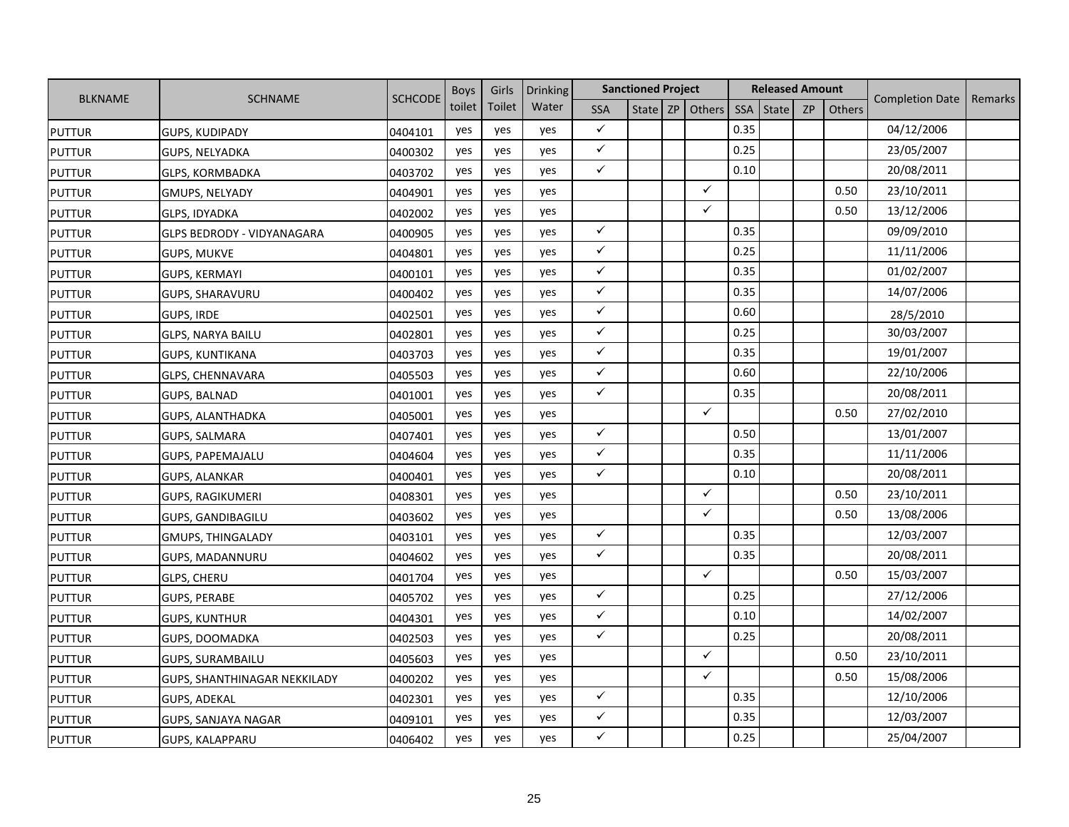| BLKNAME | SCHNAME | SCHCODE | Boys toilet | Girls Toilet | Drinking Water | Sanctioned Project | | | | Released Amount | | | | Completion Date | Remarks |
|---|---|---|---|---|---|---|---|---|---|---|---|---|---|---|---|
| | | | | | | SSA | State | ZP | Others | SSA | State | ZP | Others | | |
| PUTTUR | GUPS, KUDIPADY | 0404101 | yes | yes | yes | ✓ | | | | 0.35 | | | | 04/12/2006 | |
| PUTTUR | GUPS, NELYADKA | 0400302 | yes | yes | yes | ✓ | | | | 0.25 | | | | 23/05/2007 | |
| PUTTUR | GLPS, KORMBADKA | 0403702 | yes | yes | yes | ✓ | | | | 0.10 | | | | 20/08/2011 | |
| PUTTUR | GMUPS, NELYADY | 0404901 | yes | yes | yes | | | | ✓ | | | | 0.50 | 23/10/2011 | |
| PUTTUR | GLPS, IDYADKA | 0402002 | yes | yes | yes | | | | ✓ | | | | 0.50 | 13/12/2006 | |
| PUTTUR | GLPS BEDRODY - VIDYANAGARA | 0400905 | yes | yes | yes | ✓ | | | | 0.35 | | | | 09/09/2010 | |
| PUTTUR | GUPS, MUKVE | 0404801 | yes | yes | yes | ✓ | | | | 0.25 | | | | 11/11/2006 | |
| PUTTUR | GUPS, KERMAYI | 0400101 | yes | yes | yes | ✓ | | | | 0.35 | | | | 01/02/2007 | |
| PUTTUR | GUPS, SHARAVURU | 0400402 | yes | yes | yes | ✓ | | | | 0.35 | | | | 14/07/2006 | |
| PUTTUR | GUPS, IRDE | 0402501 | yes | yes | yes | ✓ | | | | 0.60 | | | | 28/5/2010 | |
| PUTTUR | GLPS, NARYA BAILU | 0402801 | yes | yes | yes | ✓ | | | | 0.25 | | | | 30/03/2007 | |
| PUTTUR | GUPS, KUNTIKANA | 0403703 | yes | yes | yes | ✓ | | | | 0.35 | | | | 19/01/2007 | |
| PUTTUR | GLPS, CHENNAVARA | 0405503 | yes | yes | yes | ✓ | | | | 0.60 | | | | 22/10/2006 | |
| PUTTUR | GUPS, BALNAD | 0401001 | yes | yes | yes | ✓ | | | | 0.35 | | | | 20/08/2011 | |
| PUTTUR | GUPS, ALANTHADKA | 0405001 | yes | yes | yes | | | | ✓ | | | | 0.50 | 27/02/2010 | |
| PUTTUR | GUPS, SALMARA | 0407401 | yes | yes | yes | ✓ | | | | 0.50 | | | | 13/01/2007 | |
| PUTTUR | GUPS, PAPEMAJALU | 0404604 | yes | yes | yes | ✓ | | | | 0.35 | | | | 11/11/2006 | |
| PUTTUR | GUPS, ALANKAR | 0400401 | yes | yes | yes | ✓ | | | | 0.10 | | | | 20/08/2011 | |
| PUTTUR | GUPS, RAGIKUMERI | 0408301 | yes | yes | yes | | | | ✓ | | | | 0.50 | 23/10/2011 | |
| PUTTUR | GUPS, GANDIBAGILU | 0403602 | yes | yes | yes | | | | ✓ | | | | 0.50 | 13/08/2006 | |
| PUTTUR | GMUPS, THINGALADY | 0403101 | yes | yes | yes | ✓ | | | | 0.35 | | | | 12/03/2007 | |
| PUTTUR | GUPS, MADANNURU | 0404602 | yes | yes | yes | ✓ | | | | 0.35 | | | | 20/08/2011 | |
| PUTTUR | GLPS, CHERU | 0401704 | yes | yes | yes | | | | ✓ | | | | 0.50 | 15/03/2007 | |
| PUTTUR | GUPS, PERABE | 0405702 | yes | yes | yes | ✓ | | | | 0.25 | | | | 27/12/2006 | |
| PUTTUR | GUPS, KUNTHUR | 0404301 | yes | yes | yes | ✓ | | | | 0.10 | | | | 14/02/2007 | |
| PUTTUR | GUPS, DOOMADKA | 0402503 | yes | yes | yes | ✓ | | | | 0.25 | | | | 20/08/2011 | |
| PUTTUR | GUPS, SURAMBAILU | 0405603 | yes | yes | yes | | | | ✓ | | | | 0.50 | 23/10/2011 | |
| PUTTUR | GUPS, SHANTHINAGAR NEKKILADY | 0400202 | yes | yes | yes | | | | ✓ | | | | 0.50 | 15/08/2006 | |
| PUTTUR | GUPS, ADEKAL | 0402301 | yes | yes | yes | ✓ | | | | 0.35 | | | | 12/10/2006 | |
| PUTTUR | GUPS, SANJAYA NAGAR | 0409101 | yes | yes | yes | ✓ | | | | 0.35 | | | | 12/03/2007 | |
| PUTTUR | GUPS, KALAPPARU | 0406402 | yes | yes | yes | ✓ | | | | 0.25 | | | | 25/04/2007 | |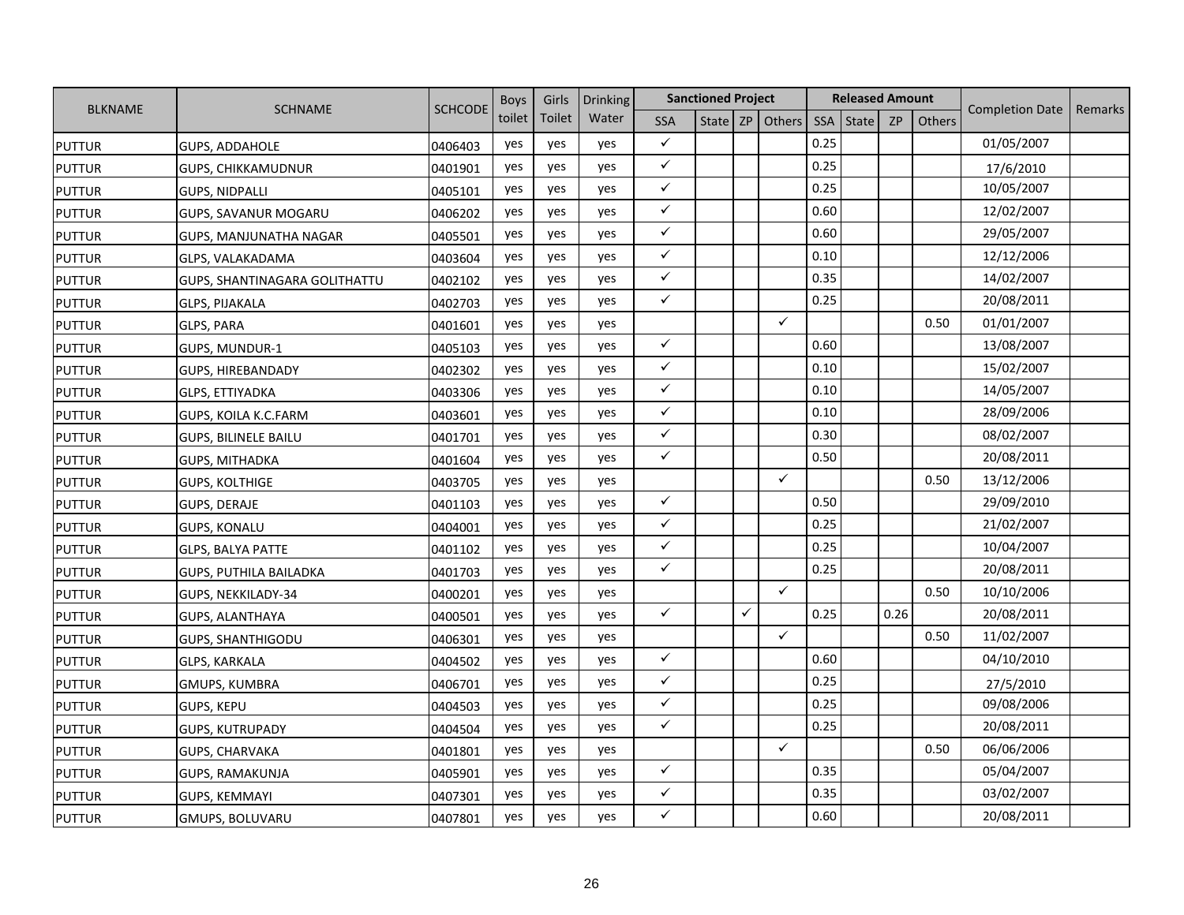| BLKNAME | SCHNAME | SCHCODE | Boys toilet | Girls Toilet | Drinking Water | Sanctioned Project | | | | Released Amount | | | | Completion Date | Remarks |
|---|---|---|---|---|---|---|---|---|---|---|---|---|---|---|---|
| | | | | | | SSA | State | ZP | Others | SSA | State | ZP | Others | | |
| PUTTUR | GUPS, ADDAHOLE | 0406403 | yes | yes | yes | ✓ | | | | 0.25 | | | | 01/05/2007 | |
| PUTTUR | GUPS, CHIKKAMUDNUR | 0401901 | yes | yes | yes | ✓ | | | | 0.25 | | | | 17/6/2010 | |
| PUTTUR | GUPS, NIDPALLI | 0405101 | yes | yes | yes | ✓ | | | | 0.25 | | | | 10/05/2007 | |
| PUTTUR | GUPS, SAVANUR MOGARU | 0406202 | yes | yes | yes | ✓ | | | | 0.60 | | | | 12/02/2007 | |
| PUTTUR | GUPS, MANJUNATHA NAGAR | 0405501 | yes | yes | yes | ✓ | | | | 0.60 | | | | 29/05/2007 | |
| PUTTUR | GLPS, VALAKADAMA | 0403604 | yes | yes | yes | ✓ | | | | 0.10 | | | | 12/12/2006 | |
| PUTTUR | GUPS, SHANTINAGARA GOLITHATTU | 0402102 | yes | yes | yes | ✓ | | | | 0.35 | | | | 14/02/2007 | |
| PUTTUR | GLPS, PIJAKALA | 0402703 | yes | yes | yes | ✓ | | | | 0.25 | | | | 20/08/2011 | |
| PUTTUR | GLPS, PARA | 0401601 | yes | yes | yes | | | | ✓ | | | | 0.50 | 01/01/2007 | |
| PUTTUR | GUPS, MUNDUR-1 | 0405103 | yes | yes | yes | ✓ | | | | 0.60 | | | | 13/08/2007 | |
| PUTTUR | GUPS, HIREBANDADY | 0402302 | yes | yes | yes | ✓ | | | | 0.10 | | | | 15/02/2007 | |
| PUTTUR | GLPS, ETTIYADKA | 0403306 | yes | yes | yes | ✓ | | | | 0.10 | | | | 14/05/2007 | |
| PUTTUR | GUPS, KOILA K.C.FARM | 0403601 | yes | yes | yes | ✓ | | | | 0.10 | | | | 28/09/2006 | |
| PUTTUR | GUPS, BILINELE BAILU | 0401701 | yes | yes | yes | ✓ | | | | 0.30 | | | | 08/02/2007 | |
| PUTTUR | GUPS, MITHADKA | 0401604 | yes | yes | yes | ✓ | | | | 0.50 | | | | 20/08/2011 | |
| PUTTUR | GUPS, KOLTHIGE | 0403705 | yes | yes | yes | | | | ✓ | | | | 0.50 | 13/12/2006 | |
| PUTTUR | GUPS, DERAJE | 0401103 | yes | yes | yes | ✓ | | | | 0.50 | | | | 29/09/2010 | |
| PUTTUR | GUPS, KONALU | 0404001 | yes | yes | yes | ✓ | | | | 0.25 | | | | 21/02/2007 | |
| PUTTUR | GLPS, BALYA PATTE | 0401102 | yes | yes | yes | ✓ | | | | 0.25 | | | | 10/04/2007 | |
| PUTTUR | GUPS, PUTHILA BAILADKA | 0401703 | yes | yes | yes | ✓ | | | | 0.25 | | | | 20/08/2011 | |
| PUTTUR | GUPS, NEKKILADY-34 | 0400201 | yes | yes | yes | | | | ✓ | | | | 0.50 | 10/10/2006 | |
| PUTTUR | GUPS, ALANTHAYA | 0400501 | yes | yes | yes | ✓ | | ✓ | | 0.25 | | 0.26 | | 20/08/2011 | |
| PUTTUR | GUPS, SHANTHIGODU | 0406301 | yes | yes | yes | | | | ✓ | | | | 0.50 | 11/02/2007 | |
| PUTTUR | GLPS, KARKALA | 0404502 | yes | yes | yes | ✓ | | | | 0.60 | | | | 04/10/2010 | |
| PUTTUR | GMUPS, KUMBRA | 0406701 | yes | yes | yes | ✓ | | | | 0.25 | | | | 27/5/2010 | |
| PUTTUR | GUPS, KEPU | 0404503 | yes | yes | yes | ✓ | | | | 0.25 | | | | 09/08/2006 | |
| PUTTUR | GUPS, KUTRUPADY | 0404504 | yes | yes | yes | ✓ | | | | 0.25 | | | | 20/08/2011 | |
| PUTTUR | GUPS, CHARVAKA | 0401801 | yes | yes | yes | | | | ✓ | | | | 0.50 | 06/06/2006 | |
| PUTTUR | GUPS, RAMAKUNJA | 0405901 | yes | yes | yes | ✓ | | | | 0.35 | | | | 05/04/2007 | |
| PUTTUR | GUPS, KEMMAYI | 0407301 | yes | yes | yes | ✓ | | | | 0.35 | | | | 03/02/2007 | |
| PUTTUR | GMUPS, BOLUVARU | 0407801 | yes | yes | yes | ✓ | | | | 0.60 | | | | 20/08/2011 | |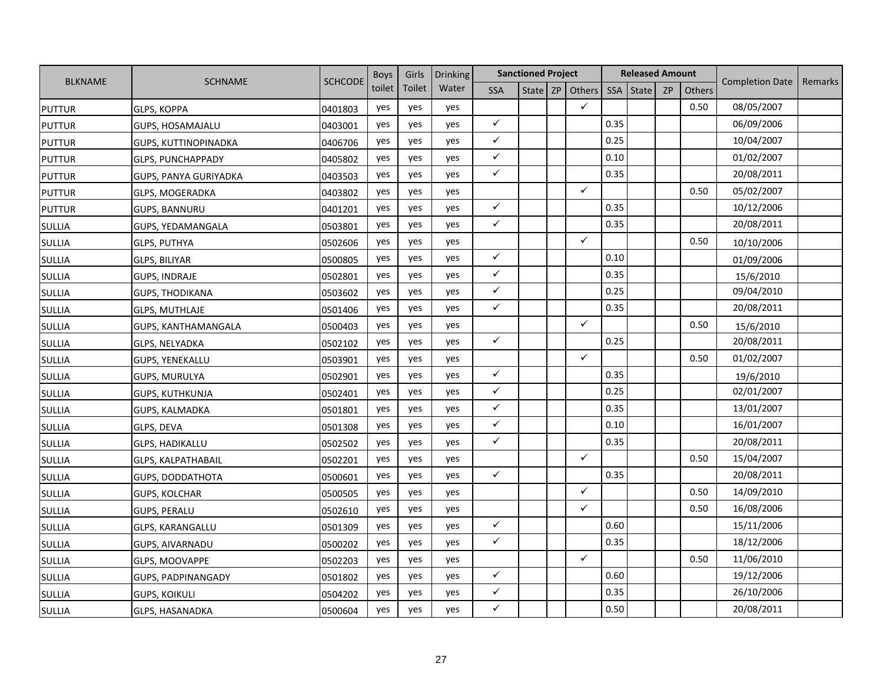| BLKNAME | SCHNAME | SCHCODE | Boys toilet | Girls Toilet | Drinking Water | Sanctioned Project | | | | Released Amount | | | | Completion Date | Remarks |
|---|---|---|---|---|---|---|---|---|---|---|---|---|---|---|---|
| | | | | | | SSA | State | ZP | Others | SSA | State | ZP | Others | | |
| PUTTUR | GLPS, KOPPA | 0401803 | yes | yes | yes | | | | ✓ | | | | 0.50 | 08/05/2007 | |
| PUTTUR | GUPS, HOSAMAJALU | 0403001 | yes | yes | yes | ✓ | | | | 0.35 | | | | 06/09/2006 | |
| PUTTUR | GUPS, KUTTINOPINADKA | 0406706 | yes | yes | yes | ✓ | | | | 0.25 | | | | 10/04/2007 | |
| PUTTUR | GLPS, PUNCHAPPADY | 0405802 | yes | yes | yes | ✓ | | | | 0.10 | | | | 01/02/2007 | |
| PUTTUR | GUPS, PANYA GURIYADKA | 0403503 | yes | yes | yes | ✓ | | | | 0.35 | | | | 20/08/2011 | |
| PUTTUR | GLPS, MOGERADKA | 0403802 | yes | yes | yes | | | | ✓ | | | | 0.50 | 05/02/2007 | |
| PUTTUR | GUPS, BANNURU | 0401201 | yes | yes | yes | ✓ | | | | 0.35 | | | | 10/12/2006 | |
| SULLIA | GUPS, YEDAMANGALA | 0503801 | yes | yes | yes | ✓ | | | | 0.35 | | | | 20/08/2011 | |
| SULLIA | GLPS, PUTHYA | 0502606 | yes | yes | yes | | | | ✓ | | | | 0.50 | 10/10/2006 | |
| SULLIA | GLPS, BILIYAR | 0500805 | yes | yes | yes | ✓ | | | | 0.10 | | | | 01/09/2006 | |
| SULLIA | GUPS, INDRAJE | 0502801 | yes | yes | yes | ✓ | | | | 0.35 | | | | 15/6/2010 | |
| SULLIA | GUPS, THODIKANA | 0503602 | yes | yes | yes | ✓ | | | | 0.25 | | | | 09/04/2010 | |
| SULLIA | GLPS, MUTHLAJE | 0501406 | yes | yes | yes | ✓ | | | | 0.35 | | | | 20/08/2011 | |
| SULLIA | GUPS, KANTHAMANGALA | 0500403 | yes | yes | yes | | | | ✓ | | | | 0.50 | 15/6/2010 | |
| SULLIA | GLPS, NELYADKA | 0502102 | yes | yes | yes | ✓ | | | | 0.25 | | | | 20/08/2011 | |
| SULLIA | GUPS, YENEKALLU | 0503901 | yes | yes | yes | | | | ✓ | | | | 0.50 | 01/02/2007 | |
| SULLIA | GUPS, MURULYA | 0502901 | yes | yes | yes | ✓ | | | | 0.35 | | | | 19/6/2010 | |
| SULLIA | GUPS, KUTHKUNJA | 0502401 | yes | yes | yes | ✓ | | | | 0.25 | | | | 02/01/2007 | |
| SULLIA | GUPS, KALMADKA | 0501801 | yes | yes | yes | ✓ | | | | 0.35 | | | | 13/01/2007 | |
| SULLIA | GLPS, DEVA | 0501308 | yes | yes | yes | ✓ | | | | 0.10 | | | | 16/01/2007 | |
| SULLIA | GLPS, HADIKALLU | 0502502 | yes | yes | yes | ✓ | | | | 0.35 | | | | 20/08/2011 | |
| SULLIA | GLPS, KALPATHABAIL | 0502201 | yes | yes | yes | | | | ✓ | | | | 0.50 | 15/04/2007 | |
| SULLIA | GUPS, DODDATHOTA | 0500601 | yes | yes | yes | ✓ | | | | 0.35 | | | | 20/08/2011 | |
| SULLIA | GUPS, KOLCHAR | 0500505 | yes | yes | yes | | | | ✓ | | | | 0.50 | 14/09/2010 | |
| SULLIA | GUPS, PERALU | 0502610 | yes | yes | yes | | | | ✓ | | | | 0.50 | 16/08/2006 | |
| SULLIA | GLPS, KARANGALLU | 0501309 | yes | yes | yes | ✓ | | | | 0.60 | | | | 15/11/2006 | |
| SULLIA | GUPS, AIVARNADU | 0500202 | yes | yes | yes | ✓ | | | | 0.35 | | | | 18/12/2006 | |
| SULLIA | GLPS, MOOVAPPE | 0502203 | yes | yes | yes | | | | ✓ | | | | 0.50 | 11/06/2010 | |
| SULLIA | GUPS, PADPINANGADY | 0501802 | yes | yes | yes | ✓ | | | | 0.60 | | | | 19/12/2006 | |
| SULLIA | GUPS, KOIKULI | 0504202 | yes | yes | yes | ✓ | | | | 0.35 | | | | 26/10/2006 | |
| SULLIA | GLPS, HASANADKA | 0500604 | yes | yes | yes | ✓ | | | | 0.50 | | | | 20/08/2011 | |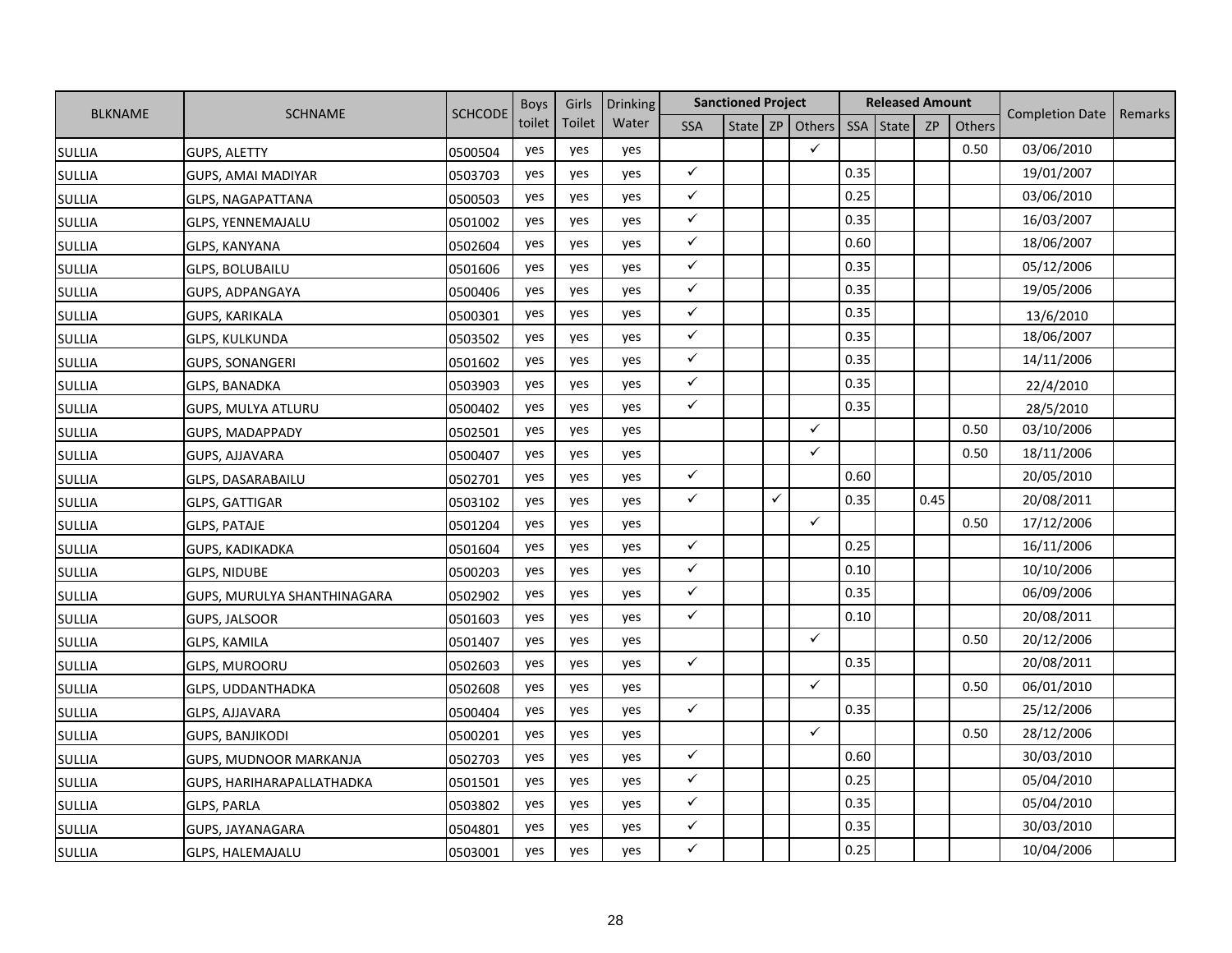| BLKNAME | SCHNAME | SCHCODE | Boys toilet | Girls Toilet | Drinking Water | Sanctioned Project | | | | Released Amount | | | | Completion Date | Remarks |
|---|---|---|---|---|---|---|---|---|---|---|---|---|---|---|---|
| | | | | | | SSA | State | ZP | Others | SSA | State | ZP | Others | | |
| SULLIA | GUPS, ALETTY | 0500504 | yes | yes | yes | | | | ✓ | | | | 0.50 | 03/06/2010 | |
| SULLIA | GUPS, AMAI MADIYAR | 0503703 | yes | yes | yes | ✓ | | | | 0.35 | | | | 19/01/2007 | |
| SULLIA | GLPS, NAGAPATTANA | 0500503 | yes | yes | yes | ✓ | | | | 0.25 | | | | 03/06/2010 | |
| SULLIA | GLPS, YENNEMAJALU | 0501002 | yes | yes | yes | ✓ | | | | 0.35 | | | | 16/03/2007 | |
| SULLIA | GLPS, KANYANA | 0502604 | yes | yes | yes | ✓ | | | | 0.60 | | | | 18/06/2007 | |
| SULLIA | GLPS, BOLUBAILU | 0501606 | yes | yes | yes | ✓ | | | | 0.35 | | | | 05/12/2006 | |
| SULLIA | GUPS, ADPANGAYA | 0500406 | yes | yes | yes | ✓ | | | | 0.35 | | | | 19/05/2006 | |
| SULLIA | GUPS, KARIKALA | 0500301 | yes | yes | yes | ✓ | | | | 0.35 | | | | 13/6/2010 | |
| SULLIA | GLPS, KULKUNDA | 0503502 | yes | yes | yes | ✓ | | | | 0.35 | | | | 18/06/2007 | |
| SULLIA | GUPS, SONANGERI | 0501602 | yes | yes | yes | ✓ | | | | 0.35 | | | | 14/11/2006 | |
| SULLIA | GLPS, BANADKA | 0503903 | yes | yes | yes | ✓ | | | | 0.35 | | | | 22/4/2010 | |
| SULLIA | GUPS, MULYA ATLURU | 0500402 | yes | yes | yes | ✓ | | | | 0.35 | | | | 28/5/2010 | |
| SULLIA | GUPS, MADAPPADY | 0502501 | yes | yes | yes | | | | ✓ | | | | 0.50 | 03/10/2006 | |
| SULLIA | GUPS, AJJAVARA | 0500407 | yes | yes | yes | | | | ✓ | | | | 0.50 | 18/11/2006 | |
| SULLIA | GLPS, DASARABAILU | 0502701 | yes | yes | yes | ✓ | | | | 0.60 | | | | 20/05/2010 | |
| SULLIA | GLPS, GATTIGAR | 0503102 | yes | yes | yes | ✓ | | ✓ | | 0.35 | | 0.45 | | 20/08/2011 | |
| SULLIA | GLPS, PATAJE | 0501204 | yes | yes | yes | | | | ✓ | | | | 0.50 | 17/12/2006 | |
| SULLIA | GUPS, KADIKADKA | 0501604 | yes | yes | yes | ✓ | | | | 0.25 | | | | 16/11/2006 | |
| SULLIA | GLPS, NIDUBE | 0500203 | yes | yes | yes | ✓ | | | | 0.10 | | | | 10/10/2006 | |
| SULLIA | GUPS, MURULYA SHANTHINAGARA | 0502902 | yes | yes | yes | ✓ | | | | 0.35 | | | | 06/09/2006 | |
| SULLIA | GUPS, JALSOOR | 0501603 | yes | yes | yes | ✓ | | | | 0.10 | | | | 20/08/2011 | |
| SULLIA | GLPS, KAMILA | 0501407 | yes | yes | yes | | | | ✓ | | | | 0.50 | 20/12/2006 | |
| SULLIA | GLPS, MUROORU | 0502603 | yes | yes | yes | ✓ | | | | 0.35 | | | | 20/08/2011 | |
| SULLIA | GLPS, UDDANTHADKA | 0502608 | yes | yes | yes | | | | ✓ | | | | 0.50 | 06/01/2010 | |
| SULLIA | GLPS, AJJAVARA | 0500404 | yes | yes | yes | ✓ | | | | 0.35 | | | | 25/12/2006 | |
| SULLIA | GUPS, BANJIKODI | 0500201 | yes | yes | yes | | | | ✓ | | | | 0.50 | 28/12/2006 | |
| SULLIA | GUPS, MUDNOOR MARKANJA | 0502703 | yes | yes | yes | ✓ | | | | 0.60 | | | | 30/03/2010 | |
| SULLIA | GUPS, HARIHARAPALLATHADKA | 0501501 | yes | yes | yes | ✓ | | | | 0.25 | | | | 05/04/2010 | |
| SULLIA | GLPS, PARLA | 0503802 | yes | yes | yes | ✓ | | | | 0.35 | | | | 05/04/2010 | |
| SULLIA | GUPS, JAYANAGARA | 0504801 | yes | yes | yes | ✓ | | | | 0.35 | | | | 30/03/2010 | |
| SULLIA | GLPS, HALEMAJALU | 0503001 | yes | yes | yes | ✓ | | | | 0.25 | | | | 10/04/2006 | |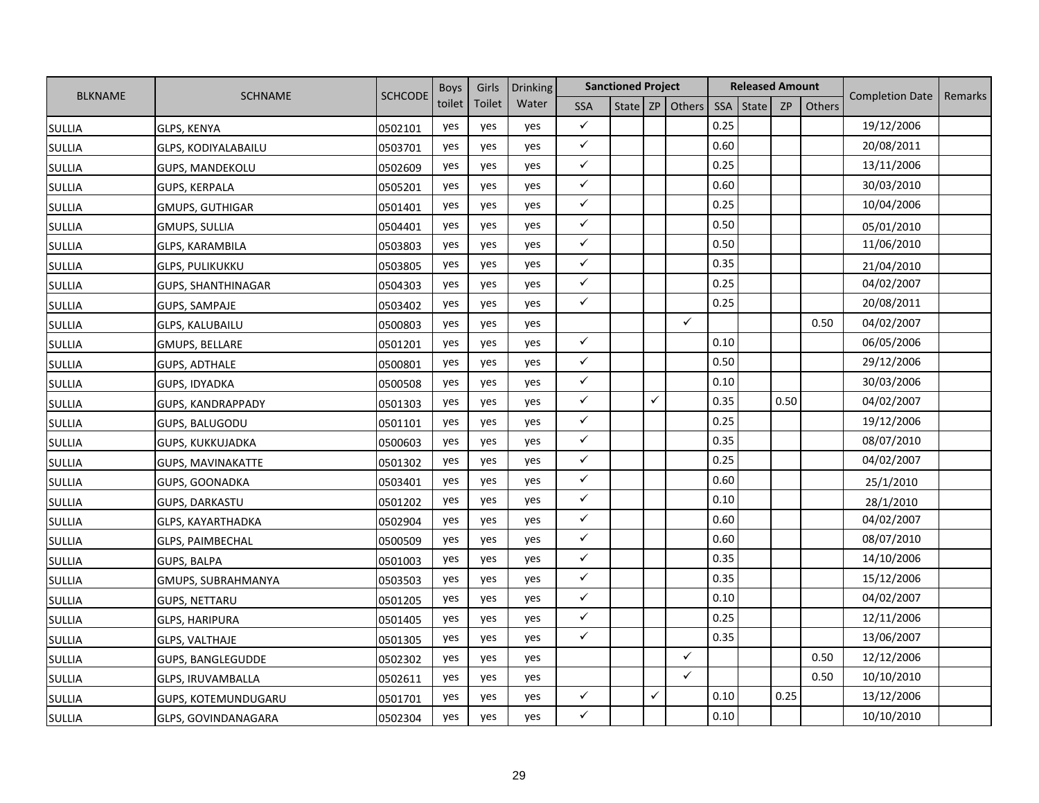| BLKNAME | SCHNAME | SCHCODE | Boys toilet | Girls Toilet | Drinking Water | Sanctioned Project | | | | Released Amount | | | | Completion Date | Remarks |
|---|---|---|---|---|---|---|---|---|---|---|---|---|---|---|---|
| | | | | | | SSA | State | ZP | Others | SSA | State | ZP | Others | | |
| SULLIA | GLPS, KENYA | 0502101 | yes | yes | yes | ✓ | | | | 0.25 | | | | 19/12/2006 | |
| SULLIA | GLPS, KODIYALABAILU | 0503701 | yes | yes | yes | ✓ | | | | 0.60 | | | | 20/08/2011 | |
| SULLIA | GUPS, MANDEKOLU | 0502609 | yes | yes | yes | ✓ | | | | 0.25 | | | | 13/11/2006 | |
| SULLIA | GUPS, KERPALA | 0505201 | yes | yes | yes | ✓ | | | | 0.60 | | | | 30/03/2010 | |
| SULLIA | GMUPS, GUTHIGAR | 0501401 | yes | yes | yes | ✓ | | | | 0.25 | | | | 10/04/2006 | |
| SULLIA | GMUPS, SULLIA | 0504401 | yes | yes | yes | ✓ | | | | 0.50 | | | | 05/01/2010 | |
| SULLIA | GLPS, KARAMBILA | 0503803 | yes | yes | yes | ✓ | | | | 0.50 | | | | 11/06/2010 | |
| SULLIA | GLPS, PULIKUKKU | 0503805 | yes | yes | yes | ✓ | | | | 0.35 | | | | 21/04/2010 | |
| SULLIA | GUPS, SHANTHINAGAR | 0504303 | yes | yes | yes | ✓ | | | | 0.25 | | | | 04/02/2007 | |
| SULLIA | GUPS, SAMPAJE | 0503402 | yes | yes | yes | ✓ | | | | 0.25 | | | | 20/08/2011 | |
| SULLIA | GLPS, KALUBAILU | 0500803 | yes | yes | yes | | | | ✓ | | | | 0.50 | 04/02/2007 | |
| SULLIA | GMUPS, BELLARE | 0501201 | yes | yes | yes | ✓ | | | | 0.10 | | | | 06/05/2006 | |
| SULLIA | GUPS, ADTHALE | 0500801 | yes | yes | yes | ✓ | | | | 0.50 | | | | 29/12/2006 | |
| SULLIA | GUPS, IDYADKA | 0500508 | yes | yes | yes | ✓ | | | | 0.10 | | | | 30/03/2006 | |
| SULLIA | GUPS, KANDRAPPADY | 0501303 | yes | yes | yes | ✓ | | ✓ | | 0.35 | | 0.50 | | 04/02/2007 | |
| SULLIA | GUPS, BALUGODU | 0501101 | yes | yes | yes | ✓ | | | | 0.25 | | | | 19/12/2006 | |
| SULLIA | GUPS, KUKKUJADKA | 0500603 | yes | yes | yes | ✓ | | | | 0.35 | | | | 08/07/2010 | |
| SULLIA | GUPS, MAVINAKATTE | 0501302 | yes | yes | yes | ✓ | | | | 0.25 | | | | 04/02/2007 | |
| SULLIA | GUPS, GOONADKA | 0503401 | yes | yes | yes | ✓ | | | | 0.60 | | | | 25/1/2010 | |
| SULLIA | GUPS, DARKASTU | 0501202 | yes | yes | yes | ✓ | | | | 0.10 | | | | 28/1/2010 | |
| SULLIA | GLPS, KAYARTHADKA | 0502904 | yes | yes | yes | ✓ | | | | 0.60 | | | | 04/02/2007 | |
| SULLIA | GLPS, PAIMBECHAL | 0500509 | yes | yes | yes | ✓ | | | | 0.60 | | | | 08/07/2010 | |
| SULLIA | GUPS, BALPA | 0501003 | yes | yes | yes | ✓ | | | | 0.35 | | | | 14/10/2006 | |
| SULLIA | GMUPS, SUBRAHMANYA | 0503503 | yes | yes | yes | ✓ | | | | 0.35 | | | | 15/12/2006 | |
| SULLIA | GUPS, NETTARU | 0501205 | yes | yes | yes | ✓ | | | | 0.10 | | | | 04/02/2007 | |
| SULLIA | GLPS, HARIPURA | 0501405 | yes | yes | yes | ✓ | | | | 0.25 | | | | 12/11/2006 | |
| SULLIA | GLPS, VALTHAJE | 0501305 | yes | yes | yes | ✓ | | | | 0.35 | | | | 13/06/2007 | |
| SULLIA | GUPS, BANGLEGUDDE | 0502302 | yes | yes | yes | | | | ✓ | | | | 0.50 | 12/12/2006 | |
| SULLIA | GLPS, IRUVAMBALLA | 0502611 | yes | yes | yes | | | | ✓ | | | | 0.50 | 10/10/2010 | |
| SULLIA | GUPS, KOTEMUNDUGARU | 0501701 | yes | yes | yes | ✓ | | ✓ | | 0.10 | | 0.25 | | 13/12/2006 | |
| SULLIA | GLPS, GOVINDANAGARA | 0502304 | yes | yes | yes | ✓ | | | | 0.10 | | | | 10/10/2010 | |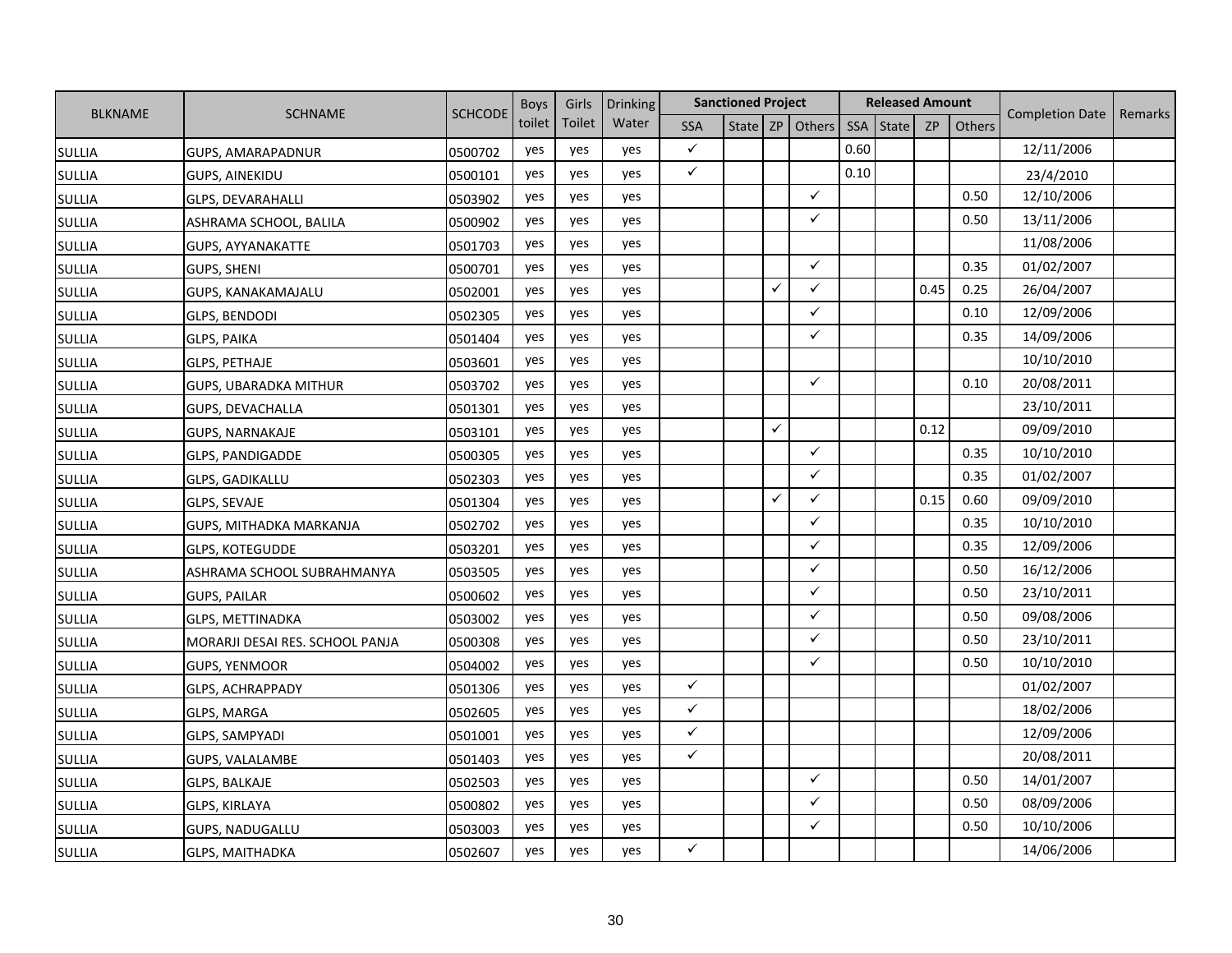| BLKNAME | SCHNAME | SCHCODE | Boys toilet | Girls Toilet | Drinking Water | Sanctioned Project | | | | Released Amount | | | | Completion Date | Remarks |
|---|---|---|---|---|---|---|---|---|---|---|---|---|---|---|---|
| | | | | | | SSA | State | ZP | Others | SSA | State | ZP | Others | | |
| SULLIA | GUPS, AMARAPADNUR | 0500702 | yes | yes | yes | ✓ | | | | 0.60 | | | | 12/11/2006 | |
| SULLIA | GUPS, AINEKIDU | 0500101 | yes | yes | yes | ✓ | | | | 0.10 | | | | 23/4/2010 | |
| SULLIA | GLPS, DEVARAHALLI | 0503902 | yes | yes | yes | | | | ✓ | | | | 0.50 | 12/10/2006 | |
| SULLIA | ASHRAMA SCHOOL, BALILA | 0500902 | yes | yes | yes | | | | ✓ | | | | 0.50 | 13/11/2006 | |
| SULLIA | GUPS, AYYANAKATTE | 0501703 | yes | yes | yes | | | | | | | | | 11/08/2006 | |
| SULLIA | GUPS, SHENI | 0500701 | yes | yes | yes | | | | ✓ | | | | 0.35 | 01/02/2007 | |
| SULLIA | GUPS, KANAKAMAJALU | 0502001 | yes | yes | yes | | | ✓ | ✓ | | | 0.45 | 0.25 | 26/04/2007 | |
| SULLIA | GLPS, BENDODI | 0502305 | yes | yes | yes | | | | ✓ | | | | 0.10 | 12/09/2006 | |
| SULLIA | GLPS, PAIKA | 0501404 | yes | yes | yes | | | | ✓ | | | | 0.35 | 14/09/2006 | |
| SULLIA | GLPS, PETHAJE | 0503601 | yes | yes | yes | | | | | | | | | 10/10/2010 | |
| SULLIA | GUPS, UBARADKA MITHUR | 0503702 | yes | yes | yes | | | | ✓ | | | | 0.10 | 20/08/2011 | |
| SULLIA | GUPS, DEVACHALLA | 0501301 | yes | yes | yes | | | | | | | | | 23/10/2011 | |
| SULLIA | GUPS, NARNAKAJE | 0503101 | yes | yes | yes | | | ✓ | | | | 0.12 | | 09/09/2010 | |
| SULLIA | GLPS, PANDIGADDE | 0500305 | yes | yes | yes | | | | ✓ | | | | 0.35 | 10/10/2010 | |
| SULLIA | GLPS, GADIKALLU | 0502303 | yes | yes | yes | | | | ✓ | | | | 0.35 | 01/02/2007 | |
| SULLIA | GLPS, SEVAJE | 0501304 | yes | yes | yes | | | ✓ | ✓ | | | 0.15 | 0.60 | 09/09/2010 | |
| SULLIA | GUPS, MITHADKA MARKANJA | 0502702 | yes | yes | yes | | | | ✓ | | | | 0.35 | 10/10/2010 | |
| SULLIA | GLPS, KOTEGUDDE | 0503201 | yes | yes | yes | | | | ✓ | | | | 0.35 | 12/09/2006 | |
| SULLIA | ASHRAMA SCHOOL SUBRAHMANYA | 0503505 | yes | yes | yes | | | | ✓ | | | | 0.50 | 16/12/2006 | |
| SULLIA | GUPS, PAILAR | 0500602 | yes | yes | yes | | | | ✓ | | | | 0.50 | 23/10/2011 | |
| SULLIA | GLPS, METTINADKA | 0503002 | yes | yes | yes | | | | ✓ | | | | 0.50 | 09/08/2006 | |
| SULLIA | MORARJI DESAI RES. SCHOOL PANJA | 0500308 | yes | yes | yes | | | | ✓ | | | | 0.50 | 23/10/2011 | |
| SULLIA | GUPS, YENMOOR | 0504002 | yes | yes | yes | | | | ✓ | | | | 0.50 | 10/10/2010 | |
| SULLIA | GLPS, ACHRAPPADY | 0501306 | yes | yes | yes | ✓ | | | | | | | | 01/02/2007 | |
| SULLIA | GLPS, MARGA | 0502605 | yes | yes | yes | ✓ | | | | | | | | 18/02/2006 | |
| SULLIA | GLPS, SAMPYADI | 0501001 | yes | yes | yes | ✓ | | | | | | | | 12/09/2006 | |
| SULLIA | GUPS, VALALAMBE | 0501403 | yes | yes | yes | ✓ | | | | | | | | 20/08/2011 | |
| SULLIA | GLPS, BALKAJE | 0502503 | yes | yes | yes | | | | ✓ | | | | 0.50 | 14/01/2007 | |
| SULLIA | GLPS, KIRLAYA | 0500802 | yes | yes | yes | | | | ✓ | | | | 0.50 | 08/09/2006 | |
| SULLIA | GUPS, NADUGALLU | 0503003 | yes | yes | yes | | | | ✓ | | | | 0.50 | 10/10/2006 | |
| SULLIA | GLPS, MAITHADKA | 0502607 | yes | yes | yes | ✓ | | | | | | | | 14/06/2006 | |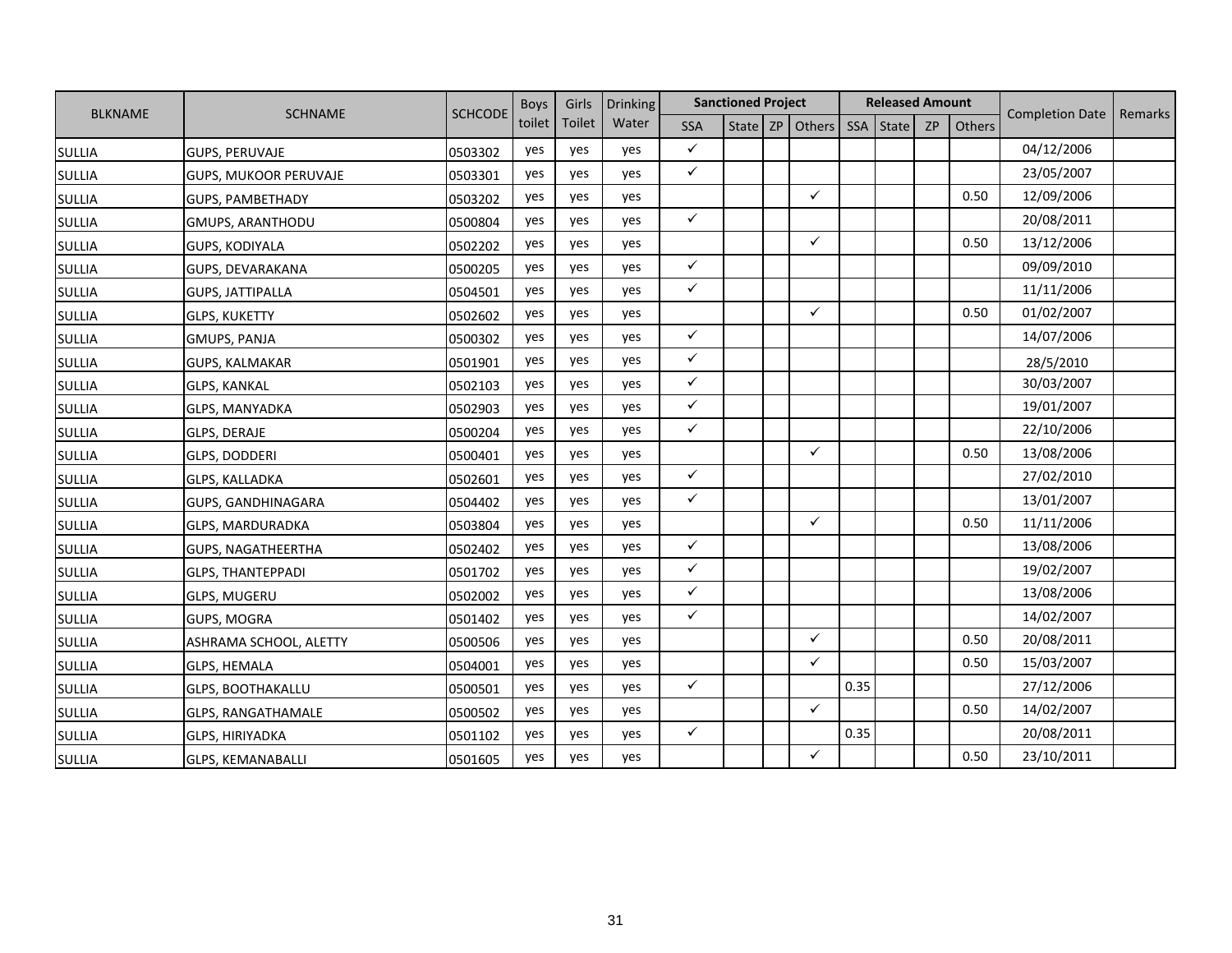| BLKNAME | SCHNAME | SCHCODE | Boys toilet | Girls Toilet | Drinking Water | Sanctioned Project | | | | Released Amount | | | | Completion Date | Remarks |
|---|---|---|---|---|---|---|---|---|---|---|---|---|---|---|---|
| | | | | | | SSA | State | ZP | Others | SSA | State | ZP | Others | | |
| SULLIA | GUPS, PERUVAJE | 0503302 | yes | yes | yes | ✓ | | | | | | | | 04/12/2006 | |
| SULLIA | GUPS, MUKOOR PERUVAJE | 0503301 | yes | yes | yes | ✓ | | | | | | | | 23/05/2007 | |
| SULLIA | GUPS, PAMBETHADY | 0503202 | yes | yes | yes | | | | ✓ | | | | 0.50 | 12/09/2006 | |
| SULLIA | GMUPS, ARANTHODU | 0500804 | yes | yes | yes | ✓ | | | | | | | | 20/08/2011 | |
| SULLIA | GUPS, KODIYALA | 0502202 | yes | yes | yes | | | | ✓ | | | | 0.50 | 13/12/2006 | |
| SULLIA | GUPS, DEVARAKANA | 0500205 | yes | yes | yes | ✓ | | | | | | | | 09/09/2010 | |
| SULLIA | GUPS, JATTIPALLA | 0504501 | yes | yes | yes | ✓ | | | | | | | | 11/11/2006 | |
| SULLIA | GLPS, KUKETTY | 0502602 | yes | yes | yes | | | | ✓ | | | | 0.50 | 01/02/2007 | |
| SULLIA | GMUPS, PANJA | 0500302 | yes | yes | yes | ✓ | | | | | | | | 14/07/2006 | |
| SULLIA | GUPS, KALMAKAR | 0501901 | yes | yes | yes | ✓ | | | | | | | | 28/5/2010 | |
| SULLIA | GLPS, KANKAL | 0502103 | yes | yes | yes | ✓ | | | | | | | | 30/03/2007 | |
| SULLIA | GLPS, MANYADKA | 0502903 | yes | yes | yes | ✓ | | | | | | | | 19/01/2007 | |
| SULLIA | GLPS, DERAJE | 0500204 | yes | yes | yes | ✓ | | | | | | | | 22/10/2006 | |
| SULLIA | GLPS, DODDERI | 0500401 | yes | yes | yes | | | | ✓ | | | | 0.50 | 13/08/2006 | |
| SULLIA | GLPS, KALLADKA | 0502601 | yes | yes | yes | ✓ | | | | | | | | 27/02/2010 | |
| SULLIA | GUPS, GANDHINAGARA | 0504402 | yes | yes | yes | ✓ | | | | | | | | 13/01/2007 | |
| SULLIA | GLPS, MARDURADKA | 0503804 | yes | yes | yes | | | | ✓ | | | | 0.50 | 11/11/2006 | |
| SULLIA | GUPS, NAGATHEERTHA | 0502402 | yes | yes | yes | ✓ | | | | | | | | 13/08/2006 | |
| SULLIA | GLPS, THANTEPPADI | 0501702 | yes | yes | yes | ✓ | | | | | | | | 19/02/2007 | |
| SULLIA | GLPS, MUGERU | 0502002 | yes | yes | yes | ✓ | | | | | | | | 13/08/2006 | |
| SULLIA | GUPS, MOGRA | 0501402 | yes | yes | yes | ✓ | | | | | | | | 14/02/2007 | |
| SULLIA | ASHRAMA SCHOOL, ALETTY | 0500506 | yes | yes | yes | | | | ✓ | | | | 0.50 | 20/08/2011 | |
| SULLIA | GLPS, HEMALA | 0504001 | yes | yes | yes | | | | ✓ | | | | 0.50 | 15/03/2007 | |
| SULLIA | GLPS, BOOTHAKALLU | 0500501 | yes | yes | yes | ✓ | | | | 0.35 | | | | 27/12/2006 | |
| SULLIA | GLPS, RANGATHAMALE | 0500502 | yes | yes | yes | | | | ✓ | | | | 0.50 | 14/02/2007 | |
| SULLIA | GLPS, HIRIYADKA | 0501102 | yes | yes | yes | ✓ | | | | 0.35 | | | | 20/08/2011 | |
| SULLIA | GLPS, KEMANABALLI | 0501605 | yes | yes | yes | | | | ✓ | | | | 0.50 | 23/10/2011 | |